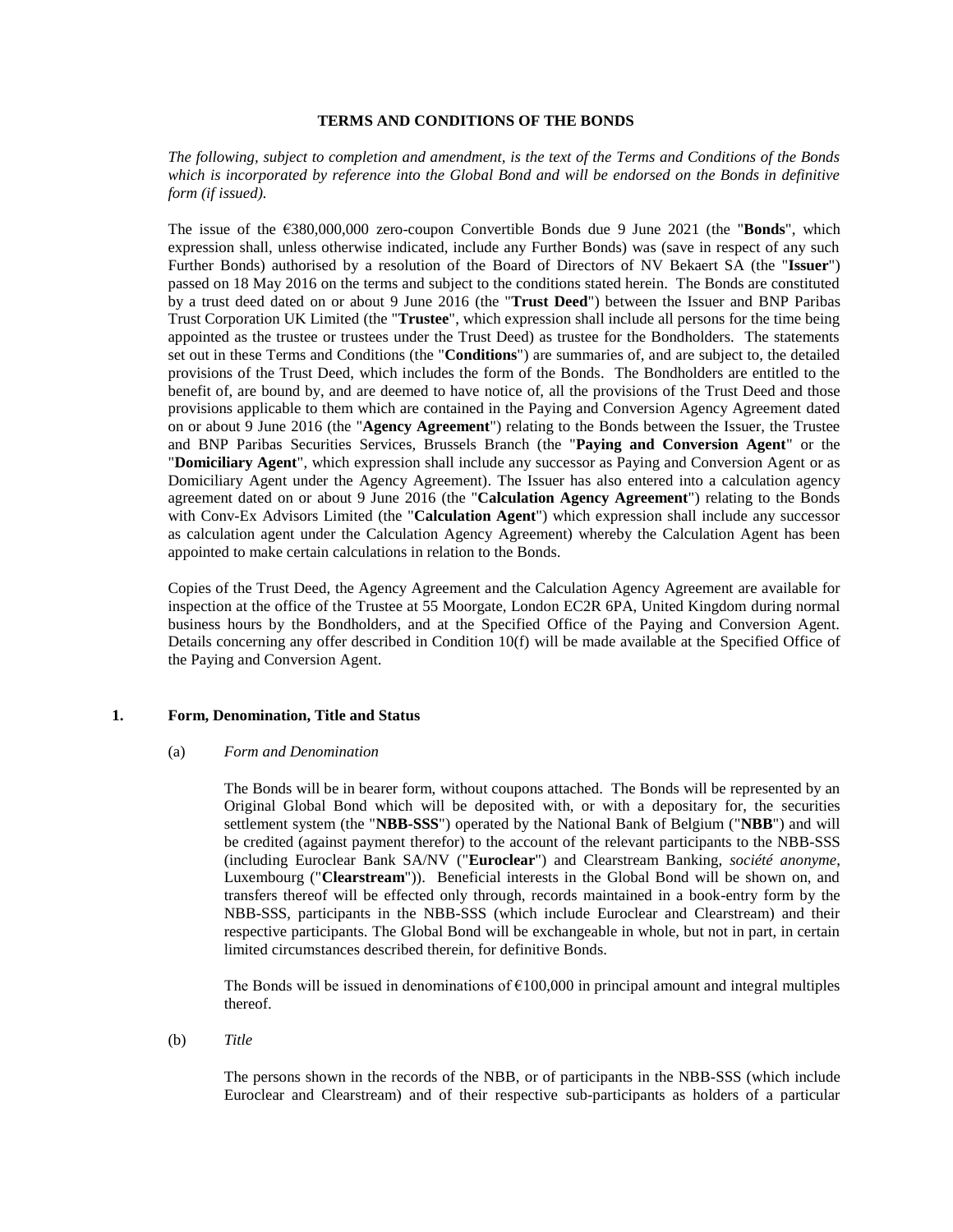# TERMS AND CONDITIONS OF THE BONDS

*The following, subject to completion and amendment, is the text of the Terms and Conditions of the Bonds which is incorporated by reference into the Global Bond and will be endorsed on the Bonds in definitive form (if issued).*

The issue of the €380,000,000 zero-coupon Convertible Bonds due 9 June 2021 (the "**Bonds**", which expression shall, unless otherwise indicated, include any Further Bonds) was (save in respect of any such Further Bonds) authorised by a resolution of the Board of Directors of NV Bekaert SA (the "**Issuer**") passed on 18 May 2016 on the terms and subject to the conditions stated herein. The Bonds are constituted by a trust deed dated on or about 9 June 2016 (the "**Trust Deed**") between the Issuer and BNP Paribas Trust Corporation UK Limited (the "**Trustee**", which expression shall include all persons for the time being appointed as the trustee or trustees under the Trust Deed) as trustee for the Bondholders. The statements set out in these Terms and Conditions (the "**Conditions**") are summaries of, and are subject to, the detailed provisions of the Trust Deed, which includes the form of the Bonds. The Bondholders are entitled to the benefit of, are bound by, and are deemed to have notice of, all the provisions of the Trust Deed and those provisions applicable to them which are contained in the Paying and Conversion Agency Agreement dated on or about 9 June 2016 (the "**Agency Agreement**") relating to the Bonds between the Issuer, the Trustee and BNP Paribas Securities Services, Brussels Branch (the "**Paying and Conversion Agent**" or the "**Domiciliary Agent**", which expression shall include any successor as Paying and Conversion Agent or as Domiciliary Agent under the Agency Agreement). The Issuer has also entered into a calculation agency agreement dated on or about 9 June 2016 (the "**Calculation Agency Agreement**") relating to the Bonds with Conv-Ex Advisors Limited (the "**Calculation Agent**") which expression shall include any successor as calculation agent under the Calculation Agency Agreement) whereby the Calculation Agent has been appointed to make certain calculations in relation to the Bonds.

Copies of the Trust Deed, the Agency Agreement and the Calculation Agency Agreement are available for inspection at the office of the Trustee at 55 Moorgate, London EC2R 6PA, United Kingdom during normal business hours by the Bondholders, and at the Specified Office of the Paying and Conversion Agent. Details concerning any offer described in Condition 10(f) will be made available at the Specified Office of the Paying and Conversion Agent.

## 1. Form, Denomination, Title and Status

### (a) *Form and Denomination*

The Bonds will be in bearer form, without coupons attached. The Bonds will be represented by an Original Global Bond which will be deposited with, or with a depositary for, the securities settlement system (the "**NBB-SSS**") operated by the National Bank of Belgium ("**NBB**") and will be credited (against payment therefor) to the account of the relevant participants to the NBB-SSS (including Euroclear Bank SA/NV ("**Euroclear**") and Clearstream Banking, *société anonyme*, Luxembourg ("**Clearstream**")). Beneficial interests in the Global Bond will be shown on, and transfers thereof will be effected only through, records maintained in a book-entry form by the NBB-SSS, participants in the NBB-SSS (which include Euroclear and Clearstream) and their respective participants. The Global Bond will be exchangeable in whole, but not in part, in certain limited circumstances described therein, for definitive Bonds.

The Bonds will be issued in denominations of €100,000 in principal amount and integral multiples thereof.

### (b) *Title*

The persons shown in the records of the NBB, or of participants in the NBB-SSS (which include Euroclear and Clearstream) and of their respective sub-participants as holders of a particular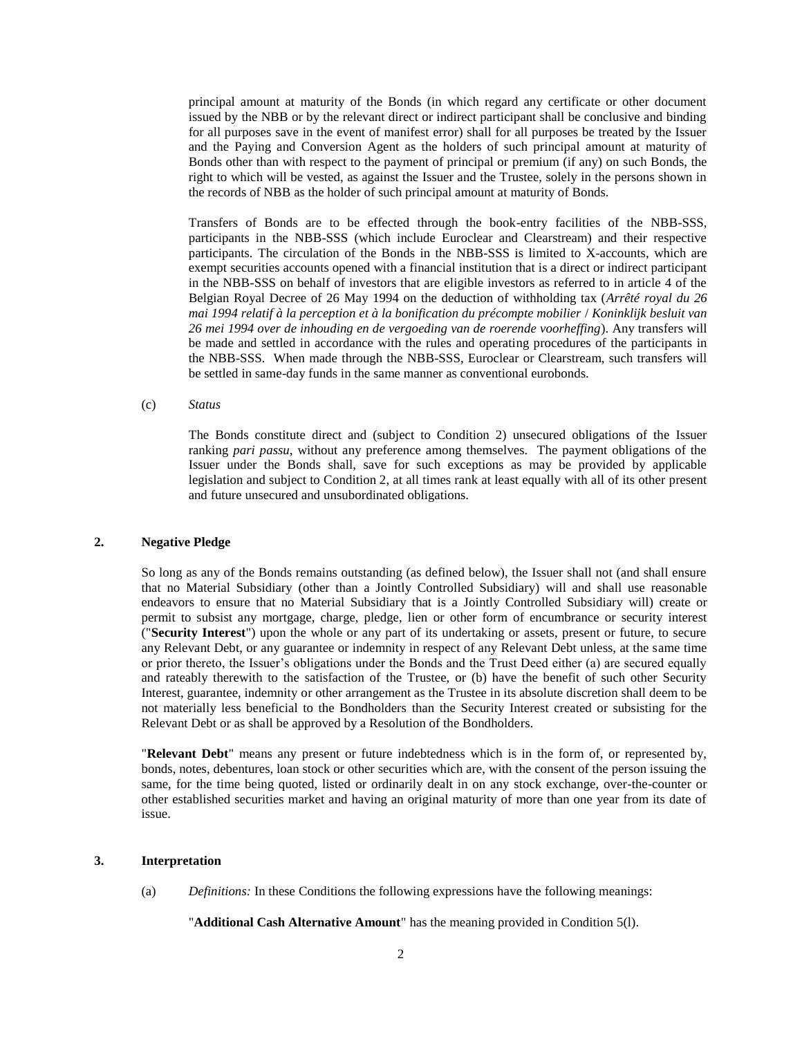principal amount at maturity of the Bonds (in which regard any certificate or other document issued by the NBB or by the relevant direct or indirect participant shall be conclusive and binding for all purposes save in the event of manifest error) shall for all purposes be treated by the Issuer and the Paying and Conversion Agent as the holders of such principal amount at maturity of Bonds other than with respect to the payment of principal or premium (if any) on such Bonds, the right to which will be vested, as against the Issuer and the Trustee, solely in the persons shown in the records of NBB as the holder of such principal amount at maturity of Bonds.

Transfers of Bonds are to be effected through the book-entry facilities of the NBB-SSS, participants in the NBB-SSS (which include Euroclear and Clearstream) and their respective participants. The circulation of the Bonds in the NBB-SSS is limited to X-accounts, which are exempt securities accounts opened with a financial institution that is a direct or indirect participant in the NBB-SSS on behalf of investors that are eligible investors as referred to in article 4 of the Belgian Royal Decree of 26 May 1994 on the deduction of withholding tax (*Arrêté royal du 26 mai 1994 relatif à la perception et à la bonification du précompte mobilier* / *Koninklijk besluit van 26 mei 1994 over de inhouding en de vergoeding van de roerende voorheffing*). Any transfers will be made and settled in accordance with the rules and operating procedures of the participants in the NBB-SSS. When made through the NBB-SSS, Euroclear or Clearstream, such transfers will be settled in same-day funds in the same manner as conventional eurobonds.

(c) *Status*

The Bonds constitute direct and (subject to Condition 2) unsecured obligations of the Issuer ranking *pari passu*, without any preference among themselves. The payment obligations of the Issuer under the Bonds shall, save for such exceptions as may be provided by applicable legislation and subject to Condition 2, at all times rank at least equally with all of its other present and future unsecured and unsubordinated obligations.

## 2. Negative Pledge

So long as any of the Bonds remains outstanding (as defined below), the Issuer shall not (and shall ensure that no Material Subsidiary (other than a Jointly Controlled Subsidiary) will and shall use reasonable endeavors to ensure that no Material Subsidiary that is a Jointly Controlled Subsidiary will) create or permit to subsist any mortgage, charge, pledge, lien or other form of encumbrance or security interest ("**Security Interest**") upon the whole or any part of its undertaking or assets, present or future, to secure any Relevant Debt, or any guarantee or indemnity in respect of any Relevant Debt unless, at the same time or prior thereto, the Issuer's obligations under the Bonds and the Trust Deed either (a) are secured equally and rateably therewith to the satisfaction of the Trustee, or (b) have the benefit of such other Security Interest, guarantee, indemnity or other arrangement as the Trustee in its absolute discretion shall deem to be not materially less beneficial to the Bondholders than the Security Interest created or subsisting for the Relevant Debt or as shall be approved by a Resolution of the Bondholders.

"**Relevant Debt**" means any present or future indebtedness which is in the form of, or represented by, bonds, notes, debentures, loan stock or other securities which are, with the consent of the person issuing the same, for the time being quoted, listed or ordinarily dealt in on any stock exchange, over-the-counter or other established securities market and having an original maturity of more than one year from its date of issue.

## 3. Interpretation

(a) *Definitions:* In these Conditions the following expressions have the following meanings:

"**Additional Cash Alternative Amount**" has the meaning provided in Condition 5(l).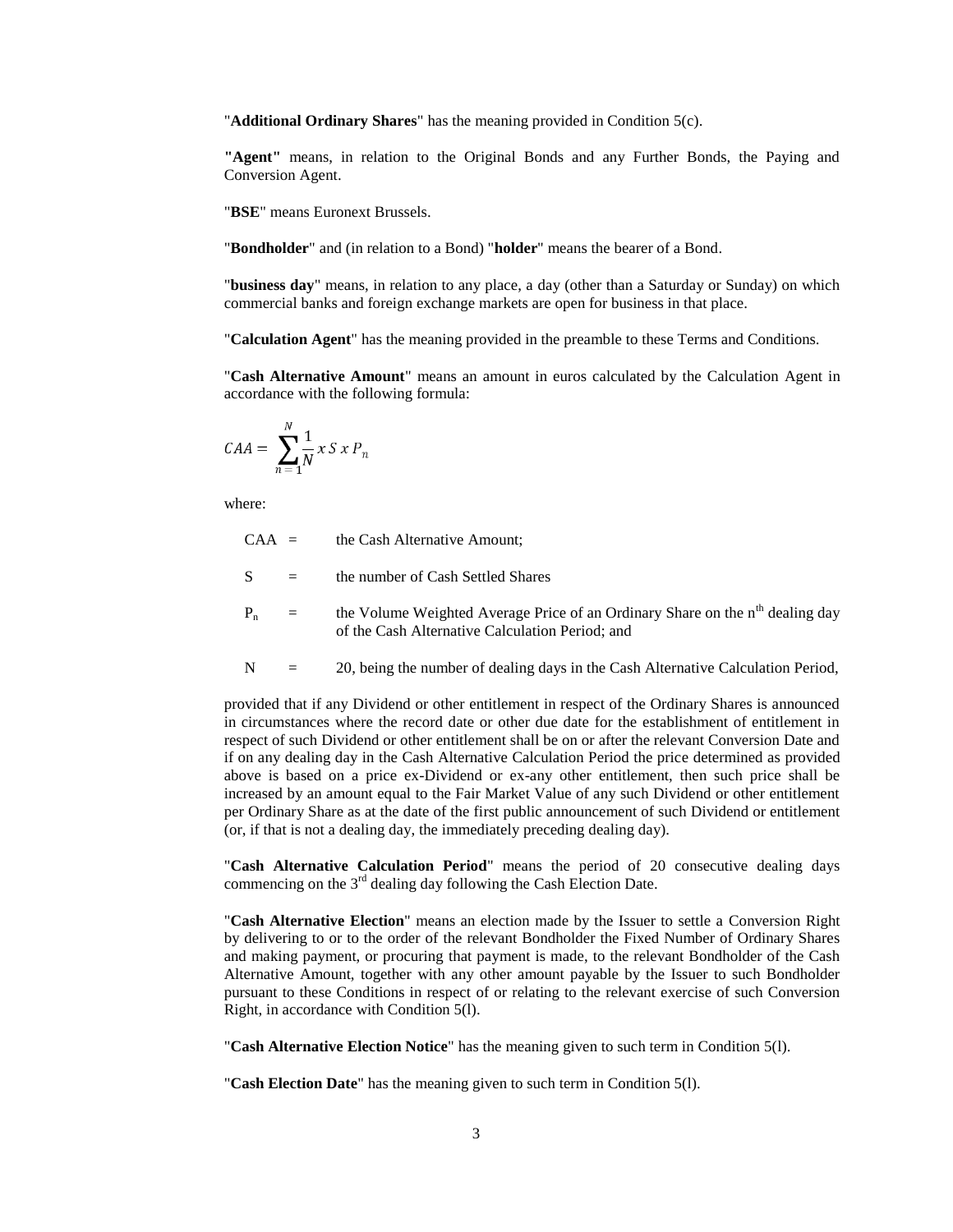"**Additional Ordinary Shares**" has the meaning provided in Condition 5(c).

**"Agent"** means, in relation to the Original Bonds and any Further Bonds, the Paying and Conversion Agent.

"**BSE**" means Euronext Brussels.

"**Bondholder**" and (in relation to a Bond) "**holder**" means the bearer of a Bond.

"**business day**" means, in relation to any place, a day (other than a Saturday or Sunday) on which commercial banks and foreign exchange markets are open for business in that place.

"**Calculation Agent**" has the meaning provided in the preamble to these Terms and Conditions.

"**Cash Alternative Amount**" means an amount in euros calculated by the Calculation Agent in accordance with the following formula:

$$CAA = \sum_{n=1}^{N} \frac{1}{N} \; x \; S \; x \; P_n$$

where:

| | | |
|---|---|---|
| CAA | = | the Cash Alternative Amount; |
| S | = | the number of Cash Settled Shares |
| $P_n$ | = | the Volume Weighted Average Price of an Ordinary Share on the $n^{th}$ dealing day of the Cash Alternative Calculation Period; and |
| N | = | 20, being the number of dealing days in the Cash Alternative Calculation Period, |

provided that if any Dividend or other entitlement in respect of the Ordinary Shares is announced in circumstances where the record date or other due date for the establishment of entitlement in respect of such Dividend or other entitlement shall be on or after the relevant Conversion Date and if on any dealing day in the Cash Alternative Calculation Period the price determined as provided above is based on a price ex-Dividend or ex-any other entitlement, then such price shall be increased by an amount equal to the Fair Market Value of any such Dividend or other entitlement per Ordinary Share as at the date of the first public announcement of such Dividend or entitlement (or, if that is not a dealing day, the immediately preceding dealing day).

"**Cash Alternative Calculation Period**" means the period of 20 consecutive dealing days commencing on the 3rd dealing day following the Cash Election Date.

"**Cash Alternative Election**" means an election made by the Issuer to settle a Conversion Right by delivering to or to the order of the relevant Bondholder the Fixed Number of Ordinary Shares and making payment, or procuring that payment is made, to the relevant Bondholder of the Cash Alternative Amount, together with any other amount payable by the Issuer to such Bondholder pursuant to these Conditions in respect of or relating to the relevant exercise of such Conversion Right, in accordance with Condition 5(l).

"**Cash Alternative Election Notice**" has the meaning given to such term in Condition 5(l).

"**Cash Election Date**" has the meaning given to such term in Condition 5(l).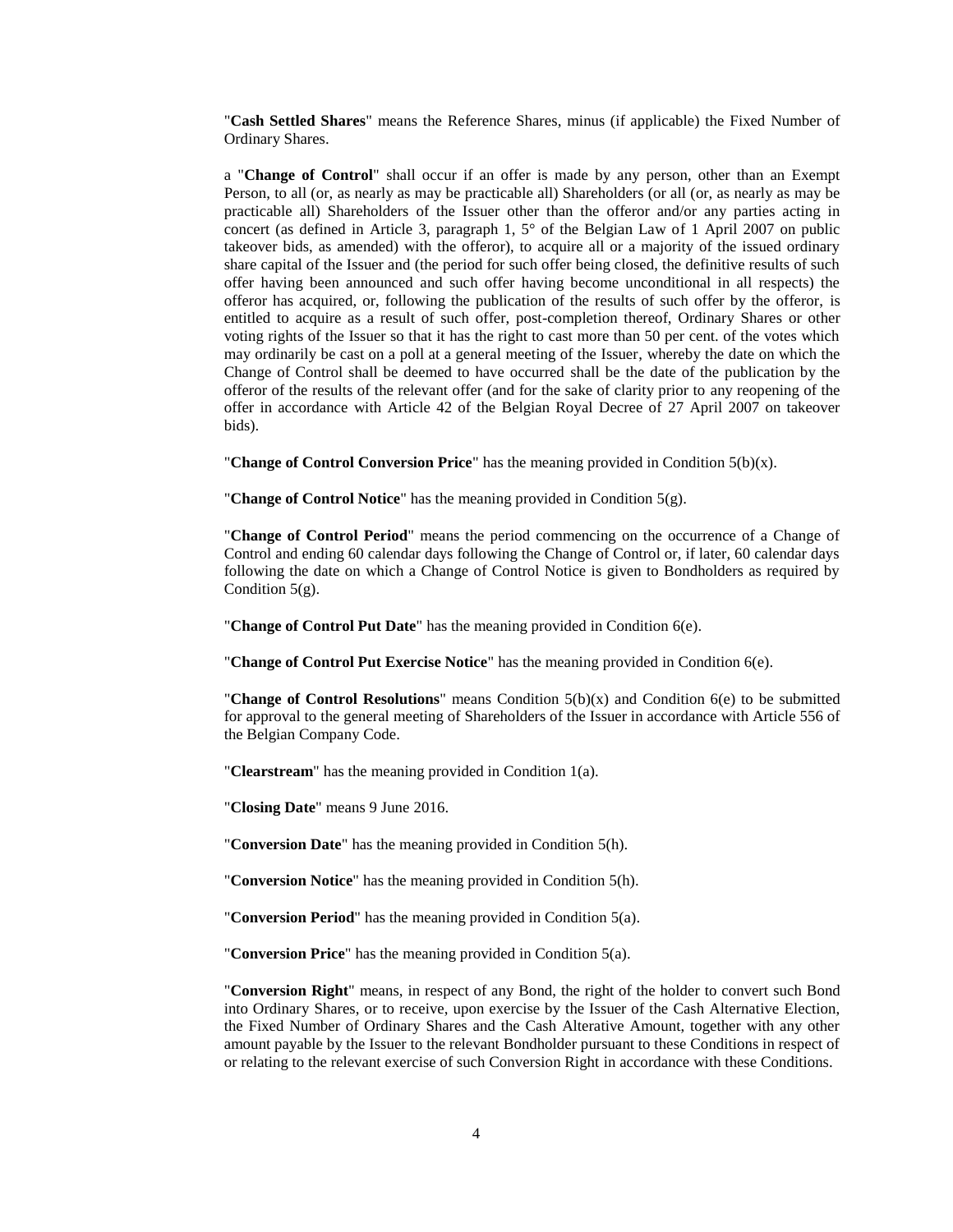"**Cash Settled Shares**" means the Reference Shares, minus (if applicable) the Fixed Number of Ordinary Shares.

a "**Change of Control**" shall occur if an offer is made by any person, other than an Exempt Person, to all (or, as nearly as may be practicable all) Shareholders (or all (or, as nearly as may be practicable all) Shareholders of the Issuer other than the offeror and/or any parties acting in concert (as defined in Article 3, paragraph 1, 5° of the Belgian Law of 1 April 2007 on public takeover bids, as amended) with the offeror), to acquire all or a majority of the issued ordinary share capital of the Issuer and (the period for such offer being closed, the definitive results of such offer having been announced and such offer having become unconditional in all respects) the offeror has acquired, or, following the publication of the results of such offer by the offeror, is entitled to acquire as a result of such offer, post-completion thereof, Ordinary Shares or other voting rights of the Issuer so that it has the right to cast more than 50 per cent. of the votes which may ordinarily be cast on a poll at a general meeting of the Issuer, whereby the date on which the Change of Control shall be deemed to have occurred shall be the date of the publication by the offeror of the results of the relevant offer (and for the sake of clarity prior to any reopening of the offer in accordance with Article 42 of the Belgian Royal Decree of 27 April 2007 on takeover bids).

"**Change of Control Conversion Price**" has the meaning provided in Condition 5(b)(x).

"**Change of Control Notice**" has the meaning provided in Condition 5(g).

"**Change of Control Period**" means the period commencing on the occurrence of a Change of Control and ending 60 calendar days following the Change of Control or, if later, 60 calendar days following the date on which a Change of Control Notice is given to Bondholders as required by Condition 5(g).

"**Change of Control Put Date**" has the meaning provided in Condition 6(e).

"**Change of Control Put Exercise Notice**" has the meaning provided in Condition 6(e).

"**Change of Control Resolutions**" means Condition 5(b)(x) and Condition 6(e) to be submitted for approval to the general meeting of Shareholders of the Issuer in accordance with Article 556 of the Belgian Company Code.

"**Clearstream**" has the meaning provided in Condition 1(a).

"**Closing Date**" means 9 June 2016.

"**Conversion Date**" has the meaning provided in Condition 5(h).

"**Conversion Notice**" has the meaning provided in Condition 5(h).

"**Conversion Period**" has the meaning provided in Condition 5(a).

"**Conversion Price**" has the meaning provided in Condition 5(a).

"**Conversion Right**" means, in respect of any Bond, the right of the holder to convert such Bond into Ordinary Shares, or to receive, upon exercise by the Issuer of the Cash Alternative Election, the Fixed Number of Ordinary Shares and the Cash Alterative Amount, together with any other amount payable by the Issuer to the relevant Bondholder pursuant to these Conditions in respect of or relating to the relevant exercise of such Conversion Right in accordance with these Conditions.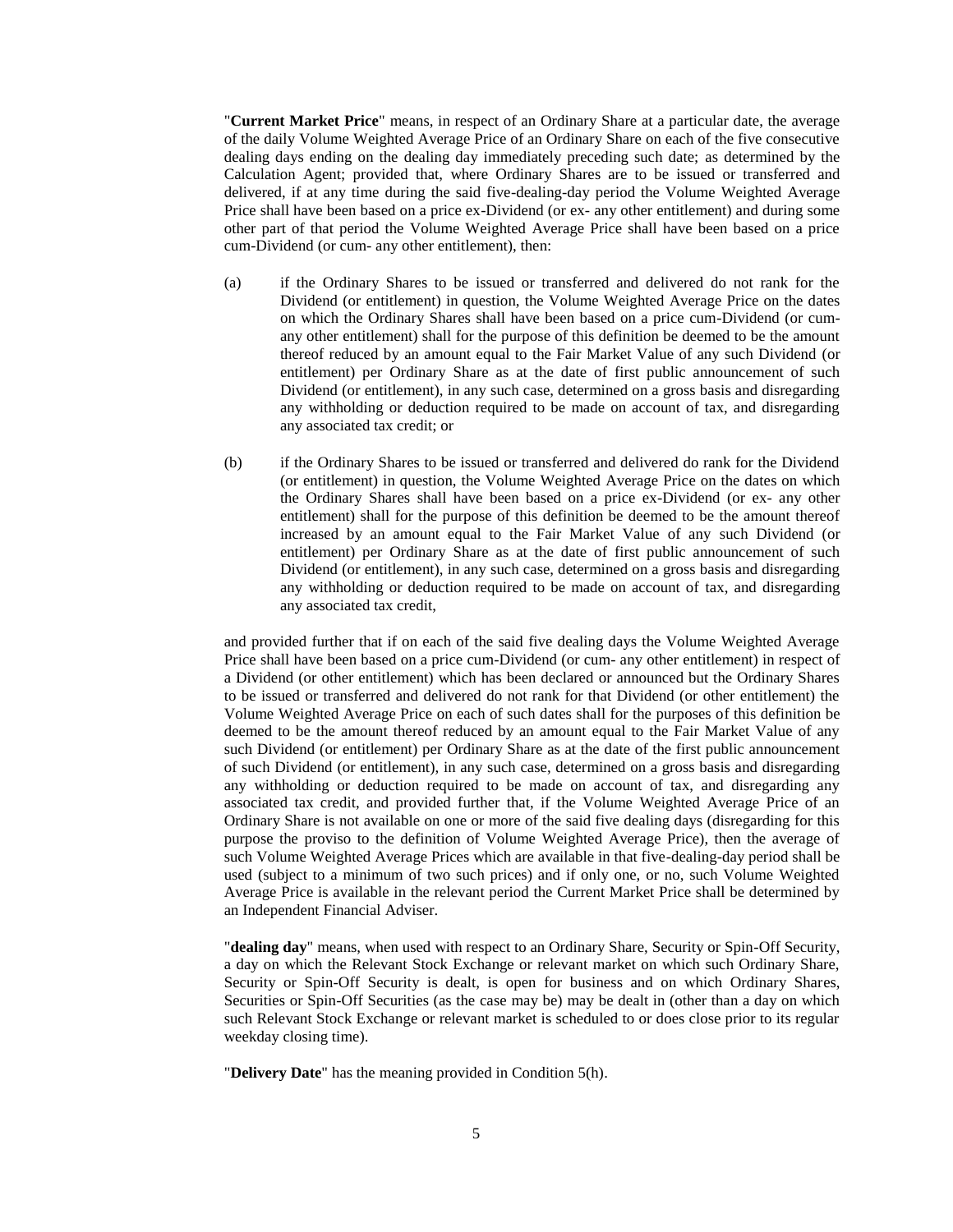"**Current Market Price**" means, in respect of an Ordinary Share at a particular date, the average of the daily Volume Weighted Average Price of an Ordinary Share on each of the five consecutive dealing days ending on the dealing day immediately preceding such date; as determined by the Calculation Agent; provided that, where Ordinary Shares are to be issued or transferred and delivered, if at any time during the said five-dealing-day period the Volume Weighted Average Price shall have been based on a price ex-Dividend (or ex- any other entitlement) and during some other part of that period the Volume Weighted Average Price shall have been based on a price cum-Dividend (or cum- any other entitlement), then:

(a) if the Ordinary Shares to be issued or transferred and delivered do not rank for the Dividend (or entitlement) in question, the Volume Weighted Average Price on the dates on which the Ordinary Shares shall have been based on a price cum-Dividend (or cum- any other entitlement) shall for the purpose of this definition be deemed to be the amount thereof reduced by an amount equal to the Fair Market Value of any such Dividend (or entitlement) per Ordinary Share as at the date of first public announcement of such Dividend (or entitlement), in any such case, determined on a gross basis and disregarding any withholding or deduction required to be made on account of tax, and disregarding any associated tax credit; or

(b) if the Ordinary Shares to be issued or transferred and delivered do rank for the Dividend (or entitlement) in question, the Volume Weighted Average Price on the dates on which the Ordinary Shares shall have been based on a price ex-Dividend (or ex- any other entitlement) shall for the purpose of this definition be deemed to be the amount thereof increased by an amount equal to the Fair Market Value of any such Dividend (or entitlement) per Ordinary Share as at the date of first public announcement of such Dividend (or entitlement), in any such case, determined on a gross basis and disregarding any withholding or deduction required to be made on account of tax, and disregarding any associated tax credit,

and provided further that if on each of the said five dealing days the Volume Weighted Average Price shall have been based on a price cum-Dividend (or cum- any other entitlement) in respect of a Dividend (or other entitlement) which has been declared or announced but the Ordinary Shares to be issued or transferred and delivered do not rank for that Dividend (or other entitlement) the Volume Weighted Average Price on each of such dates shall for the purposes of this definition be deemed to be the amount thereof reduced by an amount equal to the Fair Market Value of any such Dividend (or entitlement) per Ordinary Share as at the date of the first public announcement of such Dividend (or entitlement), in any such case, determined on a gross basis and disregarding any withholding or deduction required to be made on account of tax, and disregarding any associated tax credit, and provided further that, if the Volume Weighted Average Price of an Ordinary Share is not available on one or more of the said five dealing days (disregarding for this purpose the proviso to the definition of Volume Weighted Average Price), then the average of such Volume Weighted Average Prices which are available in that five-dealing-day period shall be used (subject to a minimum of two such prices) and if only one, or no, such Volume Weighted Average Price is available in the relevant period the Current Market Price shall be determined by an Independent Financial Adviser.

"**dealing day**" means, when used with respect to an Ordinary Share, Security or Spin-Off Security, a day on which the Relevant Stock Exchange or relevant market on which such Ordinary Share, Security or Spin-Off Security is dealt, is open for business and on which Ordinary Shares, Securities or Spin-Off Securities (as the case may be) may be dealt in (other than a day on which such Relevant Stock Exchange or relevant market is scheduled to or does close prior to its regular weekday closing time).

"**Delivery Date**" has the meaning provided in Condition 5(h).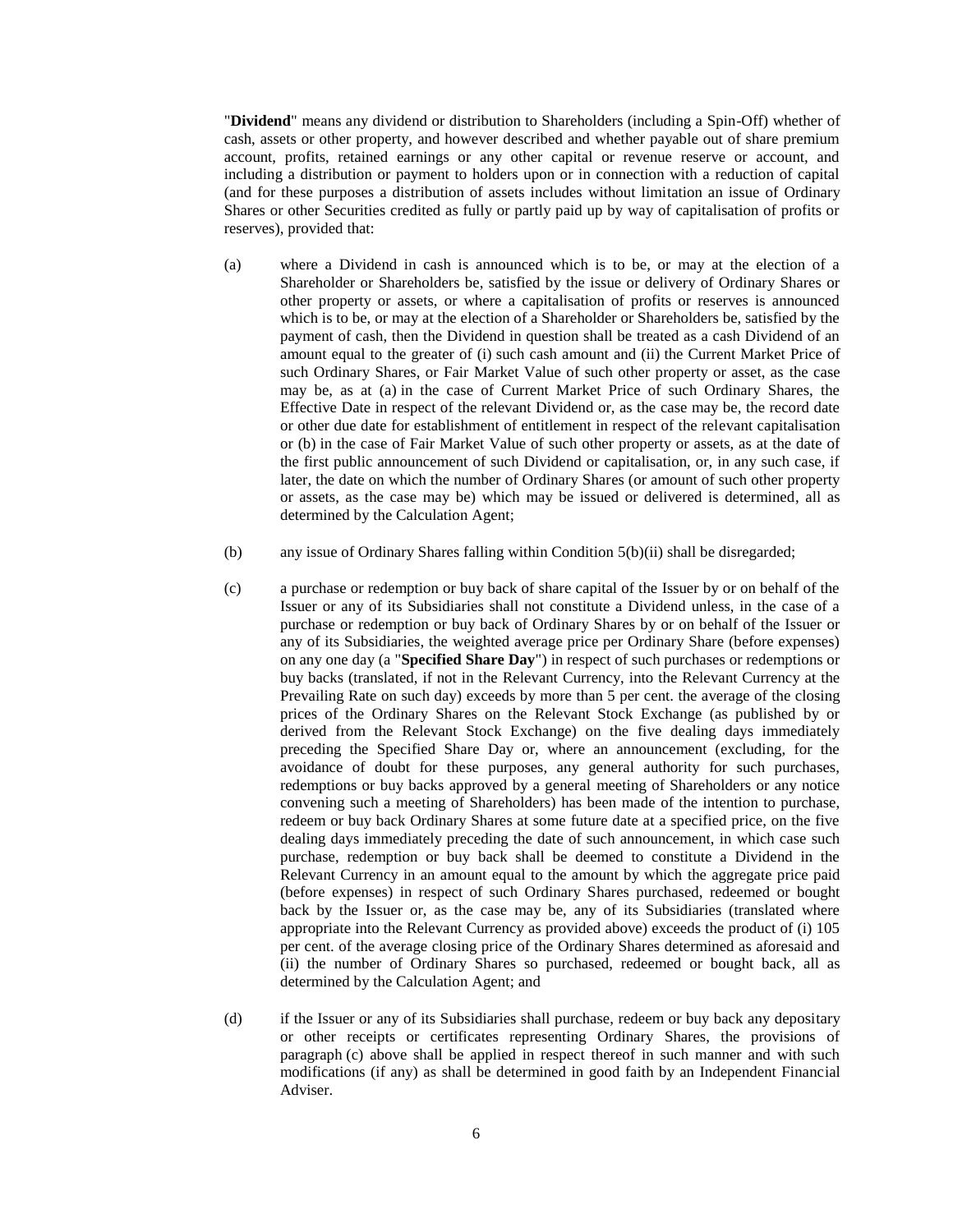"**Dividend**" means any dividend or distribution to Shareholders (including a Spin-Off) whether of cash, assets or other property, and however described and whether payable out of share premium account, profits, retained earnings or any other capital or revenue reserve or account, and including a distribution or payment to holders upon or in connection with a reduction of capital (and for these purposes a distribution of assets includes without limitation an issue of Ordinary Shares or other Securities credited as fully or partly paid up by way of capitalisation of profits or reserves), provided that:

(a) where a Dividend in cash is announced which is to be, or may at the election of a Shareholder or Shareholders be, satisfied by the issue or delivery of Ordinary Shares or other property or assets, or where a capitalisation of profits or reserves is announced which is to be, or may at the election of a Shareholder or Shareholders be, satisfied by the payment of cash, then the Dividend in question shall be treated as a cash Dividend of an amount equal to the greater of (i) such cash amount and (ii) the Current Market Price of such Ordinary Shares, or Fair Market Value of such other property or asset, as the case may be, as at (a) in the case of Current Market Price of such Ordinary Shares, the Effective Date in respect of the relevant Dividend or, as the case may be, the record date or other due date for establishment of entitlement in respect of the relevant capitalisation or (b) in the case of Fair Market Value of such other property or assets, as at the date of the first public announcement of such Dividend or capitalisation, or, in any such case, if later, the date on which the number of Ordinary Shares (or amount of such other property or assets, as the case may be) which may be issued or delivered is determined, all as determined by the Calculation Agent;

(b) any issue of Ordinary Shares falling within Condition 5(b)(ii) shall be disregarded;

(c) a purchase or redemption or buy back of share capital of the Issuer by or on behalf of the Issuer or any of its Subsidiaries shall not constitute a Dividend unless, in the case of a purchase or redemption or buy back of Ordinary Shares by or on behalf of the Issuer or any of its Subsidiaries, the weighted average price per Ordinary Share (before expenses) on any one day (a "**Specified Share Day**") in respect of such purchases or redemptions or buy backs (translated, if not in the Relevant Currency, into the Relevant Currency at the Prevailing Rate on such day) exceeds by more than 5 per cent. the average of the closing prices of the Ordinary Shares on the Relevant Stock Exchange (as published by or derived from the Relevant Stock Exchange) on the five dealing days immediately preceding the Specified Share Day or, where an announcement (excluding, for the avoidance of doubt for these purposes, any general authority for such purchases, redemptions or buy backs approved by a general meeting of Shareholders or any notice convening such a meeting of Shareholders) has been made of the intention to purchase, redeem or buy back Ordinary Shares at some future date at a specified price, on the five dealing days immediately preceding the date of such announcement, in which case such purchase, redemption or buy back shall be deemed to constitute a Dividend in the Relevant Currency in an amount equal to the amount by which the aggregate price paid (before expenses) in respect of such Ordinary Shares purchased, redeemed or bought back by the Issuer or, as the case may be, any of its Subsidiaries (translated where appropriate into the Relevant Currency as provided above) exceeds the product of (i) 105 per cent. of the average closing price of the Ordinary Shares determined as aforesaid and (ii) the number of Ordinary Shares so purchased, redeemed or bought back, all as determined by the Calculation Agent; and

(d) if the Issuer or any of its Subsidiaries shall purchase, redeem or buy back any depositary or other receipts or certificates representing Ordinary Shares, the provisions of paragraph (c) above shall be applied in respect thereof in such manner and with such modifications (if any) as shall be determined in good faith by an Independent Financial Adviser.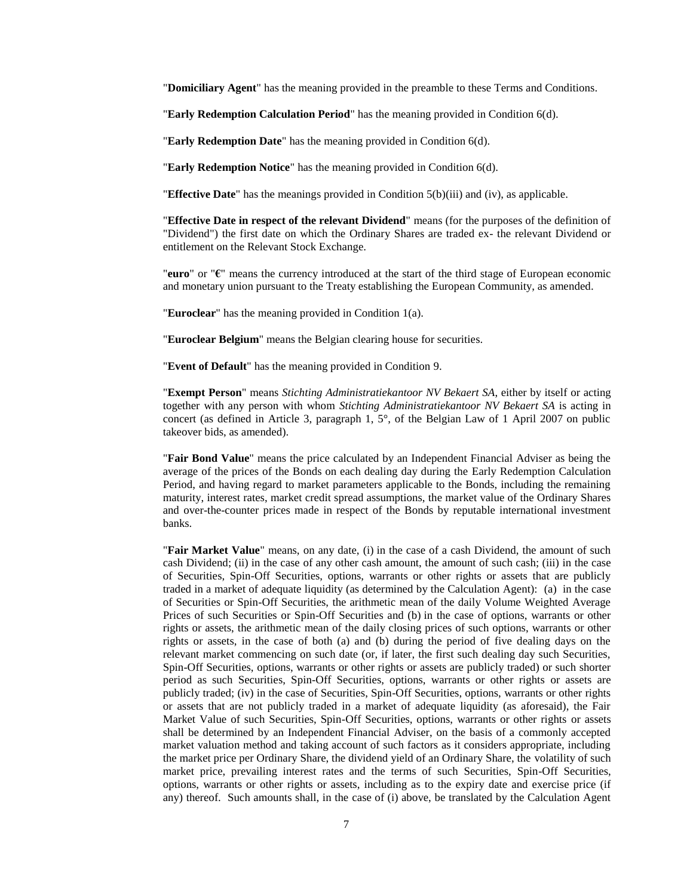"**Domiciliary Agent**" has the meaning provided in the preamble to these Terms and Conditions.

"**Early Redemption Calculation Period**" has the meaning provided in Condition 6(d).

"**Early Redemption Date**" has the meaning provided in Condition 6(d).

"**Early Redemption Notice**" has the meaning provided in Condition 6(d).

"**Effective Date**" has the meanings provided in Condition 5(b)(iii) and (iv), as applicable.

"**Effective Date in respect of the relevant Dividend**" means (for the purposes of the definition of "Dividend") the first date on which the Ordinary Shares are traded ex- the relevant Dividend or entitlement on the Relevant Stock Exchange.

"**euro**" or "**€**" means the currency introduced at the start of the third stage of European economic and monetary union pursuant to the Treaty establishing the European Community, as amended.

"**Euroclear**" has the meaning provided in Condition 1(a).

"**Euroclear Belgium**" means the Belgian clearing house for securities.

"**Event of Default**" has the meaning provided in Condition 9.

"**Exempt Person**" means *Stichting Administratiekantoor NV Bekaert SA*, either by itself or acting together with any person with whom *Stichting Administratiekantoor NV Bekaert SA* is acting in concert (as defined in Article 3, paragraph 1, 5°, of the Belgian Law of 1 April 2007 on public takeover bids, as amended).

"**Fair Bond Value**" means the price calculated by an Independent Financial Adviser as being the average of the prices of the Bonds on each dealing day during the Early Redemption Calculation Period, and having regard to market parameters applicable to the Bonds, including the remaining maturity, interest rates, market credit spread assumptions, the market value of the Ordinary Shares and over-the-counter prices made in respect of the Bonds by reputable international investment banks.

"**Fair Market Value**" means, on any date, (i) in the case of a cash Dividend, the amount of such cash Dividend; (ii) in the case of any other cash amount, the amount of such cash; (iii) in the case of Securities, Spin-Off Securities, options, warrants or other rights or assets that are publicly traded in a market of adequate liquidity (as determined by the Calculation Agent): (a) in the case of Securities or Spin-Off Securities, the arithmetic mean of the daily Volume Weighted Average Prices of such Securities or Spin-Off Securities and (b) in the case of options, warrants or other rights or assets, the arithmetic mean of the daily closing prices of such options, warrants or other rights or assets, in the case of both (a) and (b) during the period of five dealing days on the relevant market commencing on such date (or, if later, the first such dealing day such Securities, Spin-Off Securities, options, warrants or other rights or assets are publicly traded) or such shorter period as such Securities, Spin-Off Securities, options, warrants or other rights or assets are publicly traded; (iv) in the case of Securities, Spin-Off Securities, options, warrants or other rights or assets that are not publicly traded in a market of adequate liquidity (as aforesaid), the Fair Market Value of such Securities, Spin-Off Securities, options, warrants or other rights or assets shall be determined by an Independent Financial Adviser, on the basis of a commonly accepted market valuation method and taking account of such factors as it considers appropriate, including the market price per Ordinary Share, the dividend yield of an Ordinary Share, the volatility of such market price, prevailing interest rates and the terms of such Securities, Spin-Off Securities, options, warrants or other rights or assets, including as to the expiry date and exercise price (if any) thereof. Such amounts shall, in the case of (i) above, be translated by the Calculation Agent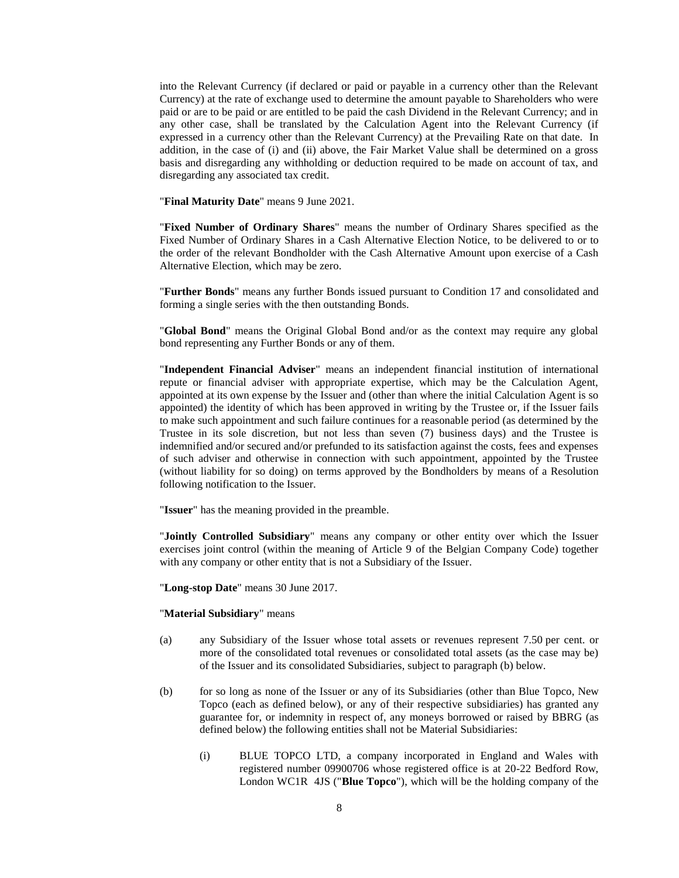into the Relevant Currency (if declared or paid or payable in a currency other than the Relevant Currency) at the rate of exchange used to determine the amount payable to Shareholders who were paid or are to be paid or are entitled to be paid the cash Dividend in the Relevant Currency; and in any other case, shall be translated by the Calculation Agent into the Relevant Currency (if expressed in a currency other than the Relevant Currency) at the Prevailing Rate on that date. In addition, in the case of (i) and (ii) above, the Fair Market Value shall be determined on a gross basis and disregarding any withholding or deduction required to be made on account of tax, and disregarding any associated tax credit.

"**Final Maturity Date**" means 9 June 2021.

"**Fixed Number of Ordinary Shares**" means the number of Ordinary Shares specified as the Fixed Number of Ordinary Shares in a Cash Alternative Election Notice, to be delivered to or to the order of the relevant Bondholder with the Cash Alternative Amount upon exercise of a Cash Alternative Election, which may be zero.

"**Further Bonds**" means any further Bonds issued pursuant to Condition 17 and consolidated and forming a single series with the then outstanding Bonds.

"**Global Bond**" means the Original Global Bond and/or as the context may require any global bond representing any Further Bonds or any of them.

"**Independent Financial Adviser**" means an independent financial institution of international repute or financial adviser with appropriate expertise, which may be the Calculation Agent, appointed at its own expense by the Issuer and (other than where the initial Calculation Agent is so appointed) the identity of which has been approved in writing by the Trustee or, if the Issuer fails to make such appointment and such failure continues for a reasonable period (as determined by the Trustee in its sole discretion, but not less than seven (7) business days) and the Trustee is indemnified and/or secured and/or prefunded to its satisfaction against the costs, fees and expenses of such adviser and otherwise in connection with such appointment, appointed by the Trustee (without liability for so doing) on terms approved by the Bondholders by means of a Resolution following notification to the Issuer.

"**Issuer**" has the meaning provided in the preamble.

"**Jointly Controlled Subsidiary**" means any company or other entity over which the Issuer exercises joint control (within the meaning of Article 9 of the Belgian Company Code) together with any company or other entity that is not a Subsidiary of the Issuer.

"**Long-stop Date**" means 30 June 2017.

"**Material Subsidiary**" means

(a) any Subsidiary of the Issuer whose total assets or revenues represent 7.50 per cent. or more of the consolidated total revenues or consolidated total assets (as the case may be) of the Issuer and its consolidated Subsidiaries, subject to paragraph (b) below.

(b) for so long as none of the Issuer or any of its Subsidiaries (other than Blue Topco, New Topco (each as defined below), or any of their respective subsidiaries) has granted any guarantee for, or indemnity in respect of, any moneys borrowed or raised by BBRG (as defined below) the following entities shall not be Material Subsidiaries:

    (i) BLUE TOPCO LTD, a company incorporated in England and Wales with registered number 09900706 whose registered office is at 20-22 Bedford Row, London WC1R 4JS ("**Blue Topco**"), which will be the holding company of the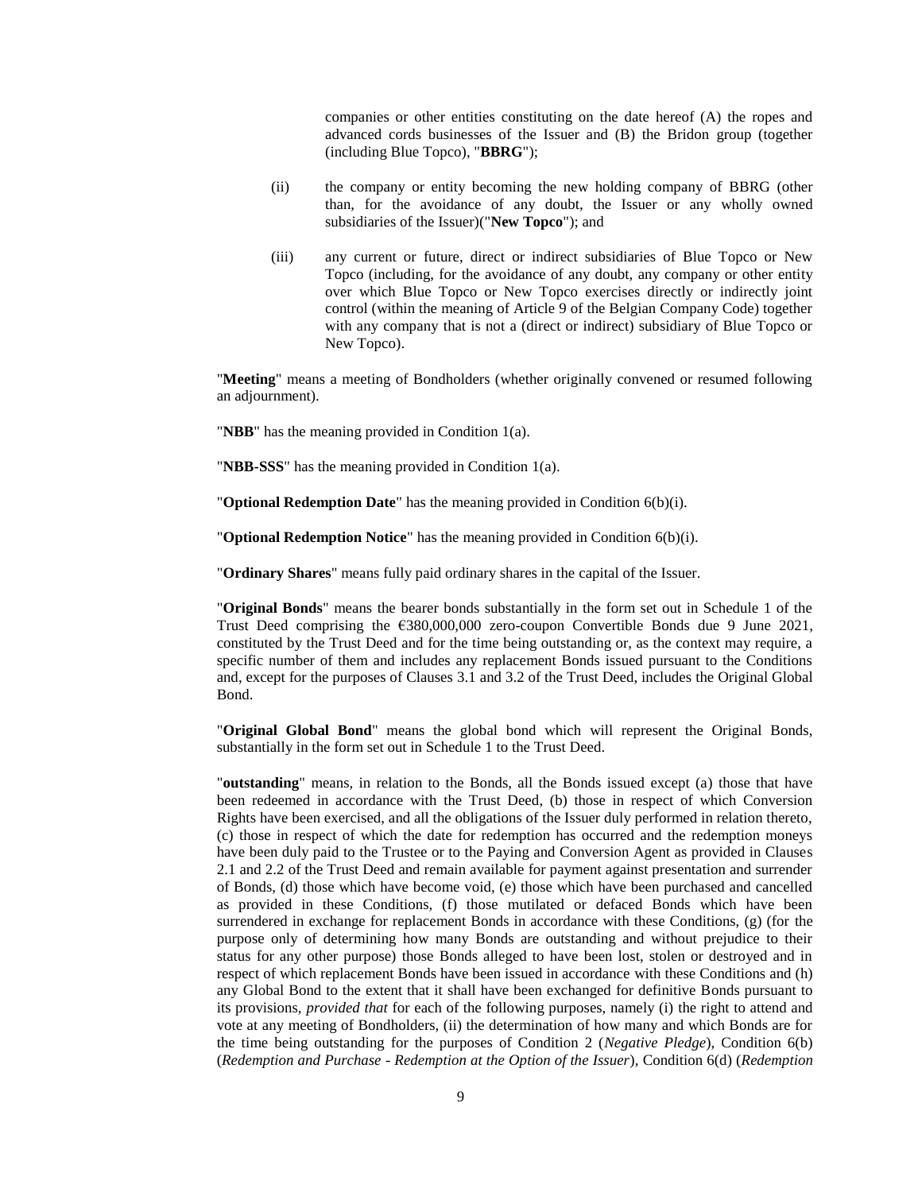companies or other entities constituting on the date hereof (A) the ropes and advanced cords businesses of the Issuer and (B) the Bridon group (together (including Blue Topco), "**BBRG**");

(ii) the company or entity becoming the new holding company of BBRG (other than, for the avoidance of any doubt, the Issuer or any wholly owned subsidiaries of the Issuer)("**New Topco**"); and

(iii) any current or future, direct or indirect subsidiaries of Blue Topco or New Topco (including, for the avoidance of any doubt, any company or other entity over which Blue Topco or New Topco exercises directly or indirectly joint control (within the meaning of Article 9 of the Belgian Company Code) together with any company that is not a (direct or indirect) subsidiary of Blue Topco or New Topco).

"**Meeting**" means a meeting of Bondholders (whether originally convened or resumed following an adjournment).

"**NBB**" has the meaning provided in Condition 1(a).

"**NBB-SSS**" has the meaning provided in Condition 1(a).

"**Optional Redemption Date**" has the meaning provided in Condition 6(b)(i).

"**Optional Redemption Notice**" has the meaning provided in Condition 6(b)(i).

"**Ordinary Shares**" means fully paid ordinary shares in the capital of the Issuer.

"**Original Bonds**" means the bearer bonds substantially in the form set out in Schedule 1 of the Trust Deed comprising the €380,000,000 zero-coupon Convertible Bonds due 9 June 2021, constituted by the Trust Deed and for the time being outstanding or, as the context may require, a specific number of them and includes any replacement Bonds issued pursuant to the Conditions and, except for the purposes of Clauses 3.1 and 3.2 of the Trust Deed, includes the Original Global Bond.

"**Original Global Bond**" means the global bond which will represent the Original Bonds, substantially in the form set out in Schedule 1 to the Trust Deed.

"**outstanding**" means, in relation to the Bonds, all the Bonds issued except (a) those that have been redeemed in accordance with the Trust Deed, (b) those in respect of which Conversion Rights have been exercised, and all the obligations of the Issuer duly performed in relation thereto, (c) those in respect of which the date for redemption has occurred and the redemption moneys have been duly paid to the Trustee or to the Paying and Conversion Agent as provided in Clauses 2.1 and 2.2 of the Trust Deed and remain available for payment against presentation and surrender of Bonds, (d) those which have become void, (e) those which have been purchased and cancelled as provided in these Conditions, (f) those mutilated or defaced Bonds which have been surrendered in exchange for replacement Bonds in accordance with these Conditions, (g) (for the purpose only of determining how many Bonds are outstanding and without prejudice to their status for any other purpose) those Bonds alleged to have been lost, stolen or destroyed and in respect of which replacement Bonds have been issued in accordance with these Conditions and (h) any Global Bond to the extent that it shall have been exchanged for definitive Bonds pursuant to its provisions, *provided that* for each of the following purposes, namely (i) the right to attend and vote at any meeting of Bondholders, (ii) the determination of how many and which Bonds are for the time being outstanding for the purposes of Condition 2 (*Negative Pledge*), Condition 6(b) (*Redemption and Purchase - Redemption at the Option of the Issuer*), Condition 6(d) (*Redemption*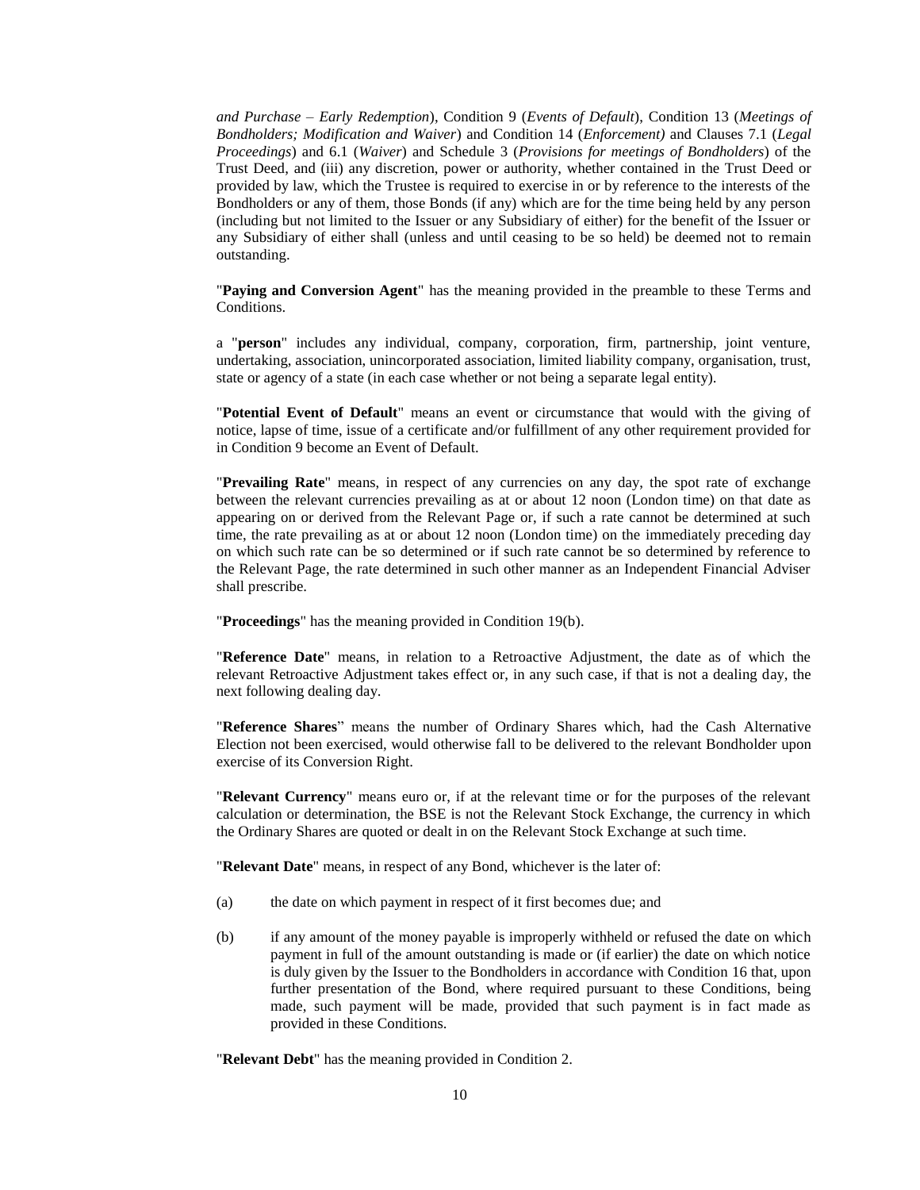*and Purchase – Early Redemption*), Condition 9 (*Events of Default*), Condition 13 (*Meetings of Bondholders; Modification and Waiver*) and Condition 14 (*Enforcement)* and Clauses 7.1 (*Legal Proceedings*) and 6.1 (*Waiver*) and Schedule 3 (*Provisions for meetings of Bondholders*) of the Trust Deed, and (iii) any discretion, power or authority, whether contained in the Trust Deed or provided by law, which the Trustee is required to exercise in or by reference to the interests of the Bondholders or any of them, those Bonds (if any) which are for the time being held by any person (including but not limited to the Issuer or any Subsidiary of either) for the benefit of the Issuer or any Subsidiary of either shall (unless and until ceasing to be so held) be deemed not to remain outstanding.

"**Paying and Conversion Agent**" has the meaning provided in the preamble to these Terms and Conditions.

a "**person**" includes any individual, company, corporation, firm, partnership, joint venture, undertaking, association, unincorporated association, limited liability company, organisation, trust, state or agency of a state (in each case whether or not being a separate legal entity).

"**Potential Event of Default**" means an event or circumstance that would with the giving of notice, lapse of time, issue of a certificate and/or fulfillment of any other requirement provided for in Condition 9 become an Event of Default.

"**Prevailing Rate**" means, in respect of any currencies on any day, the spot rate of exchange between the relevant currencies prevailing as at or about 12 noon (London time) on that date as appearing on or derived from the Relevant Page or, if such a rate cannot be determined at such time, the rate prevailing as at or about 12 noon (London time) on the immediately preceding day on which such rate can be so determined or if such rate cannot be so determined by reference to the Relevant Page, the rate determined in such other manner as an Independent Financial Adviser shall prescribe.

"**Proceedings**" has the meaning provided in Condition 19(b).

"**Reference Date**" means, in relation to a Retroactive Adjustment, the date as of which the relevant Retroactive Adjustment takes effect or, in any such case, if that is not a dealing day, the next following dealing day.

"**Reference Shares**" means the number of Ordinary Shares which, had the Cash Alternative Election not been exercised, would otherwise fall to be delivered to the relevant Bondholder upon exercise of its Conversion Right.

"**Relevant Currency**" means euro or, if at the relevant time or for the purposes of the relevant calculation or determination, the BSE is not the Relevant Stock Exchange, the currency in which the Ordinary Shares are quoted or dealt in on the Relevant Stock Exchange at such time.

"**Relevant Date**" means, in respect of any Bond, whichever is the later of:

(a) the date on which payment in respect of it first becomes due; and

(b) if any amount of the money payable is improperly withheld or refused the date on which payment in full of the amount outstanding is made or (if earlier) the date on which notice is duly given by the Issuer to the Bondholders in accordance with Condition 16 that, upon further presentation of the Bond, where required pursuant to these Conditions, being made, such payment will be made, provided that such payment is in fact made as provided in these Conditions.

"**Relevant Debt**" has the meaning provided in Condition 2.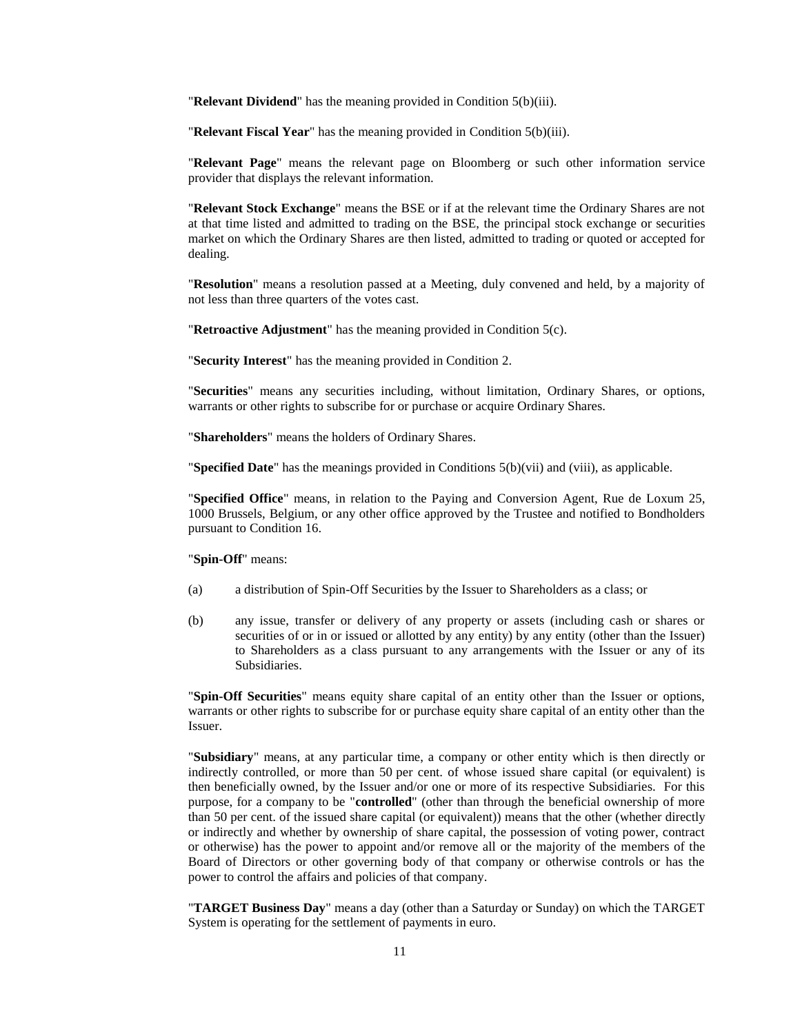"**Relevant Dividend**" has the meaning provided in Condition 5(b)(iii).

"**Relevant Fiscal Year**" has the meaning provided in Condition 5(b)(iii).

"**Relevant Page**" means the relevant page on Bloomberg or such other information service provider that displays the relevant information.

"**Relevant Stock Exchange**" means the BSE or if at the relevant time the Ordinary Shares are not at that time listed and admitted to trading on the BSE, the principal stock exchange or securities market on which the Ordinary Shares are then listed, admitted to trading or quoted or accepted for dealing.

"**Resolution**" means a resolution passed at a Meeting, duly convened and held, by a majority of not less than three quarters of the votes cast.

"**Retroactive Adjustment**" has the meaning provided in Condition 5(c).

"**Security Interest**" has the meaning provided in Condition 2.

"**Securities**" means any securities including, without limitation, Ordinary Shares, or options, warrants or other rights to subscribe for or purchase or acquire Ordinary Shares.

"**Shareholders**" means the holders of Ordinary Shares.

"**Specified Date**" has the meanings provided in Conditions 5(b)(vii) and (viii), as applicable.

"**Specified Office**" means, in relation to the Paying and Conversion Agent, Rue de Loxum 25, 1000 Brussels, Belgium, or any other office approved by the Trustee and notified to Bondholders pursuant to Condition 16.

"**Spin-Off**" means:

(a) a distribution of Spin-Off Securities by the Issuer to Shareholders as a class; or

(b) any issue, transfer or delivery of any property or assets (including cash or shares or securities of or in or issued or allotted by any entity) by any entity (other than the Issuer) to Shareholders as a class pursuant to any arrangements with the Issuer or any of its Subsidiaries.

"**Spin-Off Securities**" means equity share capital of an entity other than the Issuer or options, warrants or other rights to subscribe for or purchase equity share capital of an entity other than the Issuer.

"**Subsidiary**" means, at any particular time, a company or other entity which is then directly or indirectly controlled, or more than 50 per cent. of whose issued share capital (or equivalent) is then beneficially owned, by the Issuer and/or one or more of its respective Subsidiaries. For this purpose, for a company to be "**controlled**" (other than through the beneficial ownership of more than 50 per cent. of the issued share capital (or equivalent)) means that the other (whether directly or indirectly and whether by ownership of share capital, the possession of voting power, contract or otherwise) has the power to appoint and/or remove all or the majority of the members of the Board of Directors or other governing body of that company or otherwise controls or has the power to control the affairs and policies of that company.

"**TARGET Business Day**" means a day (other than a Saturday or Sunday) on which the TARGET System is operating for the settlement of payments in euro.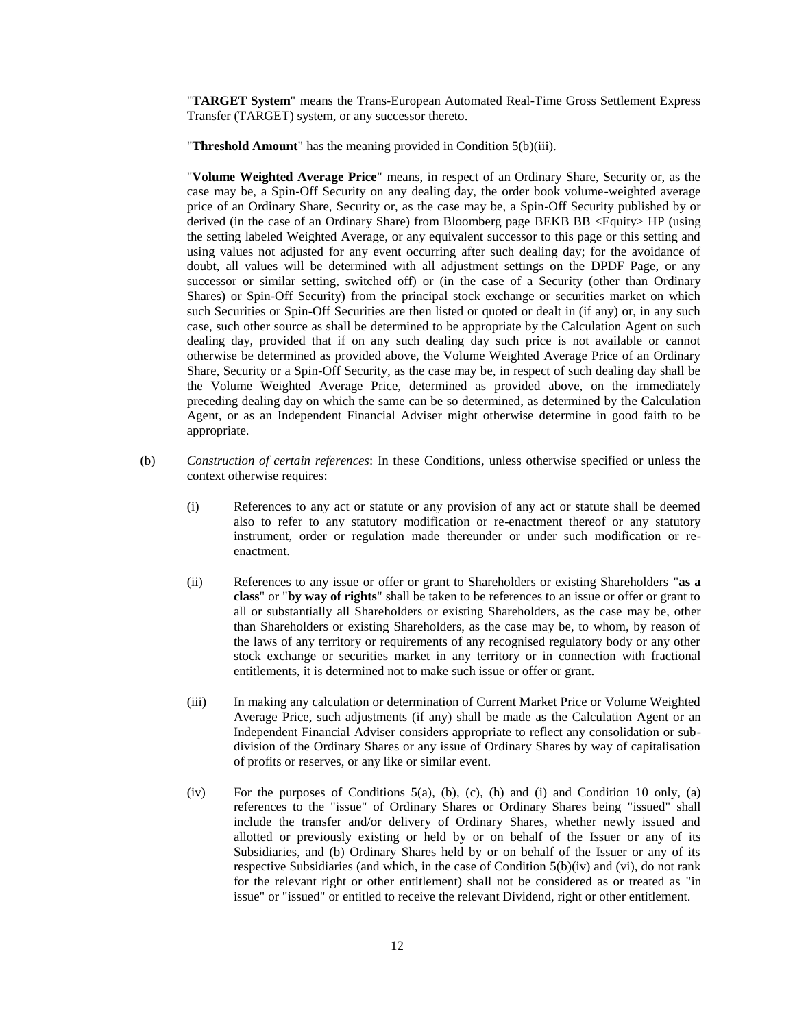"**TARGET System**" means the Trans-European Automated Real-Time Gross Settlement Express Transfer (TARGET) system, or any successor thereto.

"**Threshold Amount**" has the meaning provided in Condition 5(b)(iii).

"**Volume Weighted Average Price**" means, in respect of an Ordinary Share, Security or, as the case may be, a Spin-Off Security on any dealing day, the order book volume-weighted average price of an Ordinary Share, Security or, as the case may be, a Spin-Off Security published by or derived (in the case of an Ordinary Share) from Bloomberg page BEKB BB <Equity> HP (using the setting labeled Weighted Average, or any equivalent successor to this page or this setting and using values not adjusted for any event occurring after such dealing day; for the avoidance of doubt, all values will be determined with all adjustment settings on the DPDF Page, or any successor or similar setting, switched off) or (in the case of a Security (other than Ordinary Shares) or Spin-Off Security) from the principal stock exchange or securities market on which such Securities or Spin-Off Securities are then listed or quoted or dealt in (if any) or, in any such case, such other source as shall be determined to be appropriate by the Calculation Agent on such dealing day, provided that if on any such dealing day such price is not available or cannot otherwise be determined as provided above, the Volume Weighted Average Price of an Ordinary Share, Security or a Spin-Off Security, as the case may be, in respect of such dealing day shall be the Volume Weighted Average Price, determined as provided above, on the immediately preceding dealing day on which the same can be so determined, as determined by the Calculation Agent, or as an Independent Financial Adviser might otherwise determine in good faith to be appropriate.

(b) *Construction of certain references*: In these Conditions, unless otherwise specified or unless the context otherwise requires:

(i) References to any act or statute or any provision of any act or statute shall be deemed also to refer to any statutory modification or re-enactment thereof or any statutory instrument, order or regulation made thereunder or under such modification or re-enactment.

(ii) References to any issue or offer or grant to Shareholders or existing Shareholders "**as a class**" or "**by way of rights**" shall be taken to be references to an issue or offer or grant to all or substantially all Shareholders or existing Shareholders, as the case may be, other than Shareholders or existing Shareholders, as the case may be, to whom, by reason of the laws of any territory or requirements of any recognised regulatory body or any other stock exchange or securities market in any territory or in connection with fractional entitlements, it is determined not to make such issue or offer or grant.

(iii) In making any calculation or determination of Current Market Price or Volume Weighted Average Price, such adjustments (if any) shall be made as the Calculation Agent or an Independent Financial Adviser considers appropriate to reflect any consolidation or sub-division of the Ordinary Shares or any issue of Ordinary Shares by way of capitalisation of profits or reserves, or any like or similar event.

(iv) For the purposes of Conditions 5(a), (b), (c), (h) and (i) and Condition 10 only, (a) references to the "issue" of Ordinary Shares or Ordinary Shares being "issued" shall include the transfer and/or delivery of Ordinary Shares, whether newly issued and allotted or previously existing or held by or on behalf of the Issuer or any of its Subsidiaries, and (b) Ordinary Shares held by or on behalf of the Issuer or any of its respective Subsidiaries (and which, in the case of Condition 5(b)(iv) and (vi), do not rank for the relevant right or other entitlement) shall not be considered as or treated as "in issue" or "issued" or entitled to receive the relevant Dividend, right or other entitlement.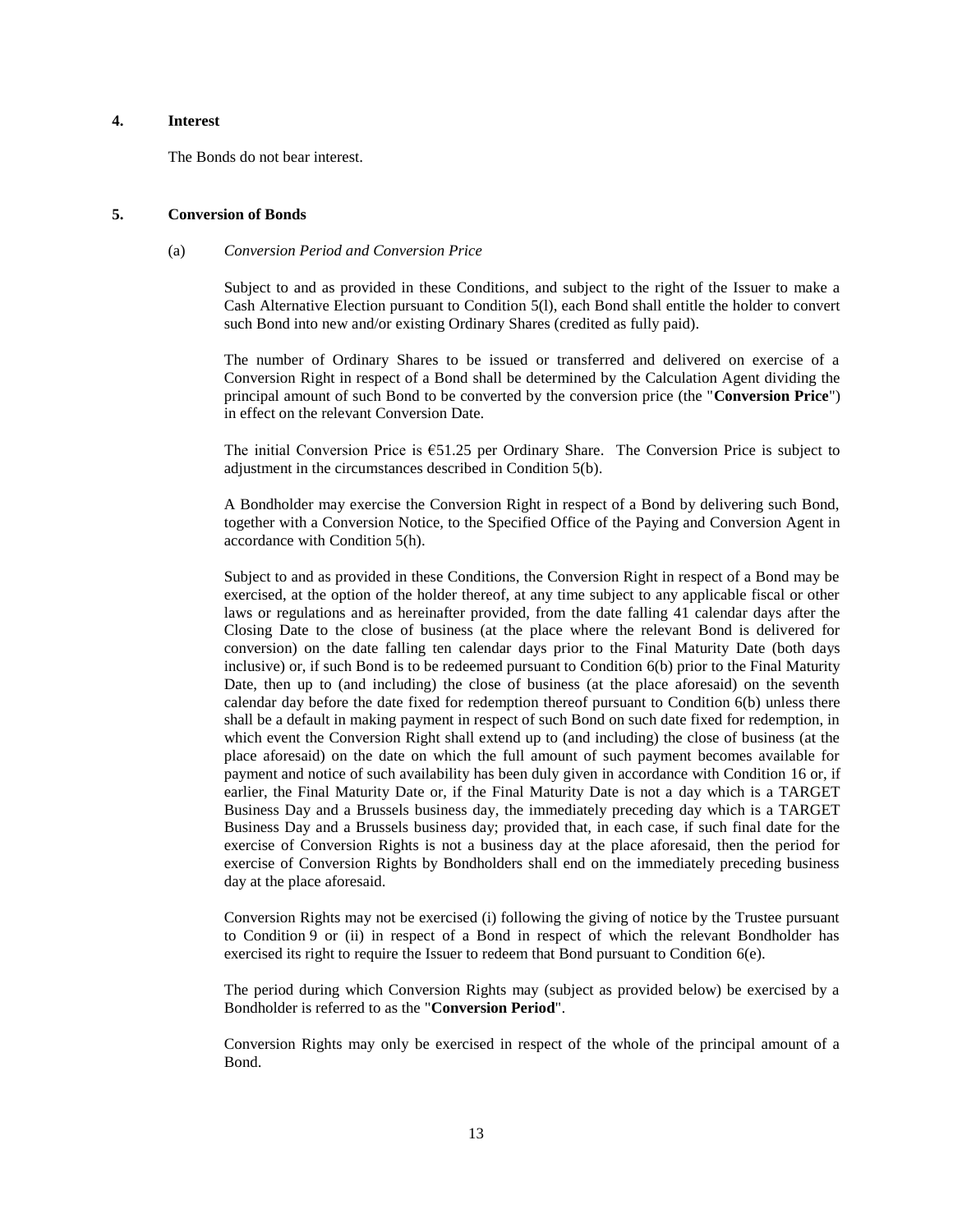## 4. Interest

The Bonds do not bear interest.

## 5. Conversion of Bonds

(a) *Conversion Period and Conversion Price*

Subject to and as provided in these Conditions, and subject to the right of the Issuer to make a Cash Alternative Election pursuant to Condition 5(l), each Bond shall entitle the holder to convert such Bond into new and/or existing Ordinary Shares (credited as fully paid).

The number of Ordinary Shares to be issued or transferred and delivered on exercise of a Conversion Right in respect of a Bond shall be determined by the Calculation Agent dividing the principal amount of such Bond to be converted by the conversion price (the "**Conversion Price**") in effect on the relevant Conversion Date.

The initial Conversion Price is €51.25 per Ordinary Share. The Conversion Price is subject to adjustment in the circumstances described in Condition 5(b).

A Bondholder may exercise the Conversion Right in respect of a Bond by delivering such Bond, together with a Conversion Notice, to the Specified Office of the Paying and Conversion Agent in accordance with Condition 5(h).

Subject to and as provided in these Conditions, the Conversion Right in respect of a Bond may be exercised, at the option of the holder thereof, at any time subject to any applicable fiscal or other laws or regulations and as hereinafter provided, from the date falling 41 calendar days after the Closing Date to the close of business (at the place where the relevant Bond is delivered for conversion) on the date falling ten calendar days prior to the Final Maturity Date (both days inclusive) or, if such Bond is to be redeemed pursuant to Condition 6(b) prior to the Final Maturity Date, then up to (and including) the close of business (at the place aforesaid) on the seventh calendar day before the date fixed for redemption thereof pursuant to Condition 6(b) unless there shall be a default in making payment in respect of such Bond on such date fixed for redemption, in which event the Conversion Right shall extend up to (and including) the close of business (at the place aforesaid) on the date on which the full amount of such payment becomes available for payment and notice of such availability has been duly given in accordance with Condition 16 or, if earlier, the Final Maturity Date or, if the Final Maturity Date is not a day which is a TARGET Business Day and a Brussels business day, the immediately preceding day which is a TARGET Business Day and a Brussels business day; provided that, in each case, if such final date for the exercise of Conversion Rights is not a business day at the place aforesaid, then the period for exercise of Conversion Rights by Bondholders shall end on the immediately preceding business day at the place aforesaid.

Conversion Rights may not be exercised (i) following the giving of notice by the Trustee pursuant to Condition 9 or (ii) in respect of a Bond in respect of which the relevant Bondholder has exercised its right to require the Issuer to redeem that Bond pursuant to Condition 6(e).

The period during which Conversion Rights may (subject as provided below) be exercised by a Bondholder is referred to as the "**Conversion Period**".

Conversion Rights may only be exercised in respect of the whole of the principal amount of a Bond.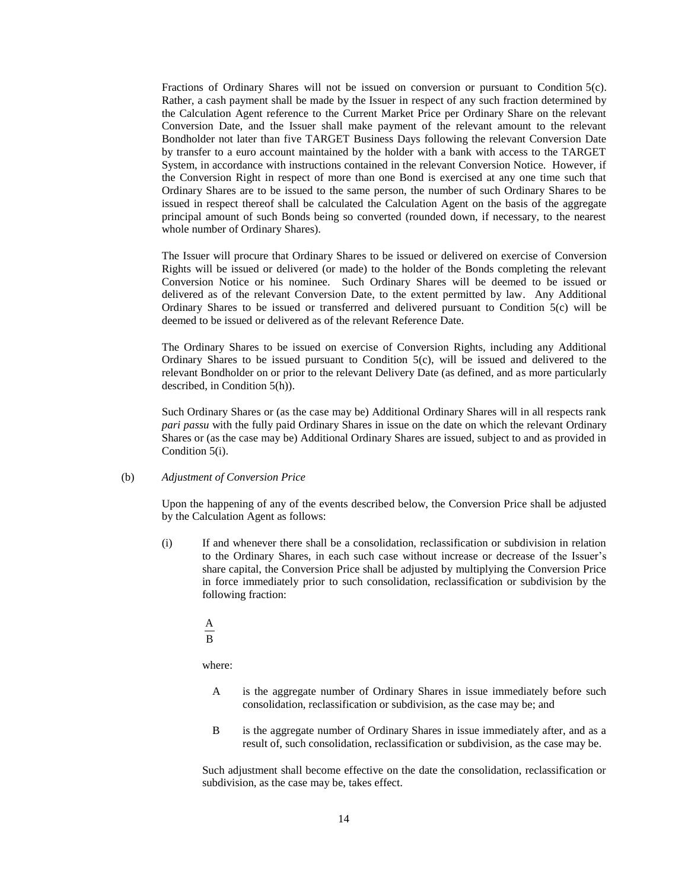Fractions of Ordinary Shares will not be issued on conversion or pursuant to Condition 5(c). Rather, a cash payment shall be made by the Issuer in respect of any such fraction determined by the Calculation Agent reference to the Current Market Price per Ordinary Share on the relevant Conversion Date, and the Issuer shall make payment of the relevant amount to the relevant Bondholder not later than five TARGET Business Days following the relevant Conversion Date by transfer to a euro account maintained by the holder with a bank with access to the TARGET System, in accordance with instructions contained in the relevant Conversion Notice. However, if the Conversion Right in respect of more than one Bond is exercised at any one time such that Ordinary Shares are to be issued to the same person, the number of such Ordinary Shares to be issued in respect thereof shall be calculated the Calculation Agent on the basis of the aggregate principal amount of such Bonds being so converted (rounded down, if necessary, to the nearest whole number of Ordinary Shares).

The Issuer will procure that Ordinary Shares to be issued or delivered on exercise of Conversion Rights will be issued or delivered (or made) to the holder of the Bonds completing the relevant Conversion Notice or his nominee. Such Ordinary Shares will be deemed to be issued or delivered as of the relevant Conversion Date, to the extent permitted by law. Any Additional Ordinary Shares to be issued or transferred and delivered pursuant to Condition 5(c) will be deemed to be issued or delivered as of the relevant Reference Date.

The Ordinary Shares to be issued on exercise of Conversion Rights, including any Additional Ordinary Shares to be issued pursuant to Condition 5(c), will be issued and delivered to the relevant Bondholder on or prior to the relevant Delivery Date (as defined, and as more particularly described, in Condition 5(h)).

Such Ordinary Shares or (as the case may be) Additional Ordinary Shares will in all respects rank *pari passu* with the fully paid Ordinary Shares in issue on the date on which the relevant Ordinary Shares or (as the case may be) Additional Ordinary Shares are issued, subject to and as provided in Condition 5(i).

(b) *Adjustment of Conversion Price*

Upon the happening of any of the events described below, the Conversion Price shall be adjusted by the Calculation Agent as follows:

(i) If and whenever there shall be a consolidation, reclassification or subdivision in relation to the Ordinary Shares, in each such case without increase or decrease of the Issuer's share capital, the Conversion Price shall be adjusted by multiplying the Conversion Price in force immediately prior to such consolidation, reclassification or subdivision by the following fraction:

$$\frac{A}{B}$$

where:

A is the aggregate number of Ordinary Shares in issue immediately before such consolidation, reclassification or subdivision, as the case may be; and

B is the aggregate number of Ordinary Shares in issue immediately after, and as a result of, such consolidation, reclassification or subdivision, as the case may be.

Such adjustment shall become effective on the date the consolidation, reclassification or subdivision, as the case may be, takes effect.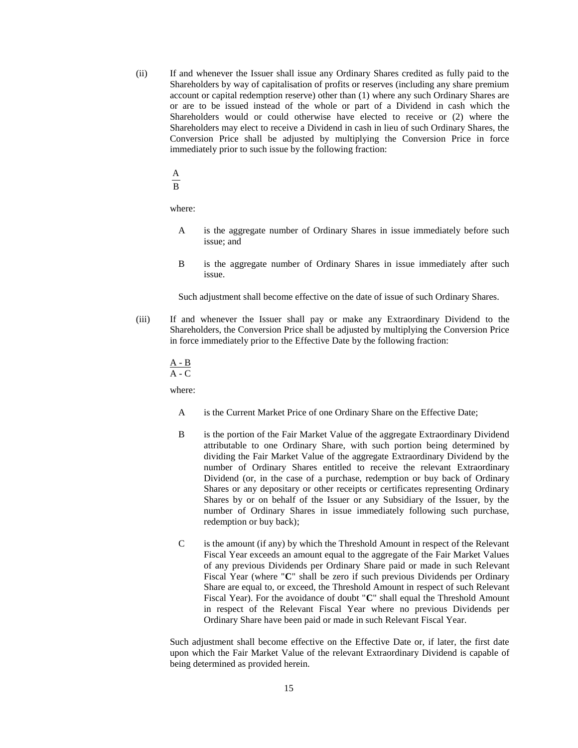(ii) If and whenever the Issuer shall issue any Ordinary Shares credited as fully paid to the Shareholders by way of capitalisation of profits or reserves (including any share premium account or capital redemption reserve) other than (1) where any such Ordinary Shares are or are to be issued instead of the whole or part of a Dividend in cash which the Shareholders would or could otherwise have elected to receive or (2) where the Shareholders may elect to receive a Dividend in cash in lieu of such Ordinary Shares, the Conversion Price shall be adjusted by multiplying the Conversion Price in force immediately prior to such issue by the following fraction:

$$\frac{A}{B}$$

where:

A is the aggregate number of Ordinary Shares in issue immediately before such issue; and

B is the aggregate number of Ordinary Shares in issue immediately after such issue.

Such adjustment shall become effective on the date of issue of such Ordinary Shares.

(iii) If and whenever the Issuer shall pay or make any Extraordinary Dividend to the Shareholders, the Conversion Price shall be adjusted by multiplying the Conversion Price in force immediately prior to the Effective Date by the following fraction:

$$\frac{A - B}{A - C}$$

where:

A is the Current Market Price of one Ordinary Share on the Effective Date;

B is the portion of the Fair Market Value of the aggregate Extraordinary Dividend attributable to one Ordinary Share, with such portion being determined by dividing the Fair Market Value of the aggregate Extraordinary Dividend by the number of Ordinary Shares entitled to receive the relevant Extraordinary Dividend (or, in the case of a purchase, redemption or buy back of Ordinary Shares or any depositary or other receipts or certificates representing Ordinary Shares by or on behalf of the Issuer or any Subsidiary of the Issuer, by the number of Ordinary Shares in issue immediately following such purchase, redemption or buy back);

C is the amount (if any) by which the Threshold Amount in respect of the Relevant Fiscal Year exceeds an amount equal to the aggregate of the Fair Market Values of any previous Dividends per Ordinary Share paid or made in such Relevant Fiscal Year (where "**C**" shall be zero if such previous Dividends per Ordinary Share are equal to, or exceed, the Threshold Amount in respect of such Relevant Fiscal Year). For the avoidance of doubt "**C**" shall equal the Threshold Amount in respect of the Relevant Fiscal Year where no previous Dividends per Ordinary Share have been paid or made in such Relevant Fiscal Year.

Such adjustment shall become effective on the Effective Date or, if later, the first date upon which the Fair Market Value of the relevant Extraordinary Dividend is capable of being determined as provided herein.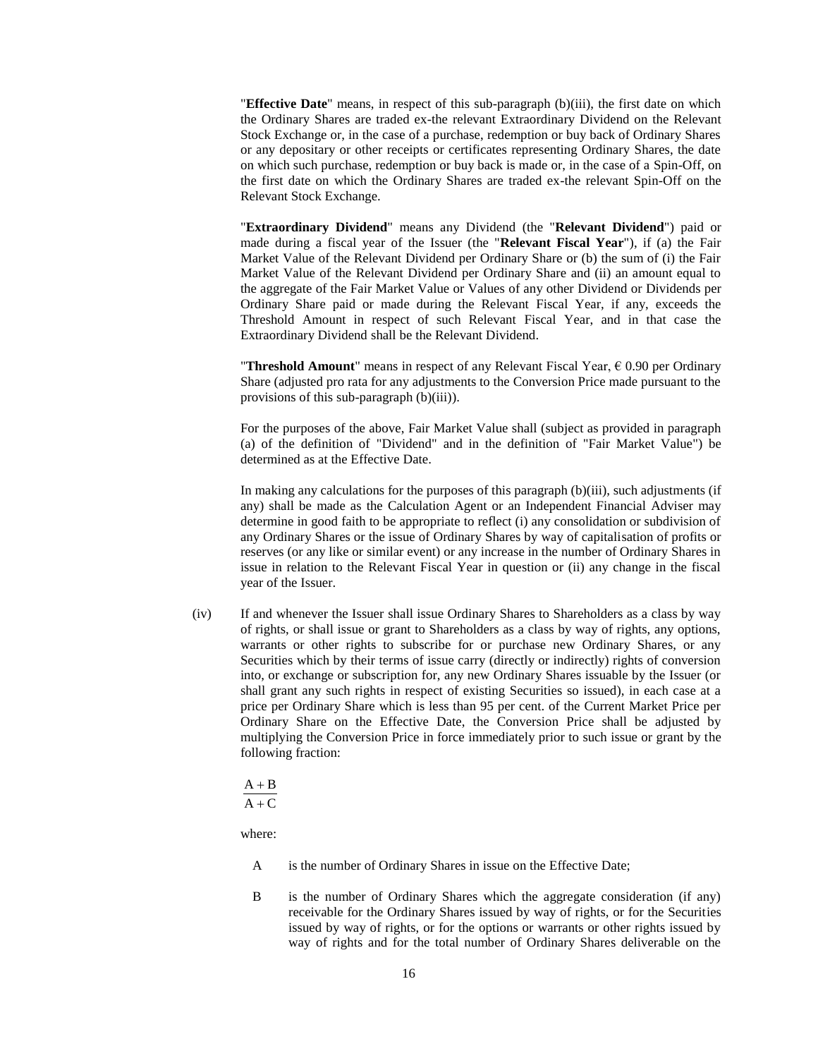"**Effective Date**" means, in respect of this sub-paragraph (b)(iii), the first date on which the Ordinary Shares are traded ex-the relevant Extraordinary Dividend on the Relevant Stock Exchange or, in the case of a purchase, redemption or buy back of Ordinary Shares or any depositary or other receipts or certificates representing Ordinary Shares, the date on which such purchase, redemption or buy back is made or, in the case of a Spin-Off, on the first date on which the Ordinary Shares are traded ex-the relevant Spin-Off on the Relevant Stock Exchange.

"**Extraordinary Dividend**" means any Dividend (the "**Relevant Dividend**") paid or made during a fiscal year of the Issuer (the "**Relevant Fiscal Year**"), if (a) the Fair Market Value of the Relevant Dividend per Ordinary Share or (b) the sum of (i) the Fair Market Value of the Relevant Dividend per Ordinary Share and (ii) an amount equal to the aggregate of the Fair Market Value or Values of any other Dividend or Dividends per Ordinary Share paid or made during the Relevant Fiscal Year, if any, exceeds the Threshold Amount in respect of such Relevant Fiscal Year, and in that case the Extraordinary Dividend shall be the Relevant Dividend.

"**Threshold Amount**" means in respect of any Relevant Fiscal Year, € 0.90 per Ordinary Share (adjusted pro rata for any adjustments to the Conversion Price made pursuant to the provisions of this sub-paragraph (b)(iii)).

For the purposes of the above, Fair Market Value shall (subject as provided in paragraph (a) of the definition of "Dividend" and in the definition of "Fair Market Value") be determined as at the Effective Date.

In making any calculations for the purposes of this paragraph (b)(iii), such adjustments (if any) shall be made as the Calculation Agent or an Independent Financial Adviser may determine in good faith to be appropriate to reflect (i) any consolidation or subdivision of any Ordinary Shares or the issue of Ordinary Shares by way of capitalisation of profits or reserves (or any like or similar event) or any increase in the number of Ordinary Shares in issue in relation to the Relevant Fiscal Year in question or (ii) any change in the fiscal year of the Issuer.

(iv) If and whenever the Issuer shall issue Ordinary Shares to Shareholders as a class by way of rights, or shall issue or grant to Shareholders as a class by way of rights, any options, warrants or other rights to subscribe for or purchase new Ordinary Shares, or any Securities which by their terms of issue carry (directly or indirectly) rights of conversion into, or exchange or subscription for, any new Ordinary Shares issuable by the Issuer (or shall grant any such rights in respect of existing Securities so issued), in each case at a price per Ordinary Share which is less than 95 per cent. of the Current Market Price per Ordinary Share on the Effective Date, the Conversion Price shall be adjusted by multiplying the Conversion Price in force immediately prior to such issue or grant by the following fraction:

$$\frac{A + B}{A + C}$$

where:

A is the number of Ordinary Shares in issue on the Effective Date;

B is the number of Ordinary Shares which the aggregate consideration (if any) receivable for the Ordinary Shares issued by way of rights, or for the Securities issued by way of rights, or for the options or warrants or other rights issued by way of rights and for the total number of Ordinary Shares deliverable on the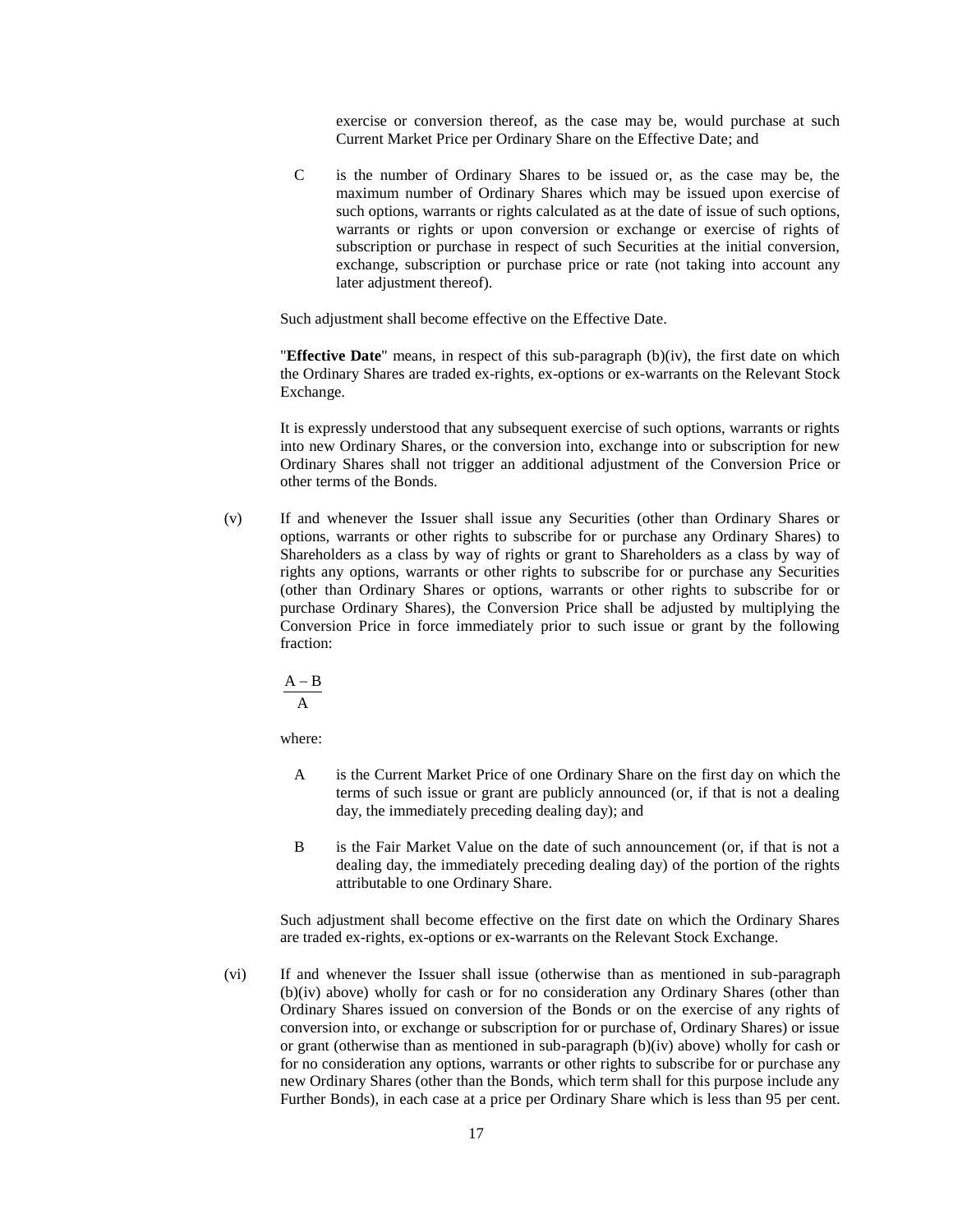exercise or conversion thereof, as the case may be, would purchase at such Current Market Price per Ordinary Share on the Effective Date; and

C is the number of Ordinary Shares to be issued or, as the case may be, the maximum number of Ordinary Shares which may be issued upon exercise of such options, warrants or rights calculated as at the date of issue of such options, warrants or rights or upon conversion or exchange or exercise of rights of subscription or purchase in respect of such Securities at the initial conversion, exchange, subscription or purchase price or rate (not taking into account any later adjustment thereof).

Such adjustment shall become effective on the Effective Date.

"**Effective Date**" means, in respect of this sub-paragraph (b)(iv), the first date on which the Ordinary Shares are traded ex-rights, ex-options or ex-warrants on the Relevant Stock Exchange.

It is expressly understood that any subsequent exercise of such options, warrants or rights into new Ordinary Shares, or the conversion into, exchange into or subscription for new Ordinary Shares shall not trigger an additional adjustment of the Conversion Price or other terms of the Bonds.

(v) If and whenever the Issuer shall issue any Securities (other than Ordinary Shares or options, warrants or other rights to subscribe for or purchase any Ordinary Shares) to Shareholders as a class by way of rights or grant to Shareholders as a class by way of rights any options, warrants or other rights to subscribe for or purchase any Securities (other than Ordinary Shares or options, warrants or other rights to subscribe for or purchase Ordinary Shares), the Conversion Price shall be adjusted by multiplying the Conversion Price in force immediately prior to such issue or grant by the following fraction:

$$\frac{A - B}{A}$$

where:

A is the Current Market Price of one Ordinary Share on the first day on which the terms of such issue or grant are publicly announced (or, if that is not a dealing day, the immediately preceding dealing day); and

B is the Fair Market Value on the date of such announcement (or, if that is not a dealing day, the immediately preceding dealing day) of the portion of the rights attributable to one Ordinary Share.

Such adjustment shall become effective on the first date on which the Ordinary Shares are traded ex-rights, ex-options or ex-warrants on the Relevant Stock Exchange.

(vi) If and whenever the Issuer shall issue (otherwise than as mentioned in sub-paragraph (b)(iv) above) wholly for cash or for no consideration any Ordinary Shares (other than Ordinary Shares issued on conversion of the Bonds or on the exercise of any rights of conversion into, or exchange or subscription for or purchase of, Ordinary Shares) or issue or grant (otherwise than as mentioned in sub-paragraph (b)(iv) above) wholly for cash or for no consideration any options, warrants or other rights to subscribe for or purchase any new Ordinary Shares (other than the Bonds, which term shall for this purpose include any Further Bonds), in each case at a price per Ordinary Share which is less than 95 per cent.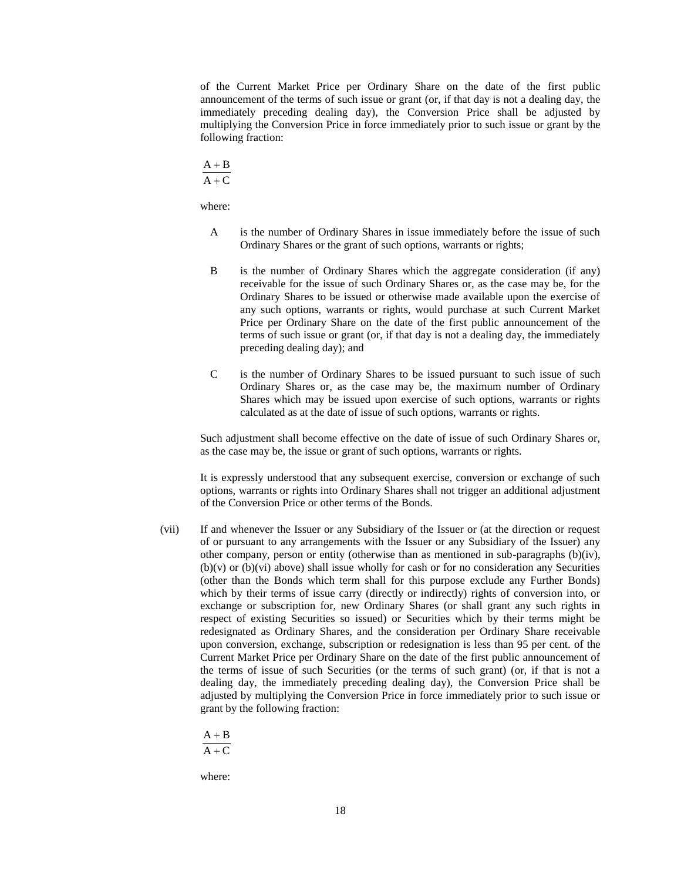of the Current Market Price per Ordinary Share on the date of the first public announcement of the terms of such issue or grant (or, if that day is not a dealing day, the immediately preceding dealing day), the Conversion Price shall be adjusted by multiplying the Conversion Price in force immediately prior to such issue or grant by the following fraction:

$$\frac{A + B}{A + C}$$

where:

A is the number of Ordinary Shares in issue immediately before the issue of such Ordinary Shares or the grant of such options, warrants or rights;

B is the number of Ordinary Shares which the aggregate consideration (if any) receivable for the issue of such Ordinary Shares or, as the case may be, for the Ordinary Shares to be issued or otherwise made available upon the exercise of any such options, warrants or rights, would purchase at such Current Market Price per Ordinary Share on the date of the first public announcement of the terms of such issue or grant (or, if that day is not a dealing day, the immediately preceding dealing day); and

C is the number of Ordinary Shares to be issued pursuant to such issue of such Ordinary Shares or, as the case may be, the maximum number of Ordinary Shares which may be issued upon exercise of such options, warrants or rights calculated as at the date of issue of such options, warrants or rights.

Such adjustment shall become effective on the date of issue of such Ordinary Shares or, as the case may be, the issue or grant of such options, warrants or rights.

It is expressly understood that any subsequent exercise, conversion or exchange of such options, warrants or rights into Ordinary Shares shall not trigger an additional adjustment of the Conversion Price or other terms of the Bonds.

(vii) If and whenever the Issuer or any Subsidiary of the Issuer or (at the direction or request of or pursuant to any arrangements with the Issuer or any Subsidiary of the Issuer) any other company, person or entity (otherwise than as mentioned in sub-paragraphs (b)(iv), (b)(v) or (b)(vi) above) shall issue wholly for cash or for no consideration any Securities (other than the Bonds which term shall for this purpose exclude any Further Bonds) which by their terms of issue carry (directly or indirectly) rights of conversion into, or exchange or subscription for, new Ordinary Shares (or shall grant any such rights in respect of existing Securities so issued) or Securities which by their terms might be redesignated as Ordinary Shares, and the consideration per Ordinary Share receivable upon conversion, exchange, subscription or redesignation is less than 95 per cent. of the Current Market Price per Ordinary Share on the date of the first public announcement of the terms of issue of such Securities (or the terms of such grant) (or, if that is not a dealing day, the immediately preceding dealing day), the Conversion Price shall be adjusted by multiplying the Conversion Price in force immediately prior to such issue or grant by the following fraction:

$$\frac{A + B}{A + C}$$

where: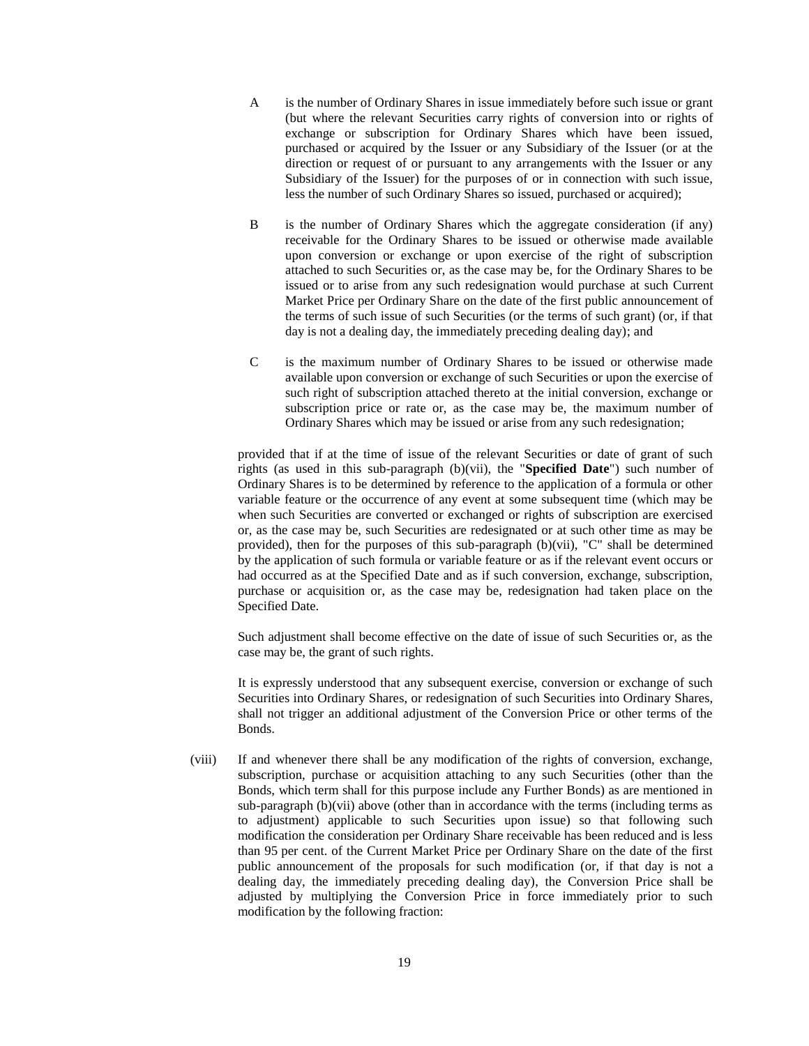A is the number of Ordinary Shares in issue immediately before such issue or grant (but where the relevant Securities carry rights of conversion into or rights of exchange or subscription for Ordinary Shares which have been issued, purchased or acquired by the Issuer or any Subsidiary of the Issuer (or at the direction or request of or pursuant to any arrangements with the Issuer or any Subsidiary of the Issuer) for the purposes of or in connection with such issue, less the number of such Ordinary Shares so issued, purchased or acquired);

B is the number of Ordinary Shares which the aggregate consideration (if any) receivable for the Ordinary Shares to be issued or otherwise made available upon conversion or exchange or upon exercise of the right of subscription attached to such Securities or, as the case may be, for the Ordinary Shares to be issued or to arise from any such redesignation would purchase at such Current Market Price per Ordinary Share on the date of the first public announcement of the terms of such issue of such Securities (or the terms of such grant) (or, if that day is not a dealing day, the immediately preceding dealing day); and

C is the maximum number of Ordinary Shares to be issued or otherwise made available upon conversion or exchange of such Securities or upon the exercise of such right of subscription attached thereto at the initial conversion, exchange or subscription price or rate or, as the case may be, the maximum number of Ordinary Shares which may be issued or arise from any such redesignation;

provided that if at the time of issue of the relevant Securities or date of grant of such rights (as used in this sub-paragraph (b)(vii), the "**Specified Date**") such number of Ordinary Shares is to be determined by reference to the application of a formula or other variable feature or the occurrence of any event at some subsequent time (which may be when such Securities are converted or exchanged or rights of subscription are exercised or, as the case may be, such Securities are redesignated or at such other time as may be provided), then for the purposes of this sub-paragraph (b)(vii), "C" shall be determined by the application of such formula or variable feature or as if the relevant event occurs or had occurred as at the Specified Date and as if such conversion, exchange, subscription, purchase or acquisition or, as the case may be, redesignation had taken place on the Specified Date.

Such adjustment shall become effective on the date of issue of such Securities or, as the case may be, the grant of such rights.

It is expressly understood that any subsequent exercise, conversion or exchange of such Securities into Ordinary Shares, or redesignation of such Securities into Ordinary Shares, shall not trigger an additional adjustment of the Conversion Price or other terms of the Bonds.

(viii) If and whenever there shall be any modification of the rights of conversion, exchange, subscription, purchase or acquisition attaching to any such Securities (other than the Bonds, which term shall for this purpose include any Further Bonds) as are mentioned in sub-paragraph (b)(vii) above (other than in accordance with the terms (including terms as to adjustment) applicable to such Securities upon issue) so that following such modification the consideration per Ordinary Share receivable has been reduced and is less than 95 per cent. of the Current Market Price per Ordinary Share on the date of the first public announcement of the proposals for such modification (or, if that day is not a dealing day, the immediately preceding dealing day), the Conversion Price shall be adjusted by multiplying the Conversion Price in force immediately prior to such modification by the following fraction: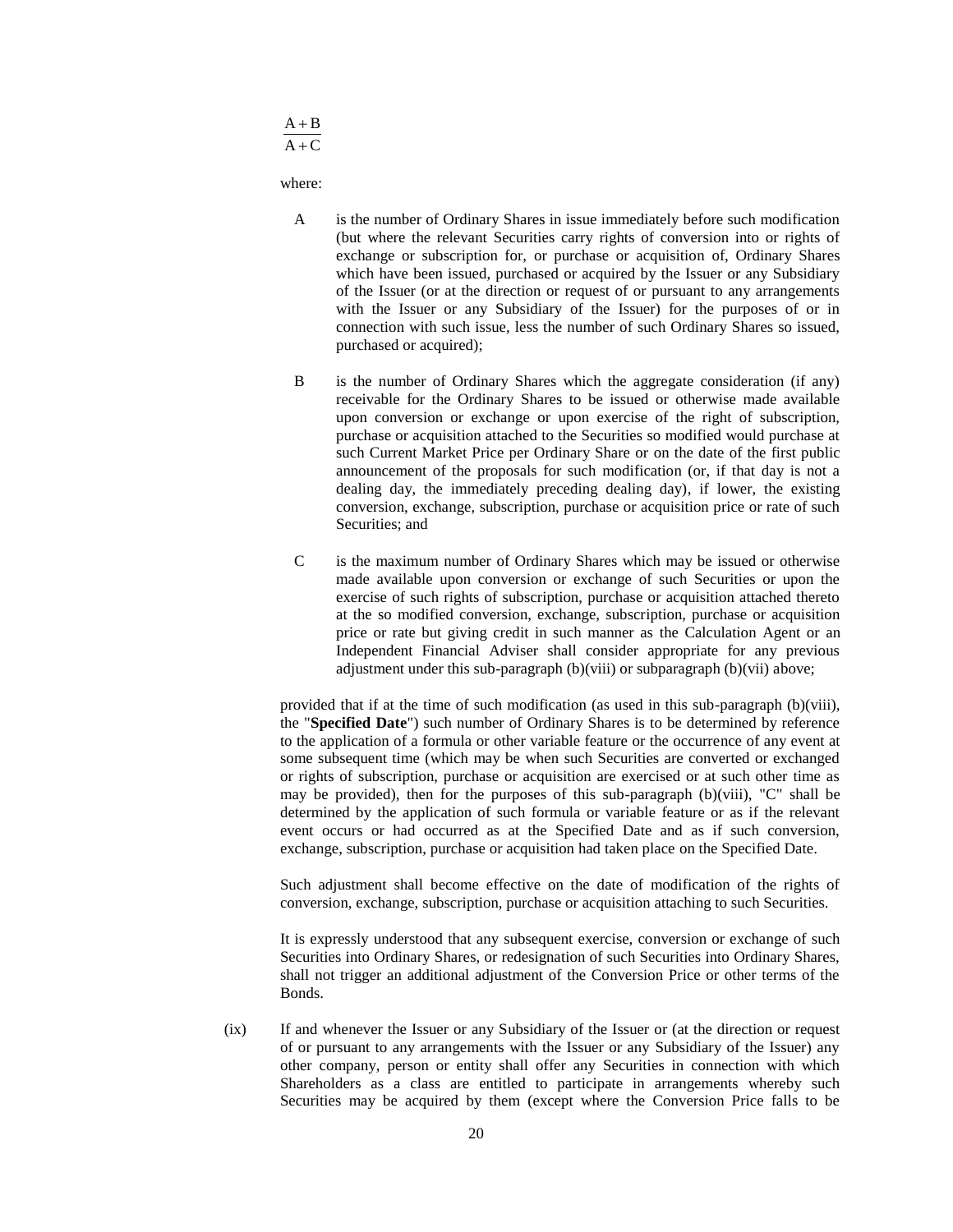$$\frac{A + B}{A + C}$$

where:

A is the number of Ordinary Shares in issue immediately before such modification (but where the relevant Securities carry rights of conversion into or rights of exchange or subscription for, or purchase or acquisition of, Ordinary Shares which have been issued, purchased or acquired by the Issuer or any Subsidiary of the Issuer (or at the direction or request of or pursuant to any arrangements with the Issuer or any Subsidiary of the Issuer) for the purposes of or in connection with such issue, less the number of such Ordinary Shares so issued, purchased or acquired);

B is the number of Ordinary Shares which the aggregate consideration (if any) receivable for the Ordinary Shares to be issued or otherwise made available upon conversion or exchange or upon exercise of the right of subscription, purchase or acquisition attached to the Securities so modified would purchase at such Current Market Price per Ordinary Share or on the date of the first public announcement of the proposals for such modification (or, if that day is not a dealing day, the immediately preceding dealing day), if lower, the existing conversion, exchange, subscription, purchase or acquisition price or rate of such Securities; and

C is the maximum number of Ordinary Shares which may be issued or otherwise made available upon conversion or exchange of such Securities or upon the exercise of such rights of subscription, purchase or acquisition attached thereto at the so modified conversion, exchange, subscription, purchase or acquisition price or rate but giving credit in such manner as the Calculation Agent or an Independent Financial Adviser shall consider appropriate for any previous adjustment under this sub-paragraph (b)(viii) or subparagraph (b)(vii) above;

provided that if at the time of such modification (as used in this sub-paragraph (b)(viii), the "**Specified Date**") such number of Ordinary Shares is to be determined by reference to the application of a formula or other variable feature or the occurrence of any event at some subsequent time (which may be when such Securities are converted or exchanged or rights of subscription, purchase or acquisition are exercised or at such other time as may be provided), then for the purposes of this sub-paragraph (b)(viii), "C" shall be determined by the application of such formula or variable feature or as if the relevant event occurs or had occurred as at the Specified Date and as if such conversion, exchange, subscription, purchase or acquisition had taken place on the Specified Date.

Such adjustment shall become effective on the date of modification of the rights of conversion, exchange, subscription, purchase or acquisition attaching to such Securities.

It is expressly understood that any subsequent exercise, conversion or exchange of such Securities into Ordinary Shares, or redesignation of such Securities into Ordinary Shares, shall not trigger an additional adjustment of the Conversion Price or other terms of the Bonds.

(ix) If and whenever the Issuer or any Subsidiary of the Issuer or (at the direction or request of or pursuant to any arrangements with the Issuer or any Subsidiary of the Issuer) any other company, person or entity shall offer any Securities in connection with which Shareholders as a class are entitled to participate in arrangements whereby such Securities may be acquired by them (except where the Conversion Price falls to be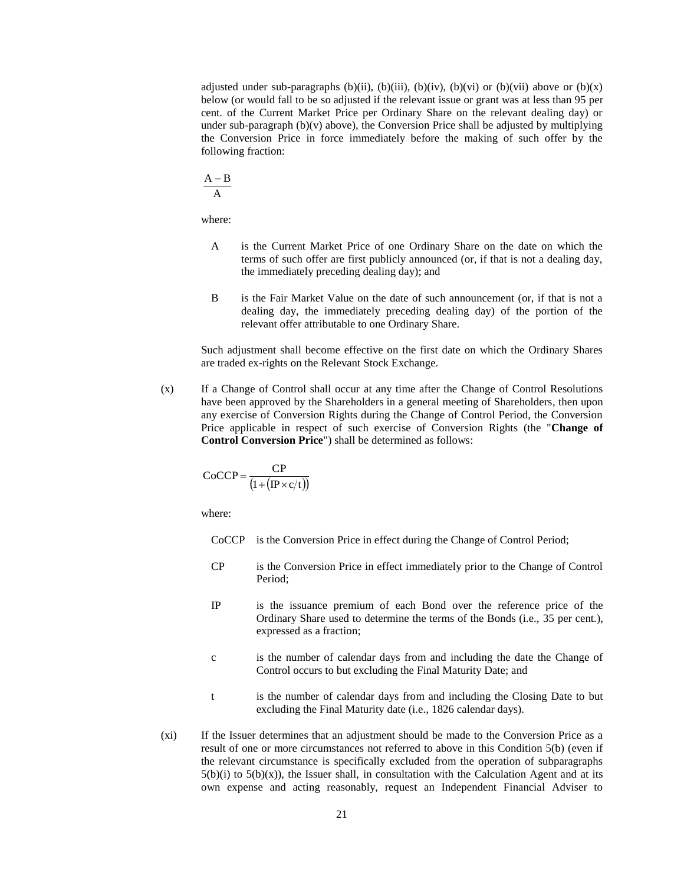adjusted under sub-paragraphs (b)(ii), (b)(iii), (b)(iv), (b)(vi) or (b)(vii) above or (b)(x) below (or would fall to be so adjusted if the relevant issue or grant was at less than 95 per cent. of the Current Market Price per Ordinary Share on the relevant dealing day) or under sub-paragraph (b)(v) above), the Conversion Price shall be adjusted by multiplying the Conversion Price in force immediately before the making of such offer by the following fraction:

$$\frac{A - B}{A}$$

where:

A is the Current Market Price of one Ordinary Share on the date on which the terms of such offer are first publicly announced (or, if that is not a dealing day, the immediately preceding dealing day); and

B is the Fair Market Value on the date of such announcement (or, if that is not a dealing day, the immediately preceding dealing day) of the portion of the relevant offer attributable to one Ordinary Share.

Such adjustment shall become effective on the first date on which the Ordinary Shares are traded ex-rights on the Relevant Stock Exchange.

(x) If a Change of Control shall occur at any time after the Change of Control Resolutions have been approved by the Shareholders in a general meeting of Shareholders, then upon any exercise of Conversion Rights during the Change of Control Period, the Conversion Price applicable in respect of such exercise of Conversion Rights (the "**Change of Control Conversion Price**") shall be determined as follows:

$$\mathrm{CoCCP} = \frac{\mathrm{CP}}{\left(1 + \left(\mathrm{IP} \times c/t\right)\right)}$$

where:

CoCCP is the Conversion Price in effect during the Change of Control Period;

CP is the Conversion Price in effect immediately prior to the Change of Control Period;

IP is the issuance premium of each Bond over the reference price of the Ordinary Share used to determine the terms of the Bonds (i.e., 35 per cent.), expressed as a fraction;

c is the number of calendar days from and including the date the Change of Control occurs to but excluding the Final Maturity Date; and

t is the number of calendar days from and including the Closing Date to but excluding the Final Maturity date (i.e., 1826 calendar days).

(xi) If the Issuer determines that an adjustment should be made to the Conversion Price as a result of one or more circumstances not referred to above in this Condition 5(b) (even if the relevant circumstance is specifically excluded from the operation of subparagraphs 5(b)(i) to 5(b)(x)), the Issuer shall, in consultation with the Calculation Agent and at its own expense and acting reasonably, request an Independent Financial Adviser to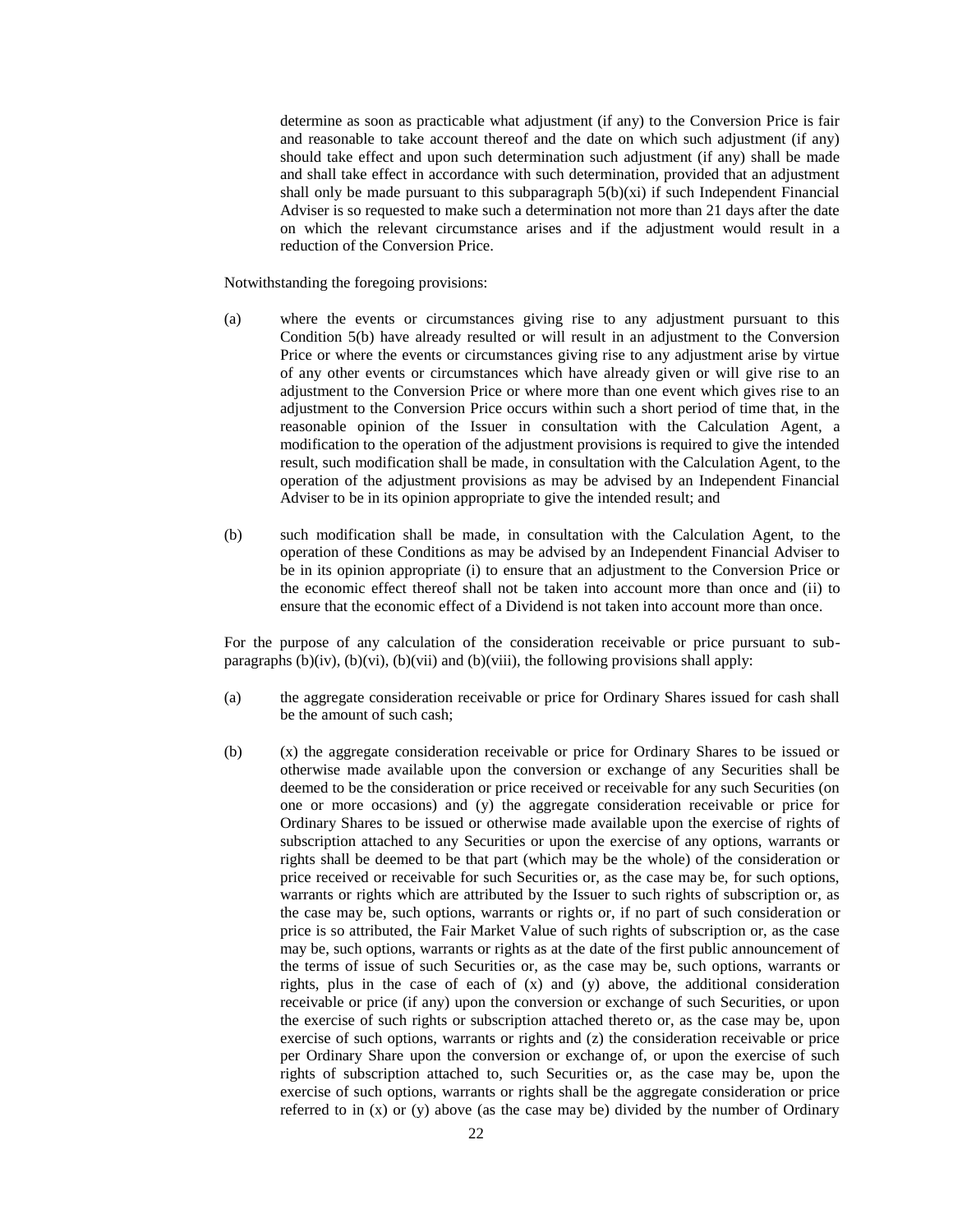determine as soon as practicable what adjustment (if any) to the Conversion Price is fair and reasonable to take account thereof and the date on which such adjustment (if any) should take effect and upon such determination such adjustment (if any) shall be made and shall take effect in accordance with such determination, provided that an adjustment shall only be made pursuant to this subparagraph 5(b)(xi) if such Independent Financial Adviser is so requested to make such a determination not more than 21 days after the date on which the relevant circumstance arises and if the adjustment would result in a reduction of the Conversion Price.

Notwithstanding the foregoing provisions:

(a) where the events or circumstances giving rise to any adjustment pursuant to this Condition 5(b) have already resulted or will result in an adjustment to the Conversion Price or where the events or circumstances giving rise to any adjustment arise by virtue of any other events or circumstances which have already given or will give rise to an adjustment to the Conversion Price or where more than one event which gives rise to an adjustment to the Conversion Price occurs within such a short period of time that, in the reasonable opinion of the Issuer in consultation with the Calculation Agent, a modification to the operation of the adjustment provisions is required to give the intended result, such modification shall be made, in consultation with the Calculation Agent, to the operation of the adjustment provisions as may be advised by an Independent Financial Adviser to be in its opinion appropriate to give the intended result; and

(b) such modification shall be made, in consultation with the Calculation Agent, to the operation of these Conditions as may be advised by an Independent Financial Adviser to be in its opinion appropriate (i) to ensure that an adjustment to the Conversion Price or the economic effect thereof shall not be taken into account more than once and (ii) to ensure that the economic effect of a Dividend is not taken into account more than once.

For the purpose of any calculation of the consideration receivable or price pursuant to sub-paragraphs (b)(iv), (b)(vi), (b)(vii) and (b)(viii), the following provisions shall apply:

(a) the aggregate consideration receivable or price for Ordinary Shares issued for cash shall be the amount of such cash;

(b) (x) the aggregate consideration receivable or price for Ordinary Shares to be issued or otherwise made available upon the conversion or exchange of any Securities shall be deemed to be the consideration or price received or receivable for any such Securities (on one or more occasions) and (y) the aggregate consideration receivable or price for Ordinary Shares to be issued or otherwise made available upon the exercise of rights of subscription attached to any Securities or upon the exercise of any options, warrants or rights shall be deemed to be that part (which may be the whole) of the consideration or price received or receivable for such Securities or, as the case may be, for such options, warrants or rights which are attributed by the Issuer to such rights of subscription or, as the case may be, such options, warrants or rights or, if no part of such consideration or price is so attributed, the Fair Market Value of such rights of subscription or, as the case may be, such options, warrants or rights as at the date of the first public announcement of the terms of issue of such Securities or, as the case may be, such options, warrants or rights, plus in the case of each of (x) and (y) above, the additional consideration receivable or price (if any) upon the conversion or exchange of such Securities, or upon the exercise of such rights or subscription attached thereto or, as the case may be, upon exercise of such options, warrants or rights and (z) the consideration receivable or price per Ordinary Share upon the conversion or exchange of, or upon the exercise of such rights of subscription attached to, such Securities or, as the case may be, upon the exercise of such options, warrants or rights shall be the aggregate consideration or price referred to in (x) or (y) above (as the case may be) divided by the number of Ordinary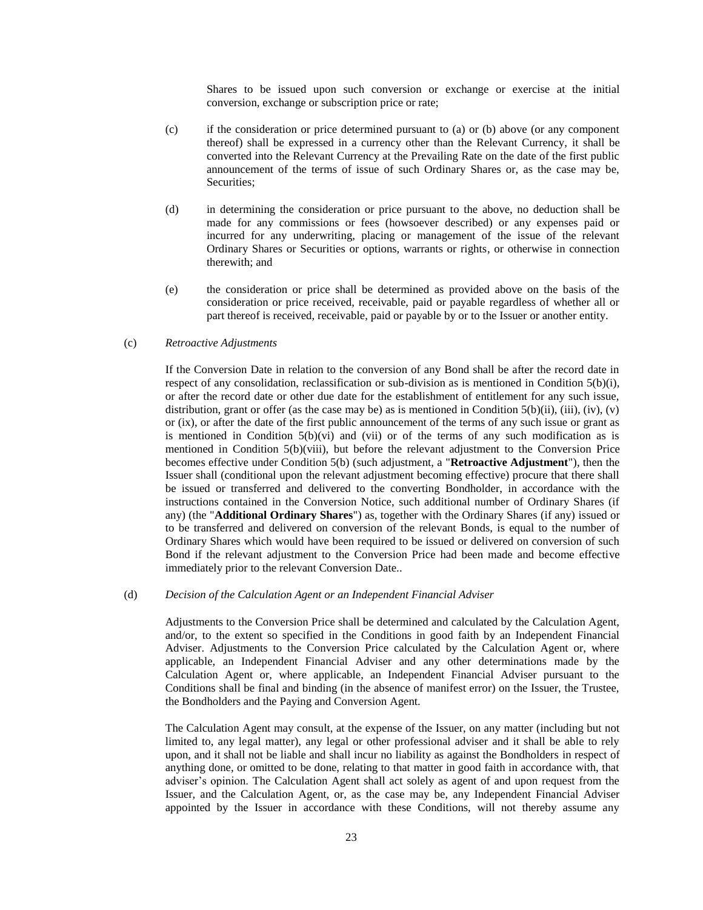Shares to be issued upon such conversion or exchange or exercise at the initial conversion, exchange or subscription price or rate;

(c) if the consideration or price determined pursuant to (a) or (b) above (or any component thereof) shall be expressed in a currency other than the Relevant Currency, it shall be converted into the Relevant Currency at the Prevailing Rate on the date of the first public announcement of the terms of issue of such Ordinary Shares or, as the case may be, Securities;

(d) in determining the consideration or price pursuant to the above, no deduction shall be made for any commissions or fees (howsoever described) or any expenses paid or incurred for any underwriting, placing or management of the issue of the relevant Ordinary Shares or Securities or options, warrants or rights, or otherwise in connection therewith; and

(e) the consideration or price shall be determined as provided above on the basis of the consideration or price received, receivable, paid or payable regardless of whether all or part thereof is received, receivable, paid or payable by or to the Issuer or another entity.

(c) *Retroactive Adjustments*

If the Conversion Date in relation to the conversion of any Bond shall be after the record date in respect of any consolidation, reclassification or sub-division as is mentioned in Condition 5(b)(i), or after the record date or other due date for the establishment of entitlement for any such issue, distribution, grant or offer (as the case may be) as is mentioned in Condition 5(b)(ii), (iii), (iv), (v) or (ix), or after the date of the first public announcement of the terms of any such issue or grant as is mentioned in Condition 5(b)(vi) and (vii) or of the terms of any such modification as is mentioned in Condition 5(b)(viii), but before the relevant adjustment to the Conversion Price becomes effective under Condition 5(b) (such adjustment, a "**Retroactive Adjustment**"), then the Issuer shall (conditional upon the relevant adjustment becoming effective) procure that there shall be issued or transferred and delivered to the converting Bondholder, in accordance with the instructions contained in the Conversion Notice, such additional number of Ordinary Shares (if any) (the "**Additional Ordinary Shares**") as, together with the Ordinary Shares (if any) issued or to be transferred and delivered on conversion of the relevant Bonds, is equal to the number of Ordinary Shares which would have been required to be issued or delivered on conversion of such Bond if the relevant adjustment to the Conversion Price had been made and become effective immediately prior to the relevant Conversion Date..

(d) *Decision of the Calculation Agent or an Independent Financial Adviser*

Adjustments to the Conversion Price shall be determined and calculated by the Calculation Agent, and/or, to the extent so specified in the Conditions in good faith by an Independent Financial Adviser. Adjustments to the Conversion Price calculated by the Calculation Agent or, where applicable, an Independent Financial Adviser and any other determinations made by the Calculation Agent or, where applicable, an Independent Financial Adviser pursuant to the Conditions shall be final and binding (in the absence of manifest error) on the Issuer, the Trustee, the Bondholders and the Paying and Conversion Agent.

The Calculation Agent may consult, at the expense of the Issuer, on any matter (including but not limited to, any legal matter), any legal or other professional adviser and it shall be able to rely upon, and it shall not be liable and shall incur no liability as against the Bondholders in respect of anything done, or omitted to be done, relating to that matter in good faith in accordance with, that adviser's opinion. The Calculation Agent shall act solely as agent of and upon request from the Issuer, and the Calculation Agent, or, as the case may be, any Independent Financial Adviser appointed by the Issuer in accordance with these Conditions, will not thereby assume any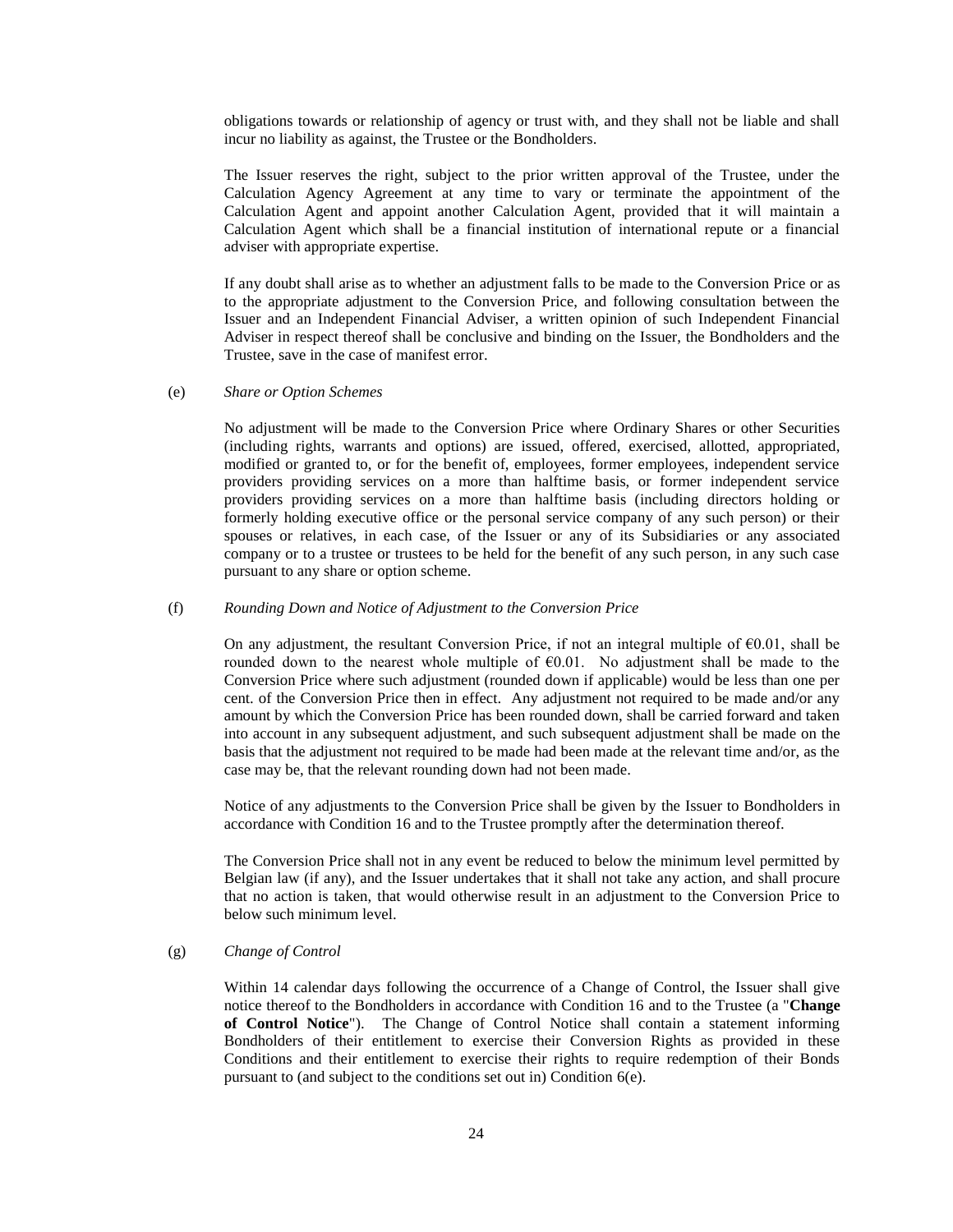obligations towards or relationship of agency or trust with, and they shall not be liable and shall incur no liability as against, the Trustee or the Bondholders.

The Issuer reserves the right, subject to the prior written approval of the Trustee, under the Calculation Agency Agreement at any time to vary or terminate the appointment of the Calculation Agent and appoint another Calculation Agent, provided that it will maintain a Calculation Agent which shall be a financial institution of international repute or a financial adviser with appropriate expertise.

If any doubt shall arise as to whether an adjustment falls to be made to the Conversion Price or as to the appropriate adjustment to the Conversion Price, and following consultation between the Issuer and an Independent Financial Adviser, a written opinion of such Independent Financial Adviser in respect thereof shall be conclusive and binding on the Issuer, the Bondholders and the Trustee, save in the case of manifest error.

(e) *Share or Option Schemes*

No adjustment will be made to the Conversion Price where Ordinary Shares or other Securities (including rights, warrants and options) are issued, offered, exercised, allotted, appropriated, modified or granted to, or for the benefit of, employees, former employees, independent service providers providing services on a more than halftime basis, or former independent service providers providing services on a more than halftime basis (including directors holding or formerly holding executive office or the personal service company of any such person) or their spouses or relatives, in each case, of the Issuer or any of its Subsidiaries or any associated company or to a trustee or trustees to be held for the benefit of any such person, in any such case pursuant to any share or option scheme.

(f) *Rounding Down and Notice of Adjustment to the Conversion Price*

On any adjustment, the resultant Conversion Price, if not an integral multiple of €0.01, shall be rounded down to the nearest whole multiple of €0.01. No adjustment shall be made to the Conversion Price where such adjustment (rounded down if applicable) would be less than one per cent. of the Conversion Price then in effect. Any adjustment not required to be made and/or any amount by which the Conversion Price has been rounded down, shall be carried forward and taken into account in any subsequent adjustment, and such subsequent adjustment shall be made on the basis that the adjustment not required to be made had been made at the relevant time and/or, as the case may be, that the relevant rounding down had not been made.

Notice of any adjustments to the Conversion Price shall be given by the Issuer to Bondholders in accordance with Condition 16 and to the Trustee promptly after the determination thereof.

The Conversion Price shall not in any event be reduced to below the minimum level permitted by Belgian law (if any), and the Issuer undertakes that it shall not take any action, and shall procure that no action is taken, that would otherwise result in an adjustment to the Conversion Price to below such minimum level.

(g) *Change of Control*

Within 14 calendar days following the occurrence of a Change of Control, the Issuer shall give notice thereof to the Bondholders in accordance with Condition 16 and to the Trustee (a "**Change of Control Notice**"). The Change of Control Notice shall contain a statement informing Bondholders of their entitlement to exercise their Conversion Rights as provided in these Conditions and their entitlement to exercise their rights to require redemption of their Bonds pursuant to (and subject to the conditions set out in) Condition 6(e).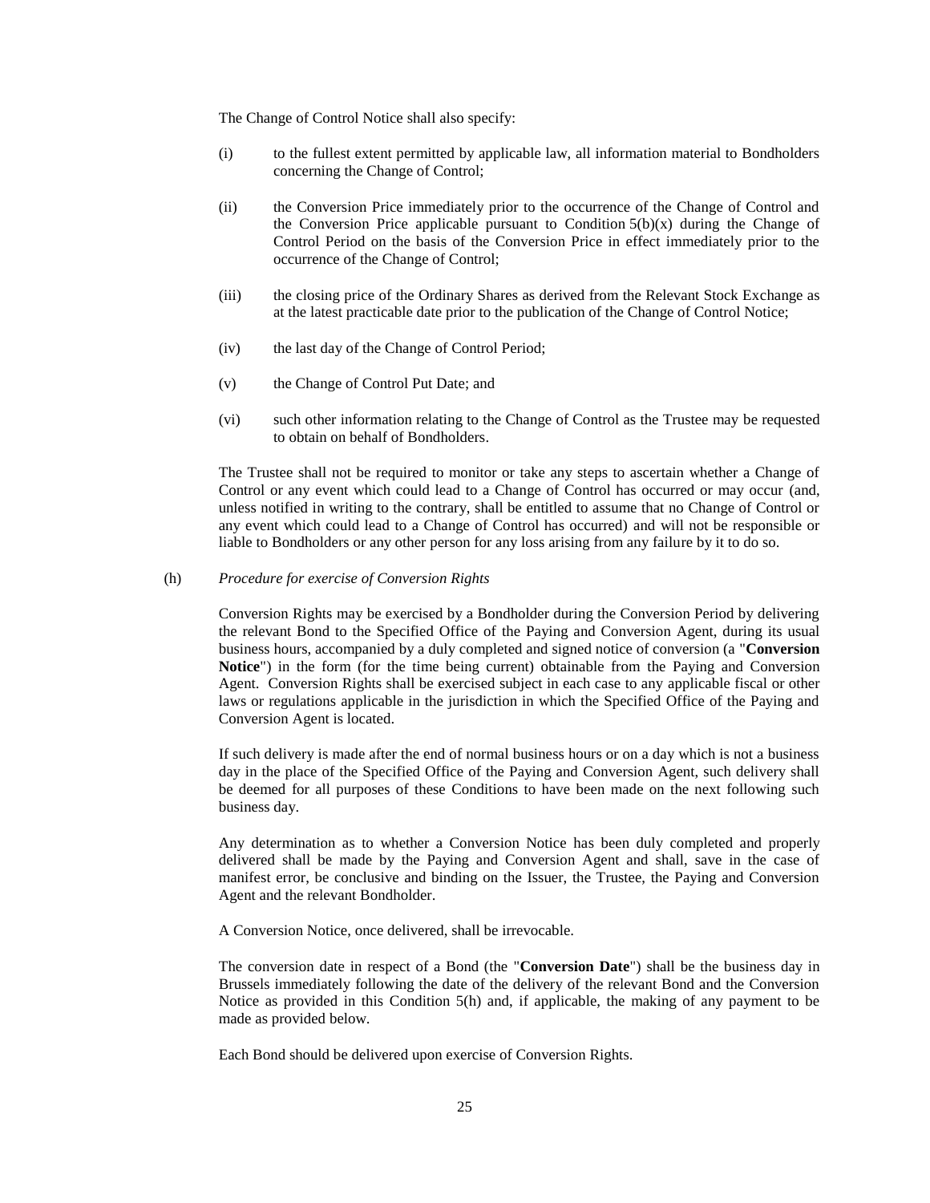The Change of Control Notice shall also specify:

(i) to the fullest extent permitted by applicable law, all information material to Bondholders concerning the Change of Control;

(ii) the Conversion Price immediately prior to the occurrence of the Change of Control and the Conversion Price applicable pursuant to Condition 5(b)(x) during the Change of Control Period on the basis of the Conversion Price in effect immediately prior to the occurrence of the Change of Control;

(iii) the closing price of the Ordinary Shares as derived from the Relevant Stock Exchange as at the latest practicable date prior to the publication of the Change of Control Notice;

(iv) the last day of the Change of Control Period;

(v) the Change of Control Put Date; and

(vi) such other information relating to the Change of Control as the Trustee may be requested to obtain on behalf of Bondholders.

The Trustee shall not be required to monitor or take any steps to ascertain whether a Change of Control or any event which could lead to a Change of Control has occurred or may occur (and, unless notified in writing to the contrary, shall be entitled to assume that no Change of Control or any event which could lead to a Change of Control has occurred) and will not be responsible or liable to Bondholders or any other person for any loss arising from any failure by it to do so.

(h) *Procedure for exercise of Conversion Rights*

Conversion Rights may be exercised by a Bondholder during the Conversion Period by delivering the relevant Bond to the Specified Office of the Paying and Conversion Agent, during its usual business hours, accompanied by a duly completed and signed notice of conversion (a "**Conversion Notice**") in the form (for the time being current) obtainable from the Paying and Conversion Agent. Conversion Rights shall be exercised subject in each case to any applicable fiscal or other laws or regulations applicable in the jurisdiction in which the Specified Office of the Paying and Conversion Agent is located.

If such delivery is made after the end of normal business hours or on a day which is not a business day in the place of the Specified Office of the Paying and Conversion Agent, such delivery shall be deemed for all purposes of these Conditions to have been made on the next following such business day.

Any determination as to whether a Conversion Notice has been duly completed and properly delivered shall be made by the Paying and Conversion Agent and shall, save in the case of manifest error, be conclusive and binding on the Issuer, the Trustee, the Paying and Conversion Agent and the relevant Bondholder.

A Conversion Notice, once delivered, shall be irrevocable.

The conversion date in respect of a Bond (the "**Conversion Date**") shall be the business day in Brussels immediately following the date of the delivery of the relevant Bond and the Conversion Notice as provided in this Condition 5(h) and, if applicable, the making of any payment to be made as provided below.

Each Bond should be delivered upon exercise of Conversion Rights.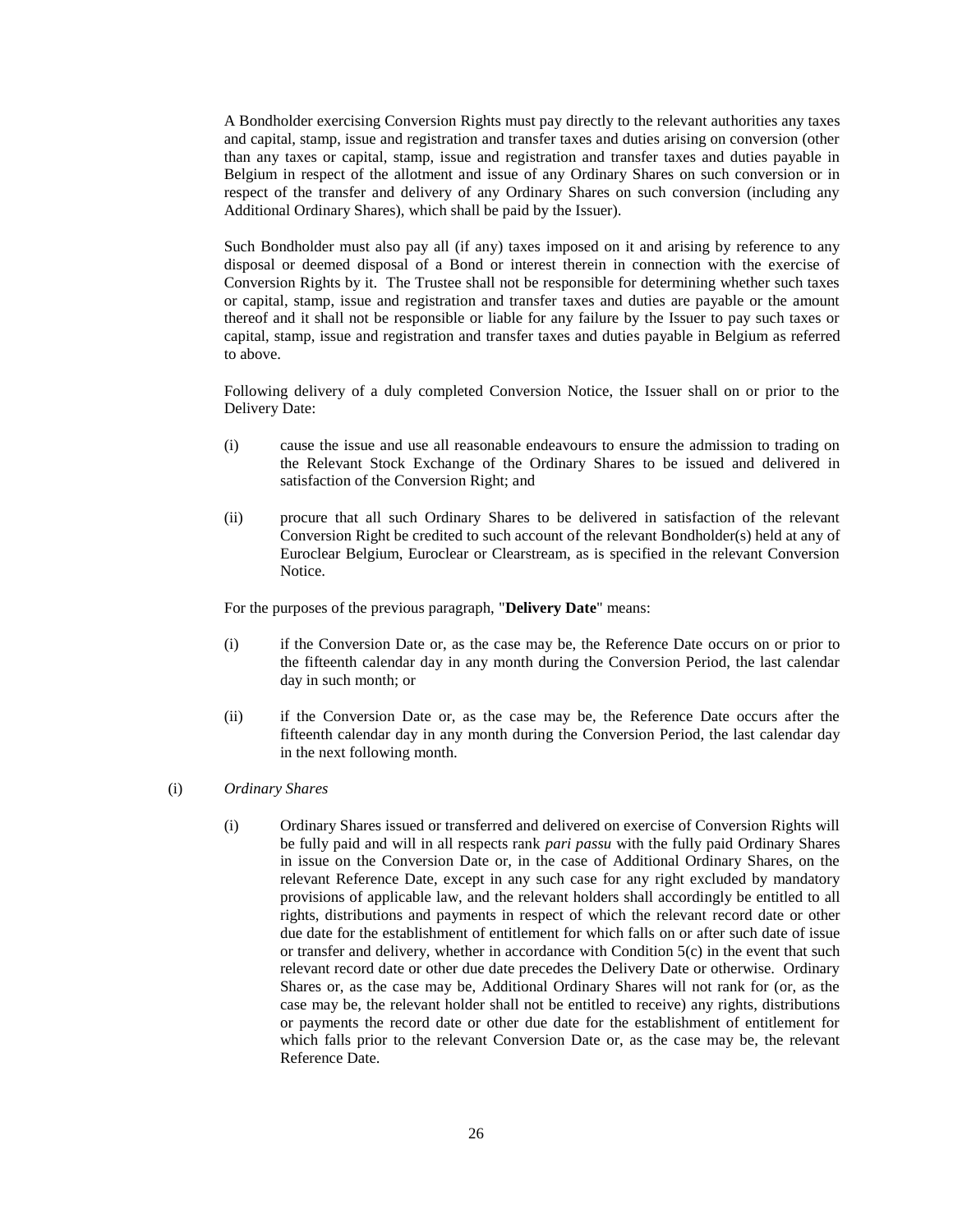A Bondholder exercising Conversion Rights must pay directly to the relevant authorities any taxes and capital, stamp, issue and registration and transfer taxes and duties arising on conversion (other than any taxes or capital, stamp, issue and registration and transfer taxes and duties payable in Belgium in respect of the allotment and issue of any Ordinary Shares on such conversion or in respect of the transfer and delivery of any Ordinary Shares on such conversion (including any Additional Ordinary Shares), which shall be paid by the Issuer).

Such Bondholder must also pay all (if any) taxes imposed on it and arising by reference to any disposal or deemed disposal of a Bond or interest therein in connection with the exercise of Conversion Rights by it. The Trustee shall not be responsible for determining whether such taxes or capital, stamp, issue and registration and transfer taxes and duties are payable or the amount thereof and it shall not be responsible or liable for any failure by the Issuer to pay such taxes or capital, stamp, issue and registration and transfer taxes and duties payable in Belgium as referred to above.

Following delivery of a duly completed Conversion Notice, the Issuer shall on or prior to the Delivery Date:

(i) cause the issue and use all reasonable endeavours to ensure the admission to trading on the Relevant Stock Exchange of the Ordinary Shares to be issued and delivered in satisfaction of the Conversion Right; and

(ii) procure that all such Ordinary Shares to be delivered in satisfaction of the relevant Conversion Right be credited to such account of the relevant Bondholder(s) held at any of Euroclear Belgium, Euroclear or Clearstream, as is specified in the relevant Conversion Notice.

For the purposes of the previous paragraph, "**Delivery Date**" means:

(i) if the Conversion Date or, as the case may be, the Reference Date occurs on or prior to the fifteenth calendar day in any month during the Conversion Period, the last calendar day in such month; or

(ii) if the Conversion Date or, as the case may be, the Reference Date occurs after the fifteenth calendar day in any month during the Conversion Period, the last calendar day in the next following month.

(i) *Ordinary Shares*

(i) Ordinary Shares issued or transferred and delivered on exercise of Conversion Rights will be fully paid and will in all respects rank *pari passu* with the fully paid Ordinary Shares in issue on the Conversion Date or, in the case of Additional Ordinary Shares, on the relevant Reference Date, except in any such case for any right excluded by mandatory provisions of applicable law, and the relevant holders shall accordingly be entitled to all rights, distributions and payments in respect of which the relevant record date or other due date for the establishment of entitlement for which falls on or after such date of issue or transfer and delivery, whether in accordance with Condition 5(c) in the event that such relevant record date or other due date precedes the Delivery Date or otherwise. Ordinary Shares or, as the case may be, Additional Ordinary Shares will not rank for (or, as the case may be, the relevant holder shall not be entitled to receive) any rights, distributions or payments the record date or other due date for the establishment of entitlement for which falls prior to the relevant Conversion Date or, as the case may be, the relevant Reference Date.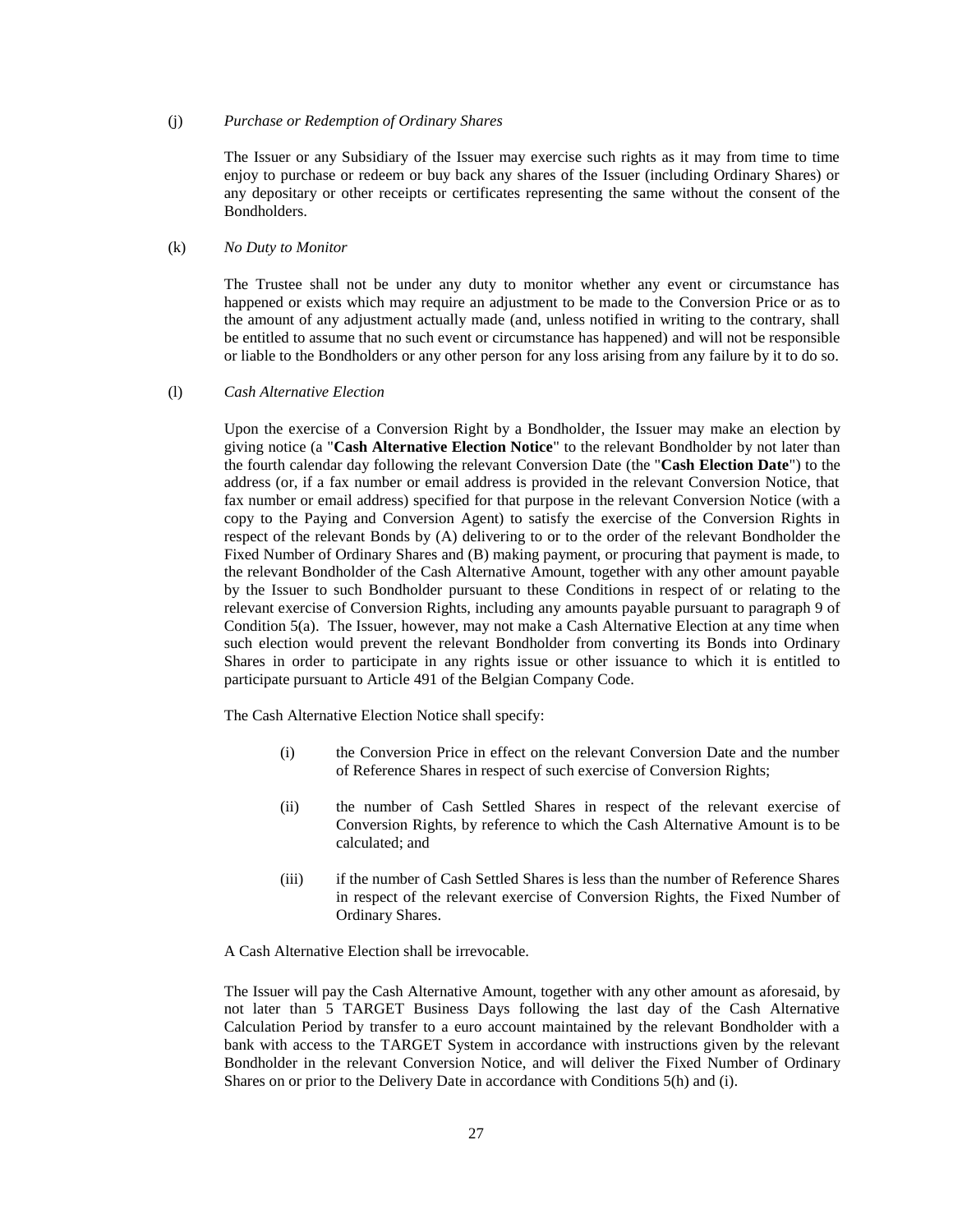(j) *Purchase or Redemption of Ordinary Shares*

The Issuer or any Subsidiary of the Issuer may exercise such rights as it may from time to time enjoy to purchase or redeem or buy back any shares of the Issuer (including Ordinary Shares) or any depositary or other receipts or certificates representing the same without the consent of the Bondholders.

(k) *No Duty to Monitor*

The Trustee shall not be under any duty to monitor whether any event or circumstance has happened or exists which may require an adjustment to be made to the Conversion Price or as to the amount of any adjustment actually made (and, unless notified in writing to the contrary, shall be entitled to assume that no such event or circumstance has happened) and will not be responsible or liable to the Bondholders or any other person for any loss arising from any failure by it to do so.

(l) *Cash Alternative Election*

Upon the exercise of a Conversion Right by a Bondholder, the Issuer may make an election by giving notice (a "**Cash Alternative Election Notice**" to the relevant Bondholder by not later than the fourth calendar day following the relevant Conversion Date (the "**Cash Election Date**") to the address (or, if a fax number or email address is provided in the relevant Conversion Notice, that fax number or email address) specified for that purpose in the relevant Conversion Notice (with a copy to the Paying and Conversion Agent) to satisfy the exercise of the Conversion Rights in respect of the relevant Bonds by (A) delivering to or to the order of the relevant Bondholder the Fixed Number of Ordinary Shares and (B) making payment, or procuring that payment is made, to the relevant Bondholder of the Cash Alternative Amount, together with any other amount payable by the Issuer to such Bondholder pursuant to these Conditions in respect of or relating to the relevant exercise of Conversion Rights, including any amounts payable pursuant to paragraph 9 of Condition 5(a). The Issuer, however, may not make a Cash Alternative Election at any time when such election would prevent the relevant Bondholder from converting its Bonds into Ordinary Shares in order to participate in any rights issue or other issuance to which it is entitled to participate pursuant to Article 491 of the Belgian Company Code.

The Cash Alternative Election Notice shall specify:

(i) the Conversion Price in effect on the relevant Conversion Date and the number of Reference Shares in respect of such exercise of Conversion Rights;

(ii) the number of Cash Settled Shares in respect of the relevant exercise of Conversion Rights, by reference to which the Cash Alternative Amount is to be calculated; and

(iii) if the number of Cash Settled Shares is less than the number of Reference Shares in respect of the relevant exercise of Conversion Rights, the Fixed Number of Ordinary Shares.

A Cash Alternative Election shall be irrevocable.

The Issuer will pay the Cash Alternative Amount, together with any other amount as aforesaid, by not later than 5 TARGET Business Days following the last day of the Cash Alternative Calculation Period by transfer to a euro account maintained by the relevant Bondholder with a bank with access to the TARGET System in accordance with instructions given by the relevant Bondholder in the relevant Conversion Notice, and will deliver the Fixed Number of Ordinary Shares on or prior to the Delivery Date in accordance with Conditions 5(h) and (i).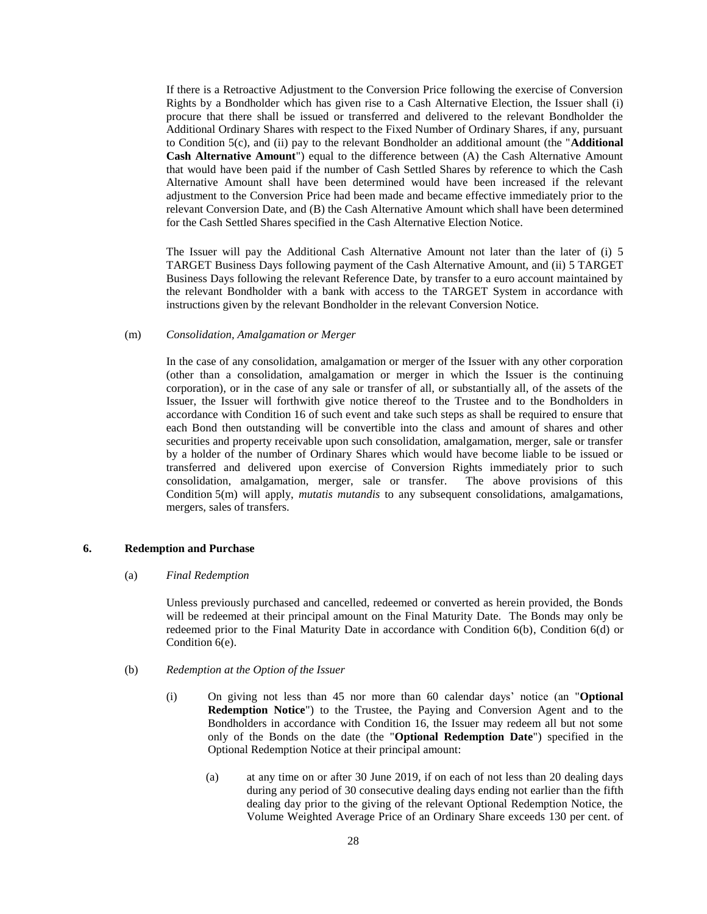If there is a Retroactive Adjustment to the Conversion Price following the exercise of Conversion Rights by a Bondholder which has given rise to a Cash Alternative Election, the Issuer shall (i) procure that there shall be issued or transferred and delivered to the relevant Bondholder the Additional Ordinary Shares with respect to the Fixed Number of Ordinary Shares, if any, pursuant to Condition 5(c), and (ii) pay to the relevant Bondholder an additional amount (the "**Additional Cash Alternative Amount**") equal to the difference between (A) the Cash Alternative Amount that would have been paid if the number of Cash Settled Shares by reference to which the Cash Alternative Amount shall have been determined would have been increased if the relevant adjustment to the Conversion Price had been made and became effective immediately prior to the relevant Conversion Date, and (B) the Cash Alternative Amount which shall have been determined for the Cash Settled Shares specified in the Cash Alternative Election Notice.

The Issuer will pay the Additional Cash Alternative Amount not later than the later of (i) 5 TARGET Business Days following payment of the Cash Alternative Amount, and (ii) 5 TARGET Business Days following the relevant Reference Date, by transfer to a euro account maintained by the relevant Bondholder with a bank with access to the TARGET System in accordance with instructions given by the relevant Bondholder in the relevant Conversion Notice.

(m) *Consolidation, Amalgamation or Merger*

In the case of any consolidation, amalgamation or merger of the Issuer with any other corporation (other than a consolidation, amalgamation or merger in which the Issuer is the continuing corporation), or in the case of any sale or transfer of all, or substantially all, of the assets of the Issuer, the Issuer will forthwith give notice thereof to the Trustee and to the Bondholders in accordance with Condition 16 of such event and take such steps as shall be required to ensure that each Bond then outstanding will be convertible into the class and amount of shares and other securities and property receivable upon such consolidation, amalgamation, merger, sale or transfer by a holder of the number of Ordinary Shares which would have become liable to be issued or transferred and delivered upon exercise of Conversion Rights immediately prior to such consolidation, amalgamation, merger, sale or transfer. The above provisions of this Condition 5(m) will apply, *mutatis mutandis* to any subsequent consolidations, amalgamations, mergers, sales of transfers.

## 6. Redemption and Purchase

(a) *Final Redemption*

Unless previously purchased and cancelled, redeemed or converted as herein provided, the Bonds will be redeemed at their principal amount on the Final Maturity Date. The Bonds may only be redeemed prior to the Final Maturity Date in accordance with Condition 6(b), Condition 6(d) or Condition 6(e).

(b) *Redemption at the Option of the Issuer*

(i) On giving not less than 45 nor more than 60 calendar days' notice (an "**Optional Redemption Notice**") to the Trustee, the Paying and Conversion Agent and to the Bondholders in accordance with Condition 16, the Issuer may redeem all but not some only of the Bonds on the date (the "**Optional Redemption Date**") specified in the Optional Redemption Notice at their principal amount:

(a) at any time on or after 30 June 2019, if on each of not less than 20 dealing days during any period of 30 consecutive dealing days ending not earlier than the fifth dealing day prior to the giving of the relevant Optional Redemption Notice, the Volume Weighted Average Price of an Ordinary Share exceeds 130 per cent. of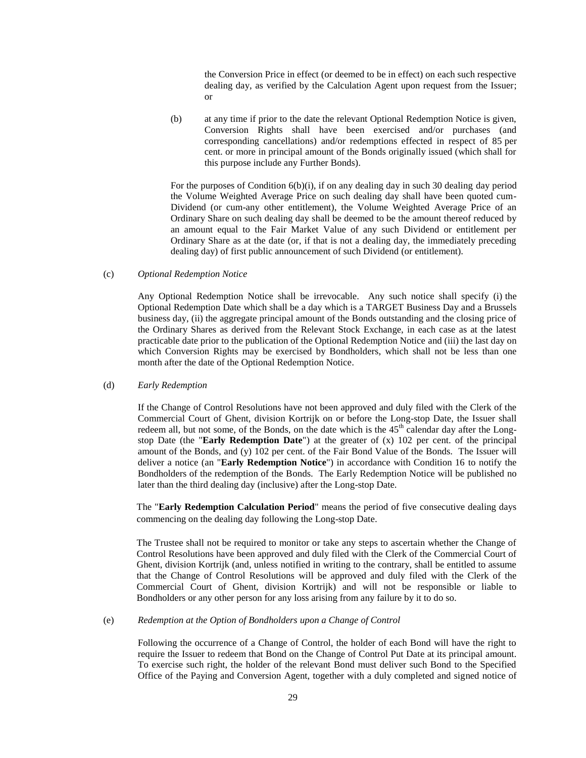the Conversion Price in effect (or deemed to be in effect) on each such respective dealing day, as verified by the Calculation Agent upon request from the Issuer; or

(b) at any time if prior to the date the relevant Optional Redemption Notice is given, Conversion Rights shall have been exercised and/or purchases (and corresponding cancellations) and/or redemptions effected in respect of 85 per cent. or more in principal amount of the Bonds originally issued (which shall for this purpose include any Further Bonds).

For the purposes of Condition 6(b)(i), if on any dealing day in such 30 dealing day period the Volume Weighted Average Price on such dealing day shall have been quoted cum-Dividend (or cum-any other entitlement), the Volume Weighted Average Price of an Ordinary Share on such dealing day shall be deemed to be the amount thereof reduced by an amount equal to the Fair Market Value of any such Dividend or entitlement per Ordinary Share as at the date (or, if that is not a dealing day, the immediately preceding dealing day) of first public announcement of such Dividend (or entitlement).

(c) *Optional Redemption Notice*

Any Optional Redemption Notice shall be irrevocable. Any such notice shall specify (i) the Optional Redemption Date which shall be a day which is a TARGET Business Day and a Brussels business day, (ii) the aggregate principal amount of the Bonds outstanding and the closing price of the Ordinary Shares as derived from the Relevant Stock Exchange, in each case as at the latest practicable date prior to the publication of the Optional Redemption Notice and (iii) the last day on which Conversion Rights may be exercised by Bondholders, which shall not be less than one month after the date of the Optional Redemption Notice.

(d) *Early Redemption*

If the Change of Control Resolutions have not been approved and duly filed with the Clerk of the Commercial Court of Ghent, division Kortrijk on or before the Long-stop Date, the Issuer shall redeem all, but not some, of the Bonds, on the date which is the 45th calendar day after the Long-stop Date (the "**Early Redemption Date**") at the greater of (x) 102 per cent. of the principal amount of the Bonds, and (y) 102 per cent. of the Fair Bond Value of the Bonds. The Issuer will deliver a notice (an "**Early Redemption Notice**") in accordance with Condition 16 to notify the Bondholders of the redemption of the Bonds. The Early Redemption Notice will be published no later than the third dealing day (inclusive) after the Long-stop Date.

The "**Early Redemption Calculation Period**" means the period of five consecutive dealing days commencing on the dealing day following the Long-stop Date.

The Trustee shall not be required to monitor or take any steps to ascertain whether the Change of Control Resolutions have been approved and duly filed with the Clerk of the Commercial Court of Ghent, division Kortrijk (and, unless notified in writing to the contrary, shall be entitled to assume that the Change of Control Resolutions will be approved and duly filed with the Clerk of the Commercial Court of Ghent, division Kortrijk) and will not be responsible or liable to Bondholders or any other person for any loss arising from any failure by it to do so.

(e) *Redemption at the Option of Bondholders upon a Change of Control*

Following the occurrence of a Change of Control, the holder of each Bond will have the right to require the Issuer to redeem that Bond on the Change of Control Put Date at its principal amount. To exercise such right, the holder of the relevant Bond must deliver such Bond to the Specified Office of the Paying and Conversion Agent, together with a duly completed and signed notice of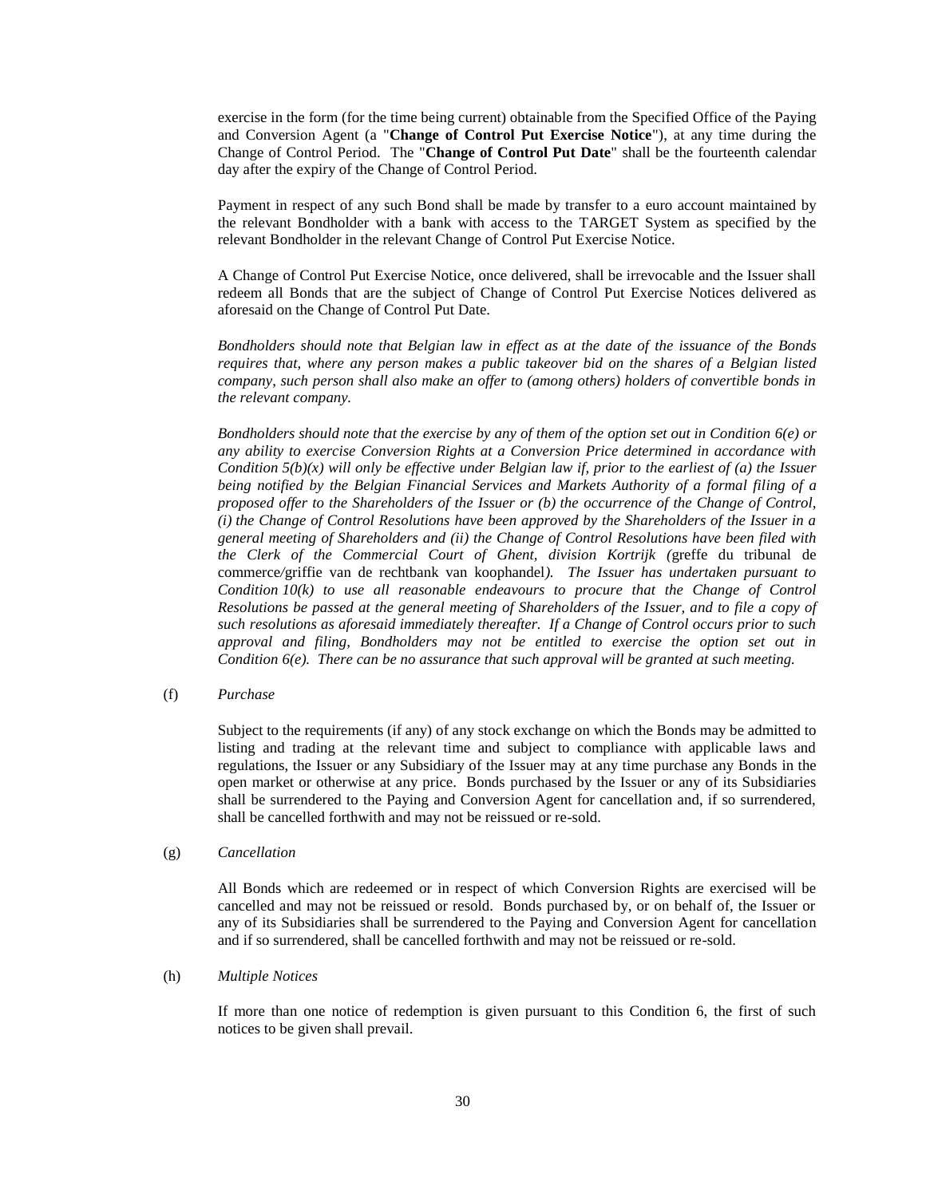exercise in the form (for the time being current) obtainable from the Specified Office of the Paying and Conversion Agent (a "**Change of Control Put Exercise Notice**"), at any time during the Change of Control Period. The "**Change of Control Put Date**" shall be the fourteenth calendar day after the expiry of the Change of Control Period.

Payment in respect of any such Bond shall be made by transfer to a euro account maintained by the relevant Bondholder with a bank with access to the TARGET System as specified by the relevant Bondholder in the relevant Change of Control Put Exercise Notice.

A Change of Control Put Exercise Notice, once delivered, shall be irrevocable and the Issuer shall redeem all Bonds that are the subject of Change of Control Put Exercise Notices delivered as aforesaid on the Change of Control Put Date.

*Bondholders should note that Belgian law in effect as at the date of the issuance of the Bonds requires that, where any person makes a public takeover bid on the shares of a Belgian listed company, such person shall also make an offer to (among others) holders of convertible bonds in the relevant company.*

*Bondholders should note that the exercise by any of them of the option set out in Condition 6(e) or any ability to exercise Conversion Rights at a Conversion Price determined in accordance with Condition 5(b)(x) will only be effective under Belgian law if, prior to the earliest of (a) the Issuer being notified by the Belgian Financial Services and Markets Authority of a formal filing of a proposed offer to the Shareholders of the Issuer or (b) the occurrence of the Change of Control, (i) the Change of Control Resolutions have been approved by the Shareholders of the Issuer in a general meeting of Shareholders and (ii) the Change of Control Resolutions have been filed with the Clerk of the Commercial Court of Ghent, division Kortrijk (*greffe du tribunal de commerce/griffie van de rechtbank van koophandel*). The Issuer has undertaken pursuant to Condition 10(k) to use all reasonable endeavours to procure that the Change of Control Resolutions be passed at the general meeting of Shareholders of the Issuer, and to file a copy of such resolutions as aforesaid immediately thereafter. If a Change of Control occurs prior to such approval and filing, Bondholders may not be entitled to exercise the option set out in Condition 6(e). There can be no assurance that such approval will be granted at such meeting.*

(f) *Purchase*

Subject to the requirements (if any) of any stock exchange on which the Bonds may be admitted to listing and trading at the relevant time and subject to compliance with applicable laws and regulations, the Issuer or any Subsidiary of the Issuer may at any time purchase any Bonds in the open market or otherwise at any price. Bonds purchased by the Issuer or any of its Subsidiaries shall be surrendered to the Paying and Conversion Agent for cancellation and, if so surrendered, shall be cancelled forthwith and may not be reissued or re-sold.

(g) *Cancellation*

All Bonds which are redeemed or in respect of which Conversion Rights are exercised will be cancelled and may not be reissued or resold. Bonds purchased by, or on behalf of, the Issuer or any of its Subsidiaries shall be surrendered to the Paying and Conversion Agent for cancellation and if so surrendered, shall be cancelled forthwith and may not be reissued or re-sold.

(h) *Multiple Notices*

If more than one notice of redemption is given pursuant to this Condition 6, the first of such notices to be given shall prevail.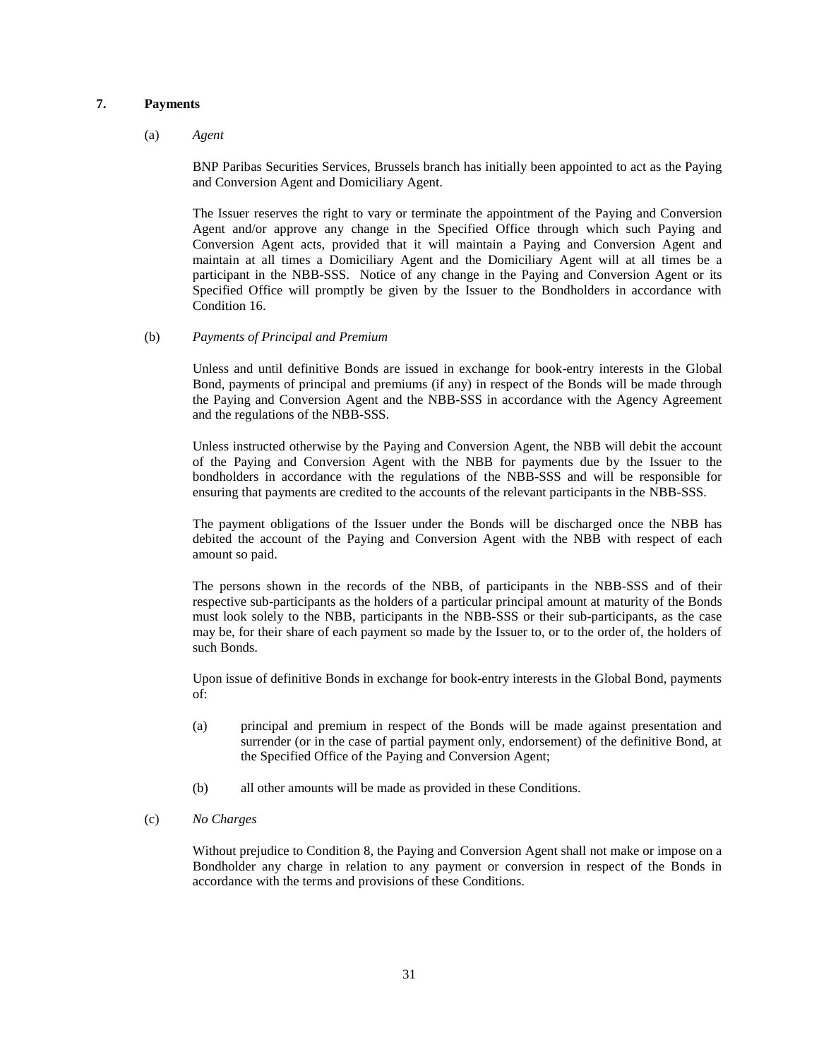## 7. Payments

(a) *Agent*

BNP Paribas Securities Services, Brussels branch has initially been appointed to act as the Paying and Conversion Agent and Domiciliary Agent.

The Issuer reserves the right to vary or terminate the appointment of the Paying and Conversion Agent and/or approve any change in the Specified Office through which such Paying and Conversion Agent acts, provided that it will maintain a Paying and Conversion Agent and maintain at all times a Domiciliary Agent and the Domiciliary Agent will at all times be a participant in the NBB-SSS. Notice of any change in the Paying and Conversion Agent or its Specified Office will promptly be given by the Issuer to the Bondholders in accordance with Condition 16.

(b) *Payments of Principal and Premium*

Unless and until definitive Bonds are issued in exchange for book-entry interests in the Global Bond, payments of principal and premiums (if any) in respect of the Bonds will be made through the Paying and Conversion Agent and the NBB-SSS in accordance with the Agency Agreement and the regulations of the NBB-SSS.

Unless instructed otherwise by the Paying and Conversion Agent, the NBB will debit the account of the Paying and Conversion Agent with the NBB for payments due by the Issuer to the bondholders in accordance with the regulations of the NBB-SSS and will be responsible for ensuring that payments are credited to the accounts of the relevant participants in the NBB-SSS.

The payment obligations of the Issuer under the Bonds will be discharged once the NBB has debited the account of the Paying and Conversion Agent with the NBB with respect of each amount so paid.

The persons shown in the records of the NBB, of participants in the NBB-SSS and of their respective sub-participants as the holders of a particular principal amount at maturity of the Bonds must look solely to the NBB, participants in the NBB-SSS or their sub-participants, as the case may be, for their share of each payment so made by the Issuer to, or to the order of, the holders of such Bonds.

Upon issue of definitive Bonds in exchange for book-entry interests in the Global Bond, payments of:

(a) principal and premium in respect of the Bonds will be made against presentation and surrender (or in the case of partial payment only, endorsement) of the definitive Bond, at the Specified Office of the Paying and Conversion Agent;

(b) all other amounts will be made as provided in these Conditions.

(c) *No Charges*

Without prejudice to Condition 8, the Paying and Conversion Agent shall not make or impose on a Bondholder any charge in relation to any payment or conversion in respect of the Bonds in accordance with the terms and provisions of these Conditions.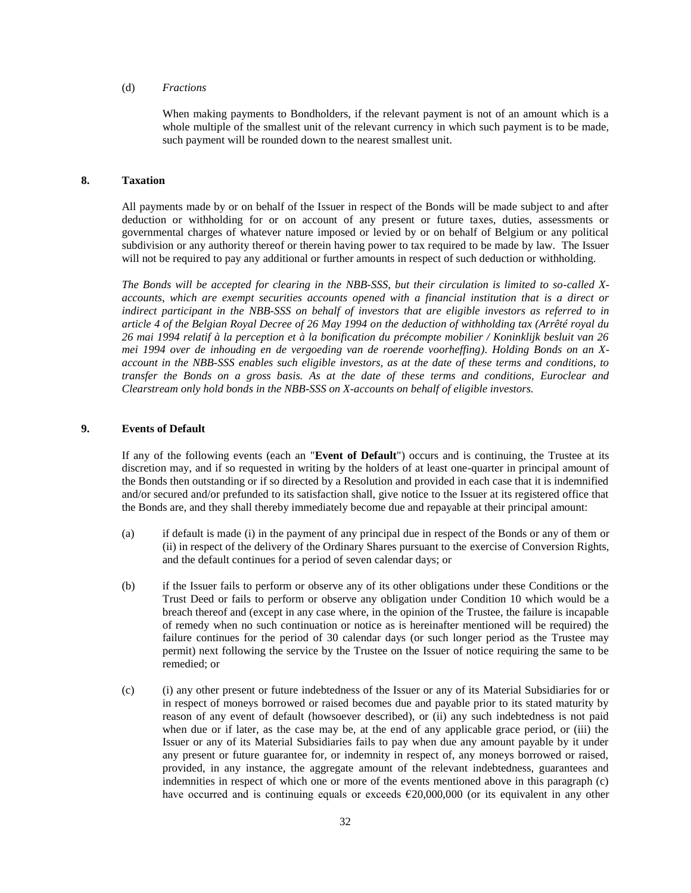(d) *Fractions*

When making payments to Bondholders, if the relevant payment is not of an amount which is a whole multiple of the smallest unit of the relevant currency in which such payment is to be made, such payment will be rounded down to the nearest smallest unit.

## 8. Taxation

All payments made by or on behalf of the Issuer in respect of the Bonds will be made subject to and after deduction or withholding for or on account of any present or future taxes, duties, assessments or governmental charges of whatever nature imposed or levied by or on behalf of Belgium or any political subdivision or any authority thereof or therein having power to tax required to be made by law. The Issuer will not be required to pay any additional or further amounts in respect of such deduction or withholding.

*The Bonds will be accepted for clearing in the NBB-SSS, but their circulation is limited to so-called X-accounts, which are exempt securities accounts opened with a financial institution that is a direct or indirect participant in the NBB-SSS on behalf of investors that are eligible investors as referred to in article 4 of the Belgian Royal Decree of 26 May 1994 on the deduction of withholding tax (Arrêté royal du 26 mai 1994 relatif à la perception et à la bonification du précompte mobilier / Koninklijk besluit van 26 mei 1994 over de inhouding en de vergoeding van de roerende voorheffing). Holding Bonds on an X-account in the NBB-SSS enables such eligible investors, as at the date of these terms and conditions, to transfer the Bonds on a gross basis. As at the date of these terms and conditions, Euroclear and Clearstream only hold bonds in the NBB-SSS on X-accounts on behalf of eligible investors.*

## 9. Events of Default

If any of the following events (each an "**Event of Default**") occurs and is continuing, the Trustee at its discretion may, and if so requested in writing by the holders of at least one-quarter in principal amount of the Bonds then outstanding or if so directed by a Resolution and provided in each case that it is indemnified and/or secured and/or prefunded to its satisfaction shall, give notice to the Issuer at its registered office that the Bonds are, and they shall thereby immediately become due and repayable at their principal amount:

(a) if default is made (i) in the payment of any principal due in respect of the Bonds or any of them or (ii) in respect of the delivery of the Ordinary Shares pursuant to the exercise of Conversion Rights, and the default continues for a period of seven calendar days; or

(b) if the Issuer fails to perform or observe any of its other obligations under these Conditions or the Trust Deed or fails to perform or observe any obligation under Condition 10 which would be a breach thereof and (except in any case where, in the opinion of the Trustee, the failure is incapable of remedy when no such continuation or notice as is hereinafter mentioned will be required) the failure continues for the period of 30 calendar days (or such longer period as the Trustee may permit) next following the service by the Trustee on the Issuer of notice requiring the same to be remedied; or

(c) (i) any other present or future indebtedness of the Issuer or any of its Material Subsidiaries for or in respect of moneys borrowed or raised becomes due and payable prior to its stated maturity by reason of any event of default (howsoever described), or (ii) any such indebtedness is not paid when due or if later, as the case may be, at the end of any applicable grace period, or (iii) the Issuer or any of its Material Subsidiaries fails to pay when due any amount payable by it under any present or future guarantee for, or indemnity in respect of, any moneys borrowed or raised, provided, in any instance, the aggregate amount of the relevant indebtedness, guarantees and indemnities in respect of which one or more of the events mentioned above in this paragraph (c) have occurred and is continuing equals or exceeds €20,000,000 (or its equivalent in any other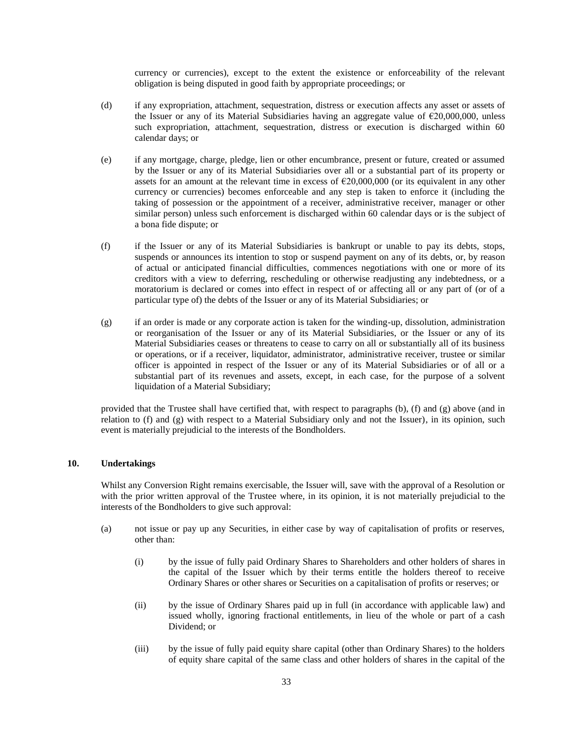currency or currencies), except to the extent the existence or enforceability of the relevant obligation is being disputed in good faith by appropriate proceedings; or

(d) if any expropriation, attachment, sequestration, distress or execution affects any asset or assets of the Issuer or any of its Material Subsidiaries having an aggregate value of €20,000,000, unless such expropriation, attachment, sequestration, distress or execution is discharged within 60 calendar days; or

(e) if any mortgage, charge, pledge, lien or other encumbrance, present or future, created or assumed by the Issuer or any of its Material Subsidiaries over all or a substantial part of its property or assets for an amount at the relevant time in excess of €20,000,000 (or its equivalent in any other currency or currencies) becomes enforceable and any step is taken to enforce it (including the taking of possession or the appointment of a receiver, administrative receiver, manager or other similar person) unless such enforcement is discharged within 60 calendar days or is the subject of a bona fide dispute; or

(f) if the Issuer or any of its Material Subsidiaries is bankrupt or unable to pay its debts, stops, suspends or announces its intention to stop or suspend payment on any of its debts, or, by reason of actual or anticipated financial difficulties, commences negotiations with one or more of its creditors with a view to deferring, rescheduling or otherwise readjusting any indebtedness, or a moratorium is declared or comes into effect in respect of or affecting all or any part of (or of a particular type of) the debts of the Issuer or any of its Material Subsidiaries; or

(g) if an order is made or any corporate action is taken for the winding-up, dissolution, administration or reorganisation of the Issuer or any of its Material Subsidiaries, or the Issuer or any of its Material Subsidiaries ceases or threatens to cease to carry on all or substantially all of its business or operations, or if a receiver, liquidator, administrator, administrative receiver, trustee or similar officer is appointed in respect of the Issuer or any of its Material Subsidiaries or of all or a substantial part of its revenues and assets, except, in each case, for the purpose of a solvent liquidation of a Material Subsidiary;

provided that the Trustee shall have certified that, with respect to paragraphs (b), (f) and (g) above (and in relation to (f) and (g) with respect to a Material Subsidiary only and not the Issuer), in its opinion, such event is materially prejudicial to the interests of the Bondholders.

## 10. Undertakings

Whilst any Conversion Right remains exercisable, the Issuer will, save with the approval of a Resolution or with the prior written approval of the Trustee where, in its opinion, it is not materially prejudicial to the interests of the Bondholders to give such approval:

(a) not issue or pay up any Securities, in either case by way of capitalisation of profits or reserves, other than:

(i) by the issue of fully paid Ordinary Shares to Shareholders and other holders of shares in the capital of the Issuer which by their terms entitle the holders thereof to receive Ordinary Shares or other shares or Securities on a capitalisation of profits or reserves; or

(ii) by the issue of Ordinary Shares paid up in full (in accordance with applicable law) and issued wholly, ignoring fractional entitlements, in lieu of the whole or part of a cash Dividend; or

(iii) by the issue of fully paid equity share capital (other than Ordinary Shares) to the holders of equity share capital of the same class and other holders of shares in the capital of the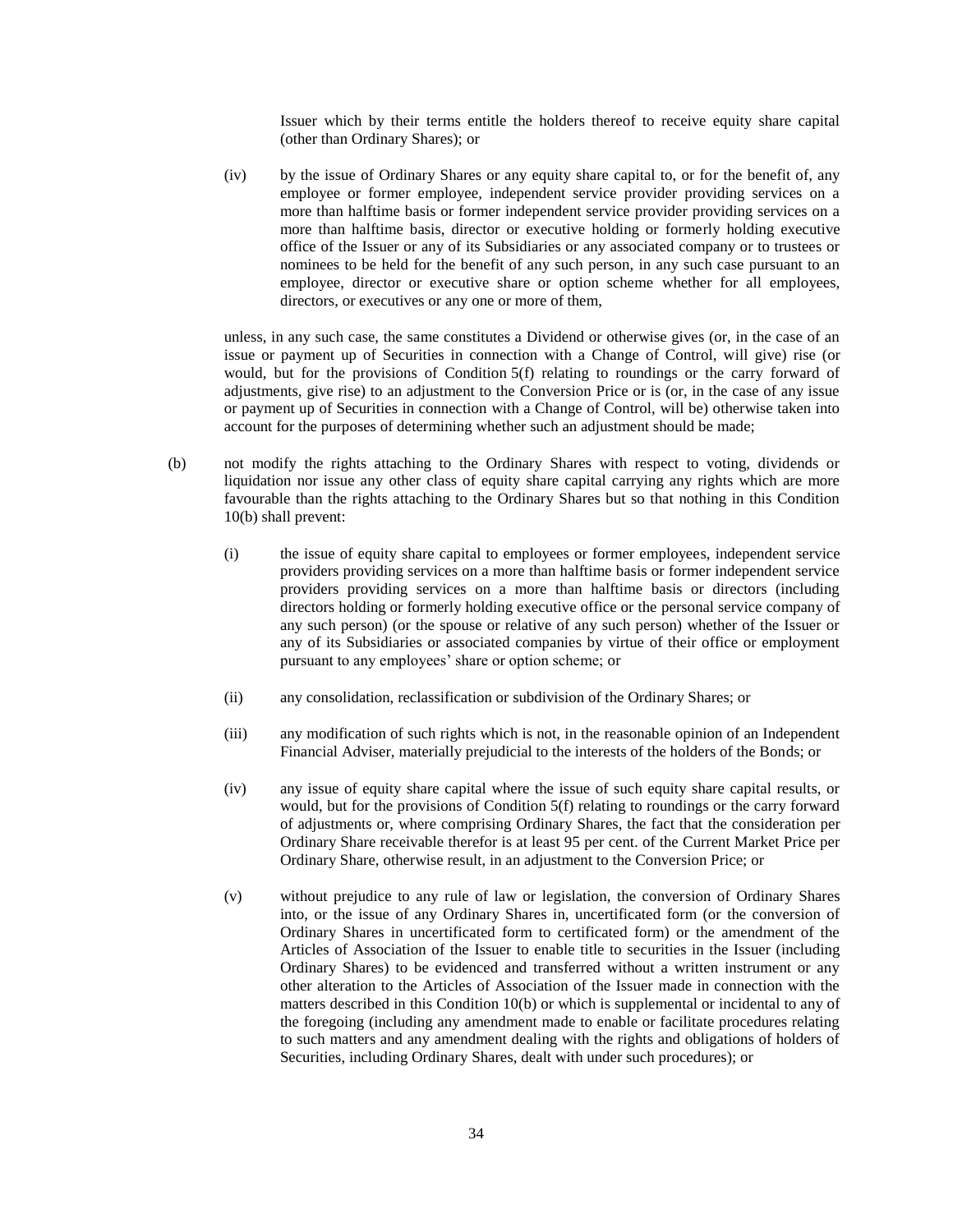Issuer which by their terms entitle the holders thereof to receive equity share capital (other than Ordinary Shares); or

(iv) by the issue of Ordinary Shares or any equity share capital to, or for the benefit of, any employee or former employee, independent service provider providing services on a more than halftime basis or former independent service provider providing services on a more than halftime basis, director or executive holding or formerly holding executive office of the Issuer or any of its Subsidiaries or any associated company or to trustees or nominees to be held for the benefit of any such person, in any such case pursuant to an employee, director or executive share or option scheme whether for all employees, directors, or executives or any one or more of them,

unless, in any such case, the same constitutes a Dividend or otherwise gives (or, in the case of an issue or payment up of Securities in connection with a Change of Control, will give) rise (or would, but for the provisions of Condition 5(f) relating to roundings or the carry forward of adjustments, give rise) to an adjustment to the Conversion Price or is (or, in the case of any issue or payment up of Securities in connection with a Change of Control, will be) otherwise taken into account for the purposes of determining whether such an adjustment should be made;

(b) not modify the rights attaching to the Ordinary Shares with respect to voting, dividends or liquidation nor issue any other class of equity share capital carrying any rights which are more favourable than the rights attaching to the Ordinary Shares but so that nothing in this Condition 10(b) shall prevent:

(i) the issue of equity share capital to employees or former employees, independent service providers providing services on a more than halftime basis or former independent service providers providing services on a more than halftime basis or directors (including directors holding or formerly holding executive office or the personal service company of any such person) (or the spouse or relative of any such person) whether of the Issuer or any of its Subsidiaries or associated companies by virtue of their office or employment pursuant to any employees' share or option scheme; or

(ii) any consolidation, reclassification or subdivision of the Ordinary Shares; or

(iii) any modification of such rights which is not, in the reasonable opinion of an Independent Financial Adviser, materially prejudicial to the interests of the holders of the Bonds; or

(iv) any issue of equity share capital where the issue of such equity share capital results, or would, but for the provisions of Condition 5(f) relating to roundings or the carry forward of adjustments or, where comprising Ordinary Shares, the fact that the consideration per Ordinary Share receivable therefor is at least 95 per cent. of the Current Market Price per Ordinary Share, otherwise result, in an adjustment to the Conversion Price; or

(v) without prejudice to any rule of law or legislation, the conversion of Ordinary Shares into, or the issue of any Ordinary Shares in, uncertificated form (or the conversion of Ordinary Shares in uncertificated form to certificated form) or the amendment of the Articles of Association of the Issuer to enable title to securities in the Issuer (including Ordinary Shares) to be evidenced and transferred without a written instrument or any other alteration to the Articles of Association of the Issuer made in connection with the matters described in this Condition 10(b) or which is supplemental or incidental to any of the foregoing (including any amendment made to enable or facilitate procedures relating to such matters and any amendment dealing with the rights and obligations of holders of Securities, including Ordinary Shares, dealt with under such procedures); or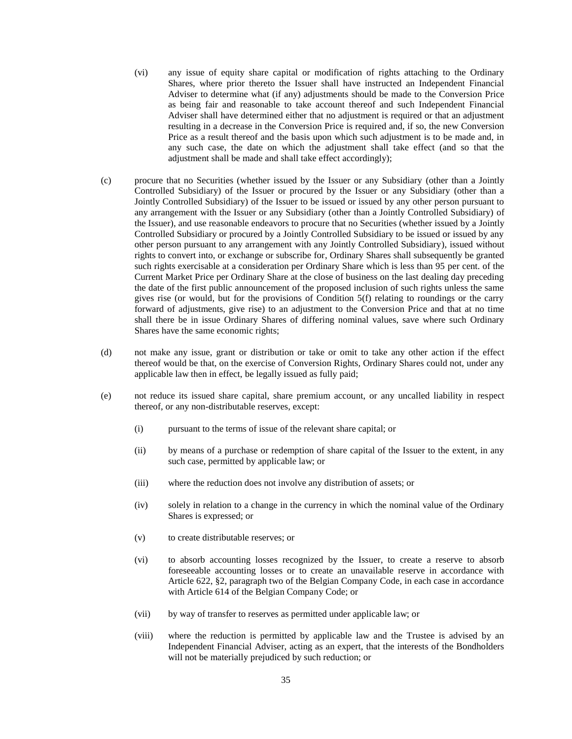(vi) any issue of equity share capital or modification of rights attaching to the Ordinary Shares, where prior thereto the Issuer shall have instructed an Independent Financial Adviser to determine what (if any) adjustments should be made to the Conversion Price as being fair and reasonable to take account thereof and such Independent Financial Adviser shall have determined either that no adjustment is required or that an adjustment resulting in a decrease in the Conversion Price is required and, if so, the new Conversion Price as a result thereof and the basis upon which such adjustment is to be made and, in any such case, the date on which the adjustment shall take effect (and so that the adjustment shall be made and shall take effect accordingly);

(c) procure that no Securities (whether issued by the Issuer or any Subsidiary (other than a Jointly Controlled Subsidiary) of the Issuer or procured by the Issuer or any Subsidiary (other than a Jointly Controlled Subsidiary) of the Issuer to be issued or issued by any other person pursuant to any arrangement with the Issuer or any Subsidiary (other than a Jointly Controlled Subsidiary) of the Issuer), and use reasonable endeavors to procure that no Securities (whether issued by a Jointly Controlled Subsidiary or procured by a Jointly Controlled Subsidiary to be issued or issued by any other person pursuant to any arrangement with any Jointly Controlled Subsidiary), issued without rights to convert into, or exchange or subscribe for, Ordinary Shares shall subsequently be granted such rights exercisable at a consideration per Ordinary Share which is less than 95 per cent. of the Current Market Price per Ordinary Share at the close of business on the last dealing day preceding the date of the first public announcement of the proposed inclusion of such rights unless the same gives rise (or would, but for the provisions of Condition 5(f) relating to roundings or the carry forward of adjustments, give rise) to an adjustment to the Conversion Price and that at no time shall there be in issue Ordinary Shares of differing nominal values, save where such Ordinary Shares have the same economic rights;

(d) not make any issue, grant or distribution or take or omit to take any other action if the effect thereof would be that, on the exercise of Conversion Rights, Ordinary Shares could not, under any applicable law then in effect, be legally issued as fully paid;

(e) not reduce its issued share capital, share premium account, or any uncalled liability in respect thereof, or any non-distributable reserves, except:

  (i) pursuant to the terms of issue of the relevant share capital; or

  (ii) by means of a purchase or redemption of share capital of the Issuer to the extent, in any such case, permitted by applicable law; or

  (iii) where the reduction does not involve any distribution of assets; or

  (iv) solely in relation to a change in the currency in which the nominal value of the Ordinary Shares is expressed; or

  (v) to create distributable reserves; or

  (vi) to absorb accounting losses recognized by the Issuer, to create a reserve to absorb foreseeable accounting losses or to create an unavailable reserve in accordance with Article 622, §2, paragraph two of the Belgian Company Code, in each case in accordance with Article 614 of the Belgian Company Code; or

  (vii) by way of transfer to reserves as permitted under applicable law; or

  (viii) where the reduction is permitted by applicable law and the Trustee is advised by an Independent Financial Adviser, acting as an expert, that the interests of the Bondholders will not be materially prejudiced by such reduction; or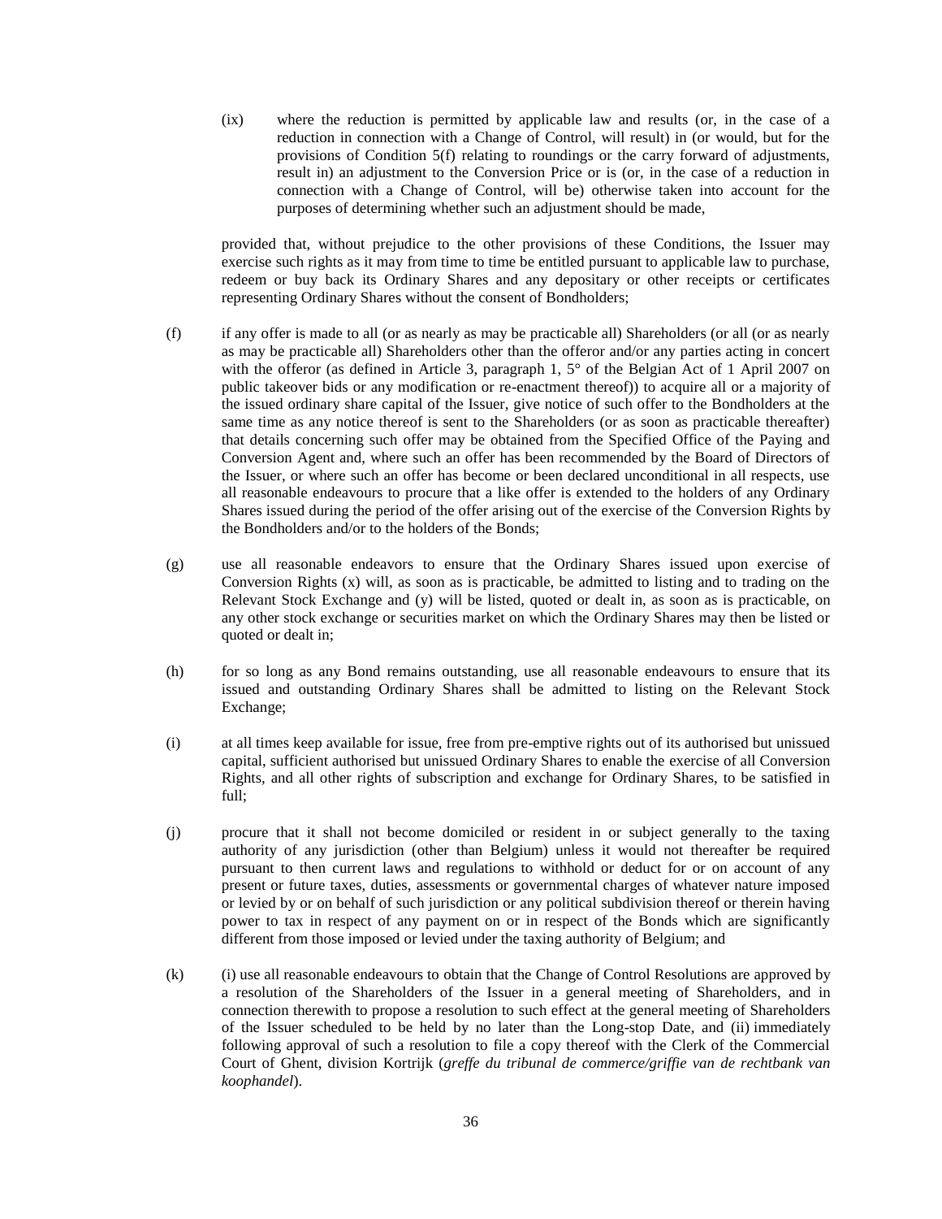(ix) where the reduction is permitted by applicable law and results (or, in the case of a reduction in connection with a Change of Control, will result) in (or would, but for the provisions of Condition 5(f) relating to roundings or the carry forward of adjustments, result in) an adjustment to the Conversion Price or is (or, in the case of a reduction in connection with a Change of Control, will be) otherwise taken into account for the purposes of determining whether such an adjustment should be made,

provided that, without prejudice to the other provisions of these Conditions, the Issuer may exercise such rights as it may from time to time be entitled pursuant to applicable law to purchase, redeem or buy back its Ordinary Shares and any depositary or other receipts or certificates representing Ordinary Shares without the consent of Bondholders;

(f) if any offer is made to all (or as nearly as may be practicable all) Shareholders (or all (or as nearly as may be practicable all) Shareholders other than the offeror and/or any parties acting in concert with the offeror (as defined in Article 3, paragraph 1, 5° of the Belgian Act of 1 April 2007 on public takeover bids or any modification or re-enactment thereof)) to acquire all or a majority of the issued ordinary share capital of the Issuer, give notice of such offer to the Bondholders at the same time as any notice thereof is sent to the Shareholders (or as soon as practicable thereafter) that details concerning such offer may be obtained from the Specified Office of the Paying and Conversion Agent and, where such an offer has been recommended by the Board of Directors of the Issuer, or where such an offer has become or been declared unconditional in all respects, use all reasonable endeavours to procure that a like offer is extended to the holders of any Ordinary Shares issued during the period of the offer arising out of the exercise of the Conversion Rights by the Bondholders and/or to the holders of the Bonds;

(g) use all reasonable endeavors to ensure that the Ordinary Shares issued upon exercise of Conversion Rights (x) will, as soon as is practicable, be admitted to listing and to trading on the Relevant Stock Exchange and (y) will be listed, quoted or dealt in, as soon as is practicable, on any other stock exchange or securities market on which the Ordinary Shares may then be listed or quoted or dealt in;

(h) for so long as any Bond remains outstanding, use all reasonable endeavours to ensure that its issued and outstanding Ordinary Shares shall be admitted to listing on the Relevant Stock Exchange;

(i) at all times keep available for issue, free from pre-emptive rights out of its authorised but unissued capital, sufficient authorised but unissued Ordinary Shares to enable the exercise of all Conversion Rights, and all other rights of subscription and exchange for Ordinary Shares, to be satisfied in full;

(j) procure that it shall not become domiciled or resident in or subject generally to the taxing authority of any jurisdiction (other than Belgium) unless it would not thereafter be required pursuant to then current laws and regulations to withhold or deduct for or on account of any present or future taxes, duties, assessments or governmental charges of whatever nature imposed or levied by or on behalf of such jurisdiction or any political subdivision thereof or therein having power to tax in respect of any payment on or in respect of the Bonds which are significantly different from those imposed or levied under the taxing authority of Belgium; and

(k) (i) use all reasonable endeavours to obtain that the Change of Control Resolutions are approved by a resolution of the Shareholders of the Issuer in a general meeting of Shareholders, and in connection therewith to propose a resolution to such effect at the general meeting of Shareholders of the Issuer scheduled to be held by no later than the Long-stop Date, and (ii) immediately following approval of such a resolution to file a copy thereof with the Clerk of the Commercial Court of Ghent, division Kortrijk (*greffe du tribunal de commerce/griffie van de rechtbank van koophandel*).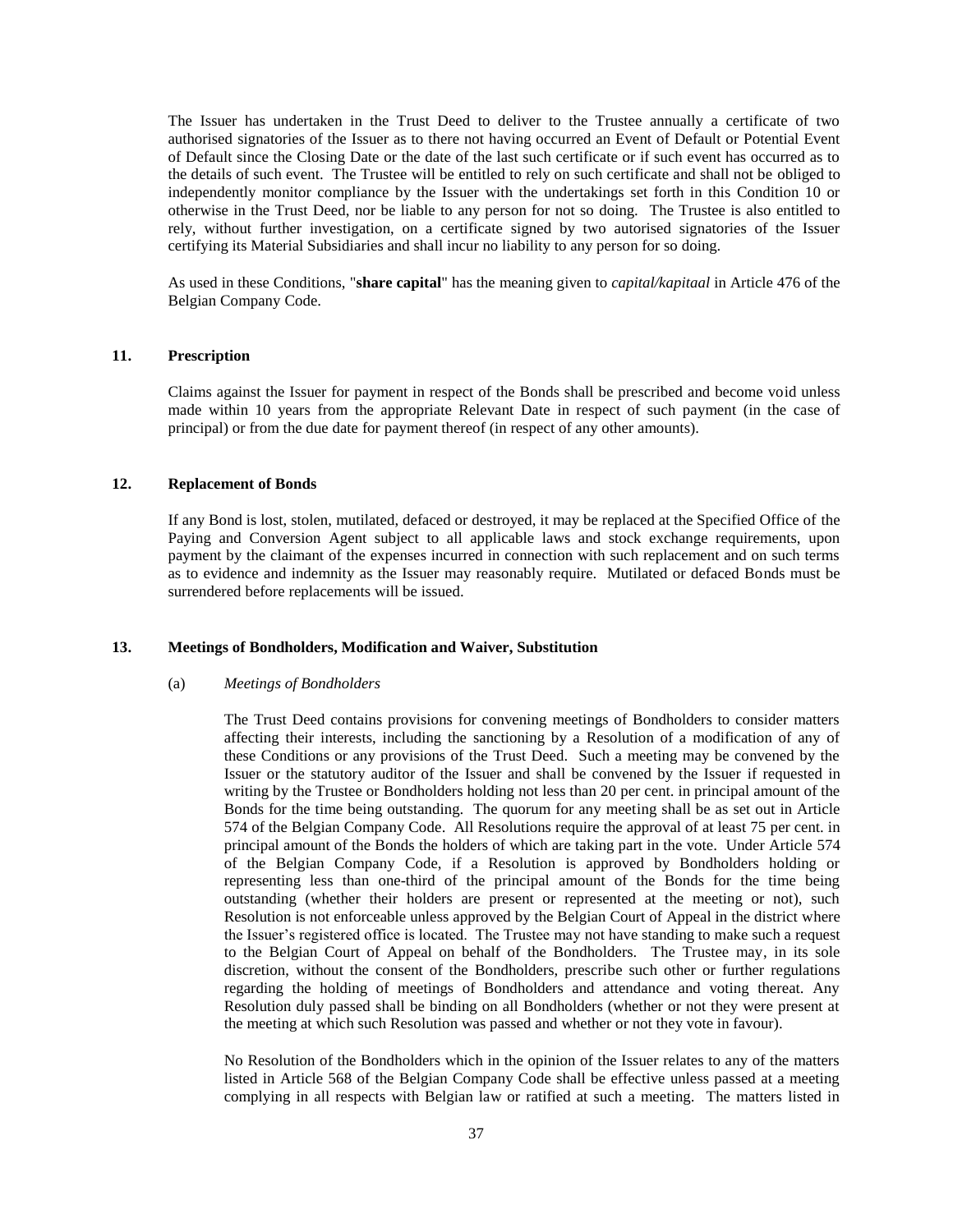The Issuer has undertaken in the Trust Deed to deliver to the Trustee annually a certificate of two authorised signatories of the Issuer as to there not having occurred an Event of Default or Potential Event of Default since the Closing Date or the date of the last such certificate or if such event has occurred as to the details of such event. The Trustee will be entitled to rely on such certificate and shall not be obliged to independently monitor compliance by the Issuer with the undertakings set forth in this Condition 10 or otherwise in the Trust Deed, nor be liable to any person for not so doing. The Trustee is also entitled to rely, without further investigation, on a certificate signed by two autorised signatories of the Issuer certifying its Material Subsidiaries and shall incur no liability to any person for so doing.

As used in these Conditions, "**share capital**" has the meaning given to *capital/kapitaal* in Article 476 of the Belgian Company Code.

## 11. Prescription

Claims against the Issuer for payment in respect of the Bonds shall be prescribed and become void unless made within 10 years from the appropriate Relevant Date in respect of such payment (in the case of principal) or from the due date for payment thereof (in respect of any other amounts).

## 12. Replacement of Bonds

If any Bond is lost, stolen, mutilated, defaced or destroyed, it may be replaced at the Specified Office of the Paying and Conversion Agent subject to all applicable laws and stock exchange requirements, upon payment by the claimant of the expenses incurred in connection with such replacement and on such terms as to evidence and indemnity as the Issuer may reasonably require. Mutilated or defaced Bonds must be surrendered before replacements will be issued.

## 13. Meetings of Bondholders, Modification and Waiver, Substitution

(a) *Meetings of Bondholders*

The Trust Deed contains provisions for convening meetings of Bondholders to consider matters affecting their interests, including the sanctioning by a Resolution of a modification of any of these Conditions or any provisions of the Trust Deed. Such a meeting may be convened by the Issuer or the statutory auditor of the Issuer and shall be convened by the Issuer if requested in writing by the Trustee or Bondholders holding not less than 20 per cent. in principal amount of the Bonds for the time being outstanding. The quorum for any meeting shall be as set out in Article 574 of the Belgian Company Code. All Resolutions require the approval of at least 75 per cent. in principal amount of the Bonds the holders of which are taking part in the vote. Under Article 574 of the Belgian Company Code, if a Resolution is approved by Bondholders holding or representing less than one-third of the principal amount of the Bonds for the time being outstanding (whether their holders are present or represented at the meeting or not), such Resolution is not enforceable unless approved by the Belgian Court of Appeal in the district where the Issuer's registered office is located. The Trustee may not have standing to make such a request to the Belgian Court of Appeal on behalf of the Bondholders. The Trustee may, in its sole discretion, without the consent of the Bondholders, prescribe such other or further regulations regarding the holding of meetings of Bondholders and attendance and voting thereat. Any Resolution duly passed shall be binding on all Bondholders (whether or not they were present at the meeting at which such Resolution was passed and whether or not they vote in favour).

No Resolution of the Bondholders which in the opinion of the Issuer relates to any of the matters listed in Article 568 of the Belgian Company Code shall be effective unless passed at a meeting complying in all respects with Belgian law or ratified at such a meeting. The matters listed in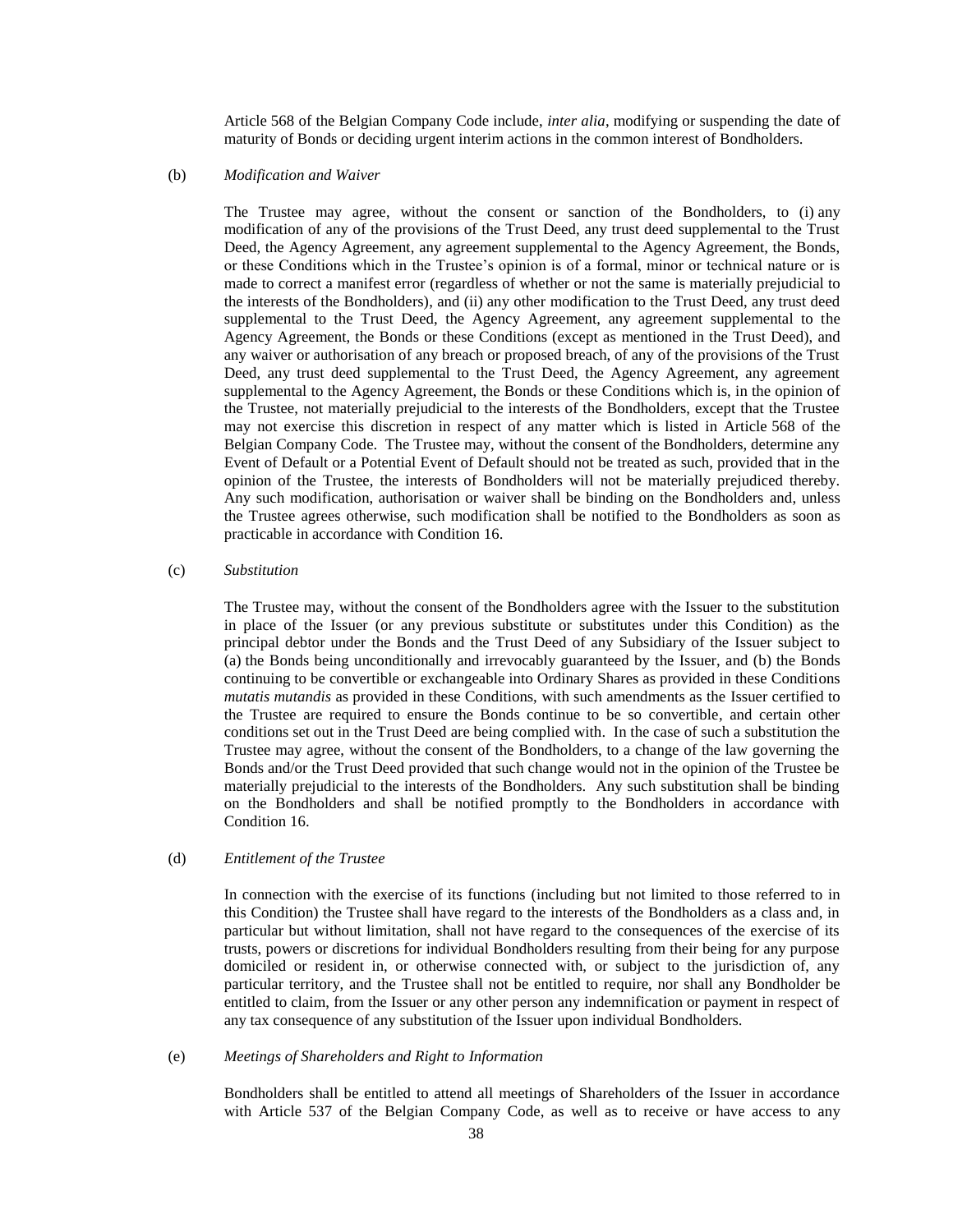Article 568 of the Belgian Company Code include, *inter alia*, modifying or suspending the date of maturity of Bonds or deciding urgent interim actions in the common interest of Bondholders.

(b) *Modification and Waiver*

The Trustee may agree, without the consent or sanction of the Bondholders, to (i) any modification of any of the provisions of the Trust Deed, any trust deed supplemental to the Trust Deed, the Agency Agreement, any agreement supplemental to the Agency Agreement, the Bonds, or these Conditions which in the Trustee's opinion is of a formal, minor or technical nature or is made to correct a manifest error (regardless of whether or not the same is materially prejudicial to the interests of the Bondholders), and (ii) any other modification to the Trust Deed, any trust deed supplemental to the Trust Deed, the Agency Agreement, any agreement supplemental to the Agency Agreement, the Bonds or these Conditions (except as mentioned in the Trust Deed), and any waiver or authorisation of any breach or proposed breach, of any of the provisions of the Trust Deed, any trust deed supplemental to the Trust Deed, the Agency Agreement, any agreement supplemental to the Agency Agreement, the Bonds or these Conditions which is, in the opinion of the Trustee, not materially prejudicial to the interests of the Bondholders, except that the Trustee may not exercise this discretion in respect of any matter which is listed in Article 568 of the Belgian Company Code. The Trustee may, without the consent of the Bondholders, determine any Event of Default or a Potential Event of Default should not be treated as such, provided that in the opinion of the Trustee, the interests of Bondholders will not be materially prejudiced thereby. Any such modification, authorisation or waiver shall be binding on the Bondholders and, unless the Trustee agrees otherwise, such modification shall be notified to the Bondholders as soon as practicable in accordance with Condition 16.

(c) *Substitution*

The Trustee may, without the consent of the Bondholders agree with the Issuer to the substitution in place of the Issuer (or any previous substitute or substitutes under this Condition) as the principal debtor under the Bonds and the Trust Deed of any Subsidiary of the Issuer subject to (a) the Bonds being unconditionally and irrevocably guaranteed by the Issuer, and (b) the Bonds continuing to be convertible or exchangeable into Ordinary Shares as provided in these Conditions *mutatis mutandis* as provided in these Conditions, with such amendments as the Issuer certified to the Trustee are required to ensure the Bonds continue to be so convertible, and certain other conditions set out in the Trust Deed are being complied with. In the case of such a substitution the Trustee may agree, without the consent of the Bondholders, to a change of the law governing the Bonds and/or the Trust Deed provided that such change would not in the opinion of the Trustee be materially prejudicial to the interests of the Bondholders. Any such substitution shall be binding on the Bondholders and shall be notified promptly to the Bondholders in accordance with Condition 16.

(d) *Entitlement of the Trustee*

In connection with the exercise of its functions (including but not limited to those referred to in this Condition) the Trustee shall have regard to the interests of the Bondholders as a class and, in particular but without limitation, shall not have regard to the consequences of the exercise of its trusts, powers or discretions for individual Bondholders resulting from their being for any purpose domiciled or resident in, or otherwise connected with, or subject to the jurisdiction of, any particular territory, and the Trustee shall not be entitled to require, nor shall any Bondholder be entitled to claim, from the Issuer or any other person any indemnification or payment in respect of any tax consequence of any substitution of the Issuer upon individual Bondholders.

(e) *Meetings of Shareholders and Right to Information*

Bondholders shall be entitled to attend all meetings of Shareholders of the Issuer in accordance with Article 537 of the Belgian Company Code, as well as to receive or have access to any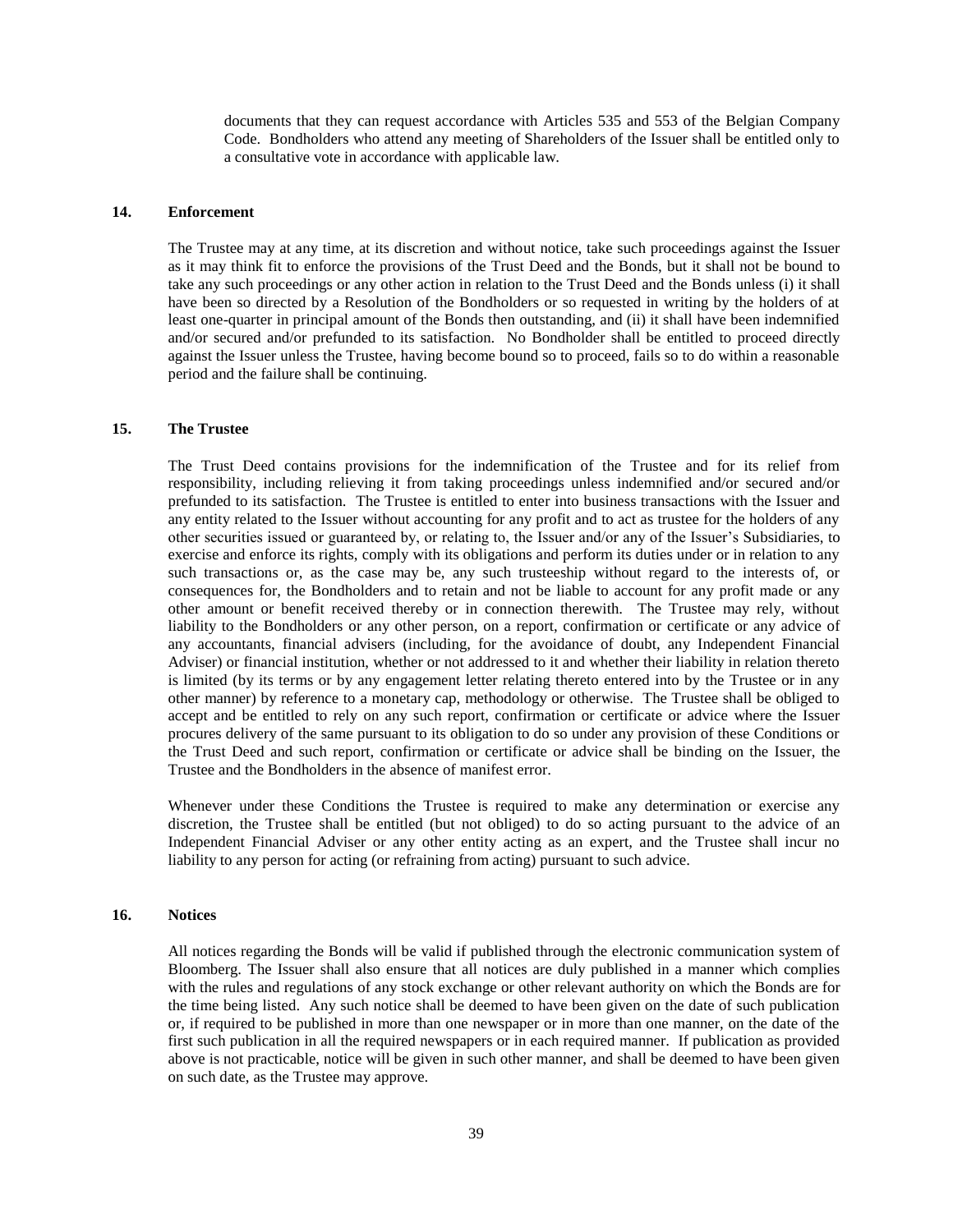documents that they can request accordance with Articles 535 and 553 of the Belgian Company Code. Bondholders who attend any meeting of Shareholders of the Issuer shall be entitled only to a consultative vote in accordance with applicable law.

## 14. Enforcement

The Trustee may at any time, at its discretion and without notice, take such proceedings against the Issuer as it may think fit to enforce the provisions of the Trust Deed and the Bonds, but it shall not be bound to take any such proceedings or any other action in relation to the Trust Deed and the Bonds unless (i) it shall have been so directed by a Resolution of the Bondholders or so requested in writing by the holders of at least one-quarter in principal amount of the Bonds then outstanding, and (ii) it shall have been indemnified and/or secured and/or prefunded to its satisfaction. No Bondholder shall be entitled to proceed directly against the Issuer unless the Trustee, having become bound so to proceed, fails so to do within a reasonable period and the failure shall be continuing.

## 15. The Trustee

The Trust Deed contains provisions for the indemnification of the Trustee and for its relief from responsibility, including relieving it from taking proceedings unless indemnified and/or secured and/or prefunded to its satisfaction. The Trustee is entitled to enter into business transactions with the Issuer and any entity related to the Issuer without accounting for any profit and to act as trustee for the holders of any other securities issued or guaranteed by, or relating to, the Issuer and/or any of the Issuer's Subsidiaries, to exercise and enforce its rights, comply with its obligations and perform its duties under or in relation to any such transactions or, as the case may be, any such trusteeship without regard to the interests of, or consequences for, the Bondholders and to retain and not be liable to account for any profit made or any other amount or benefit received thereby or in connection therewith. The Trustee may rely, without liability to the Bondholders or any other person, on a report, confirmation or certificate or any advice of any accountants, financial advisers (including, for the avoidance of doubt, any Independent Financial Adviser) or financial institution, whether or not addressed to it and whether their liability in relation thereto is limited (by its terms or by any engagement letter relating thereto entered into by the Trustee or in any other manner) by reference to a monetary cap, methodology or otherwise. The Trustee shall be obliged to accept and be entitled to rely on any such report, confirmation or certificate or advice where the Issuer procures delivery of the same pursuant to its obligation to do so under any provision of these Conditions or the Trust Deed and such report, confirmation or certificate or advice shall be binding on the Issuer, the Trustee and the Bondholders in the absence of manifest error.

Whenever under these Conditions the Trustee is required to make any determination or exercise any discretion, the Trustee shall be entitled (but not obliged) to do so acting pursuant to the advice of an Independent Financial Adviser or any other entity acting as an expert, and the Trustee shall incur no liability to any person for acting (or refraining from acting) pursuant to such advice.

## 16. Notices

All notices regarding the Bonds will be valid if published through the electronic communication system of Bloomberg. The Issuer shall also ensure that all notices are duly published in a manner which complies with the rules and regulations of any stock exchange or other relevant authority on which the Bonds are for the time being listed. Any such notice shall be deemed to have been given on the date of such publication or, if required to be published in more than one newspaper or in more than one manner, on the date of the first such publication in all the required newspapers or in each required manner. If publication as provided above is not practicable, notice will be given in such other manner, and shall be deemed to have been given on such date, as the Trustee may approve.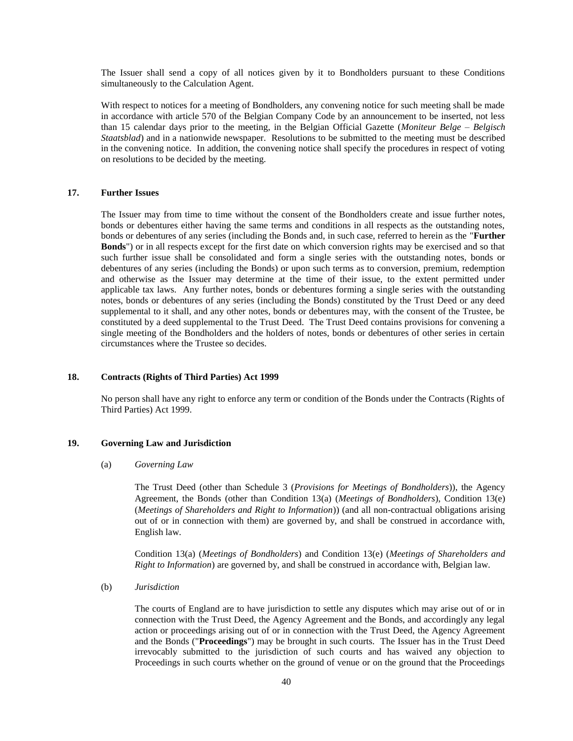The Issuer shall send a copy of all notices given by it to Bondholders pursuant to these Conditions simultaneously to the Calculation Agent.

With respect to notices for a meeting of Bondholders, any convening notice for such meeting shall be made in accordance with article 570 of the Belgian Company Code by an announcement to be inserted, not less than 15 calendar days prior to the meeting, in the Belgian Official Gazette (*Moniteur Belge – Belgisch Staatsblad*) and in a nationwide newspaper. Resolutions to be submitted to the meeting must be described in the convening notice. In addition, the convening notice shall specify the procedures in respect of voting on resolutions to be decided by the meeting.

## 17. Further Issues

The Issuer may from time to time without the consent of the Bondholders create and issue further notes, bonds or debentures either having the same terms and conditions in all respects as the outstanding notes, bonds or debentures of any series (including the Bonds and, in such case, referred to herein as the "**Further Bonds**") or in all respects except for the first date on which conversion rights may be exercised and so that such further issue shall be consolidated and form a single series with the outstanding notes, bonds or debentures of any series (including the Bonds) or upon such terms as to conversion, premium, redemption and otherwise as the Issuer may determine at the time of their issue, to the extent permitted under applicable tax laws. Any further notes, bonds or debentures forming a single series with the outstanding notes, bonds or debentures of any series (including the Bonds) constituted by the Trust Deed or any deed supplemental to it shall, and any other notes, bonds or debentures may, with the consent of the Trustee, be constituted by a deed supplemental to the Trust Deed. The Trust Deed contains provisions for convening a single meeting of the Bondholders and the holders of notes, bonds or debentures of other series in certain circumstances where the Trustee so decides.

## 18. Contracts (Rights of Third Parties) Act 1999

No person shall have any right to enforce any term or condition of the Bonds under the Contracts (Rights of Third Parties) Act 1999.

## 19. Governing Law and Jurisdiction

(a) *Governing Law*

The Trust Deed (other than Schedule 3 (*Provisions for Meetings of Bondholders*)), the Agency Agreement, the Bonds (other than Condition 13(a) (*Meetings of Bondholders*), Condition 13(e) (*Meetings of Shareholders and Right to Information*)) (and all non-contractual obligations arising out of or in connection with them) are governed by, and shall be construed in accordance with, English law.

Condition 13(a) (*Meetings of Bondholders*) and Condition 13(e) (*Meetings of Shareholders and Right to Information*) are governed by, and shall be construed in accordance with, Belgian law.

(b) *Jurisdiction*

The courts of England are to have jurisdiction to settle any disputes which may arise out of or in connection with the Trust Deed, the Agency Agreement and the Bonds, and accordingly any legal action or proceedings arising out of or in connection with the Trust Deed, the Agency Agreement and the Bonds ("**Proceedings**") may be brought in such courts. The Issuer has in the Trust Deed irrevocably submitted to the jurisdiction of such courts and has waived any objection to Proceedings in such courts whether on the ground of venue or on the ground that the Proceedings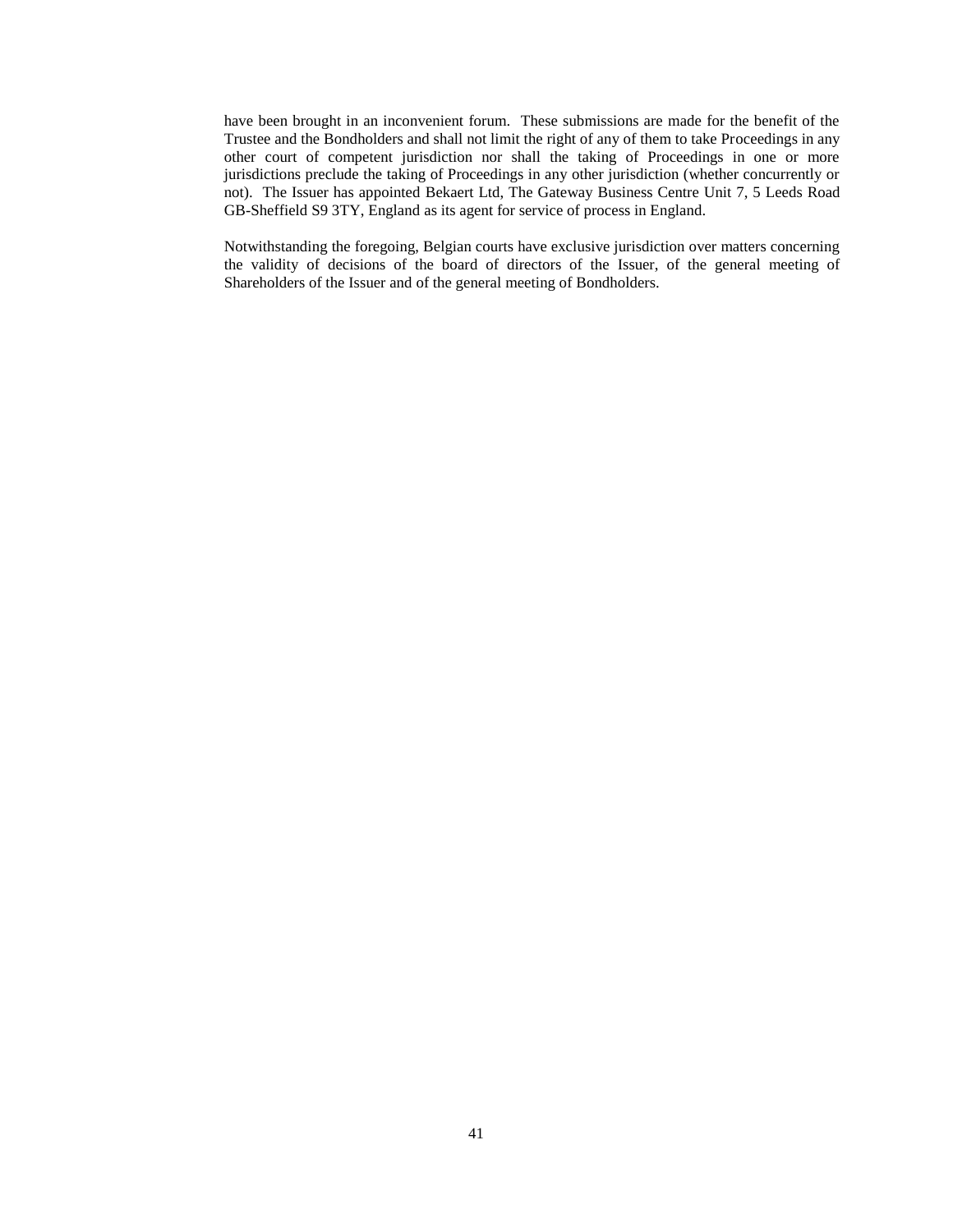have been brought in an inconvenient forum. These submissions are made for the benefit of the Trustee and the Bondholders and shall not limit the right of any of them to take Proceedings in any other court of competent jurisdiction nor shall the taking of Proceedings in one or more jurisdictions preclude the taking of Proceedings in any other jurisdiction (whether concurrently or not). The Issuer has appointed Bekaert Ltd, The Gateway Business Centre Unit 7, 5 Leeds Road GB-Sheffield S9 3TY, England as its agent for service of process in England.

Notwithstanding the foregoing, Belgian courts have exclusive jurisdiction over matters concerning the validity of decisions of the board of directors of the Issuer, of the general meeting of Shareholders of the Issuer and of the general meeting of Bondholders.